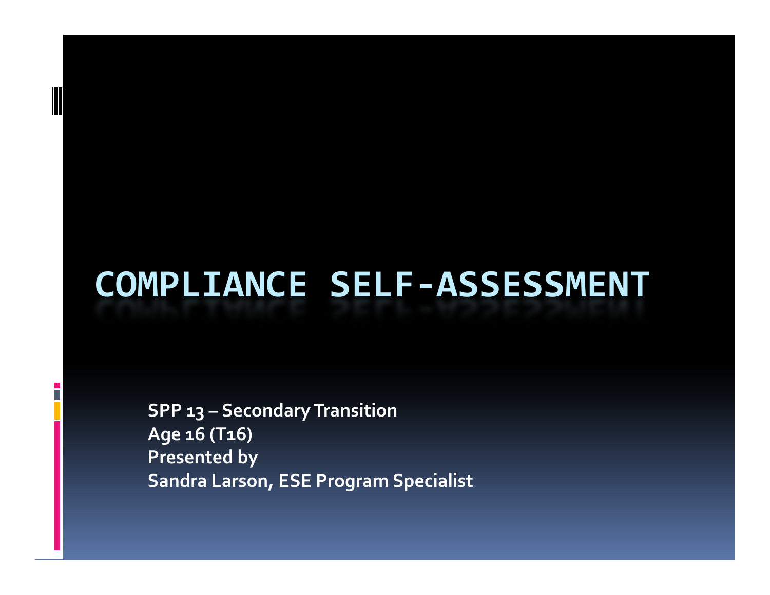# COMPLIANCE SELF-ASSESSMENT

**SPP 13 – Secondary Transition**
**Age 16 (T16)**
**Presented by**
**Sandra Larson, ESE Program Specialist**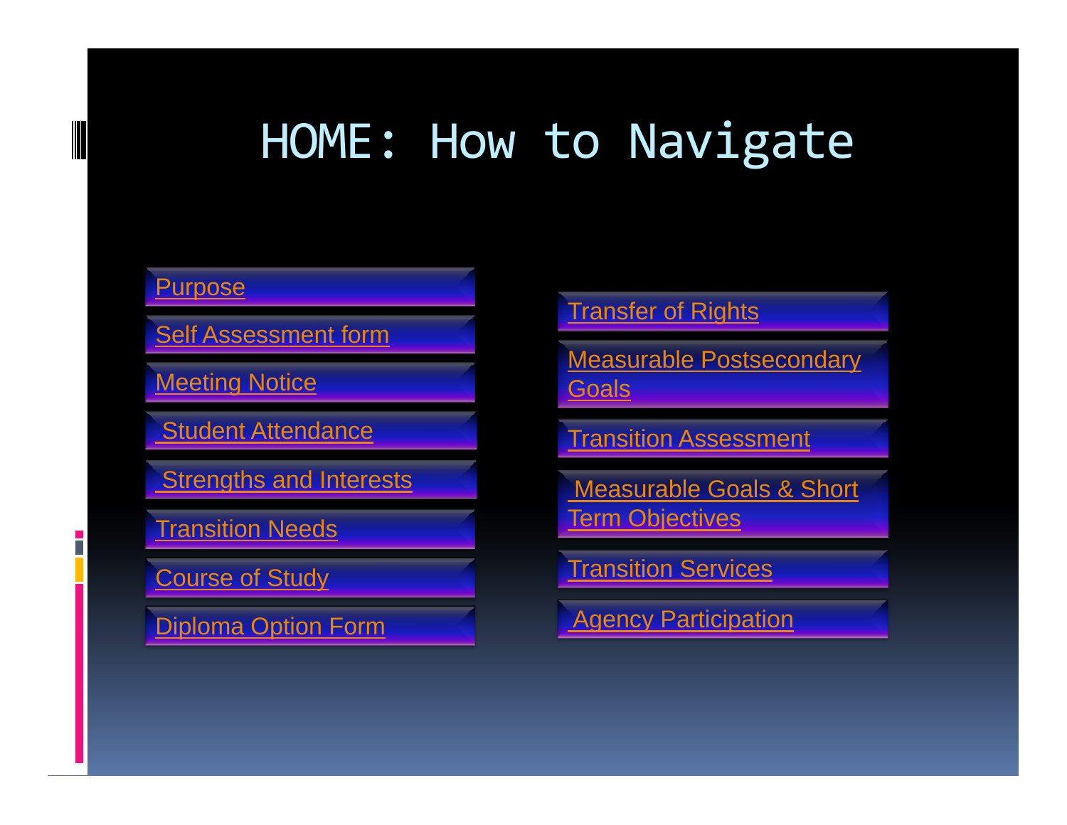# HOME: How to Navigate

- Purpose
- Self Assessment form
- Meeting Notice
- Student Attendance
- Strengths and Interests
- Transition Needs
- Course of Study
- Diploma Option Form
- Transfer of Rights
- Measurable Postsecondary Goals
- Transition Assessment
- Measurable Goals & Short Term Objectives
- Transition Services
- Agency Participation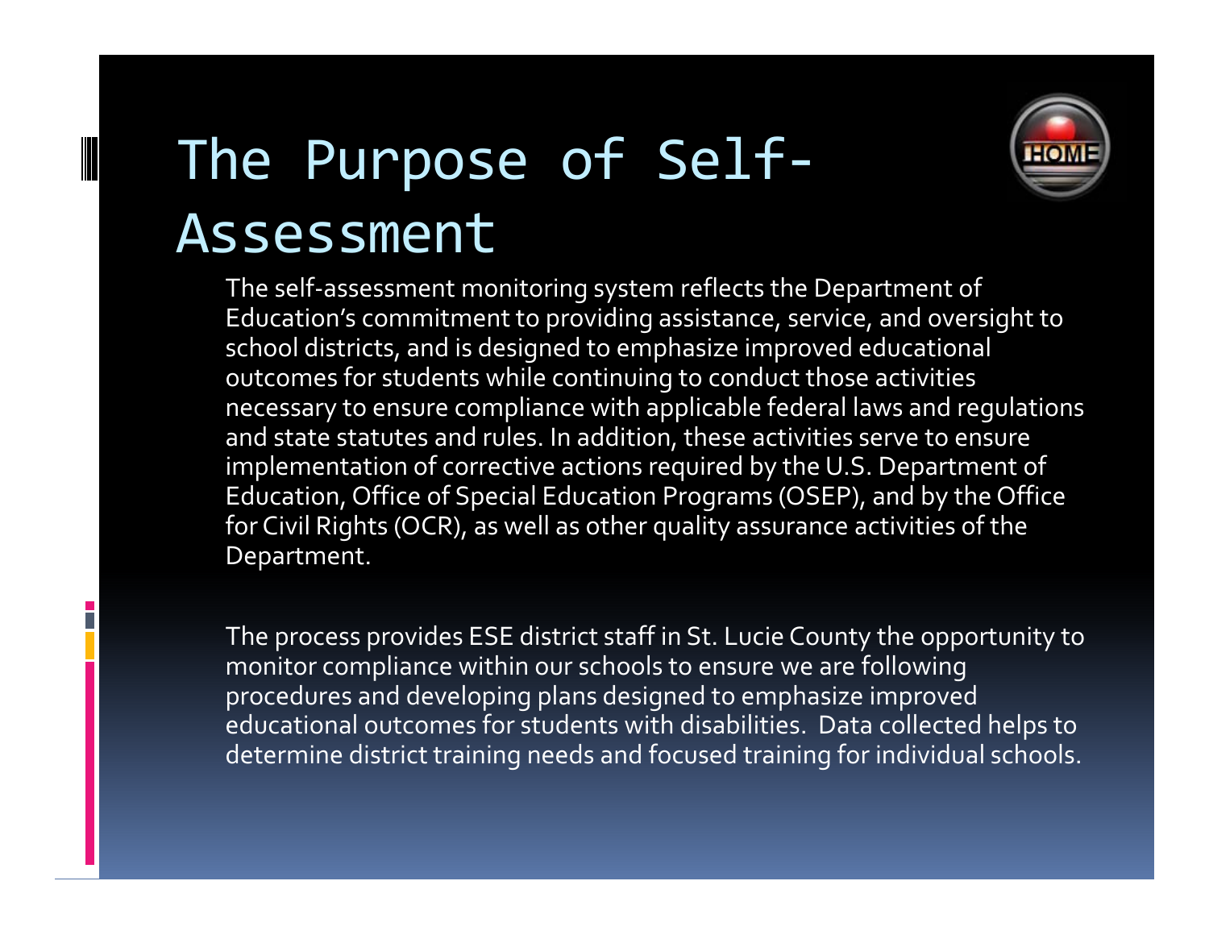# The Purpose of Self-Assessment

The self-assessment monitoring system reflects the Department of Education's commitment to providing assistance, service, and oversight to school districts, and is designed to emphasize improved educational outcomes for students while continuing to conduct those activities necessary to ensure compliance with applicable federal laws and regulations and state statutes and rules. In addition, these activities serve to ensure implementation of corrective actions required by the U.S. Department of Education, Office of Special Education Programs (OSEP), and by the Office for Civil Rights (OCR), as well as other quality assurance activities of the Department.

The process provides ESE district staff in St. Lucie County the opportunity to monitor compliance within our schools to ensure we are following procedures and developing plans designed to emphasize improved educational outcomes for students with disabilities. Data collected helps to determine district training needs and focused training for individual schools.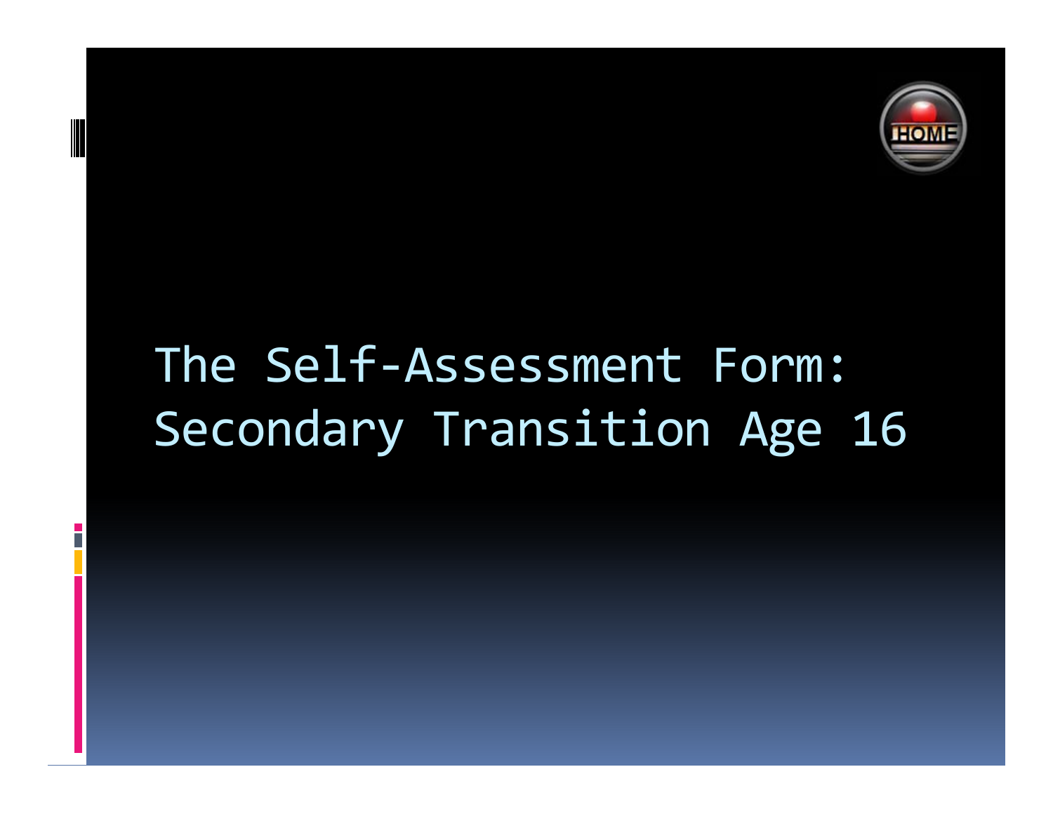# The Self-Assessment Form: Secondary Transition Age 16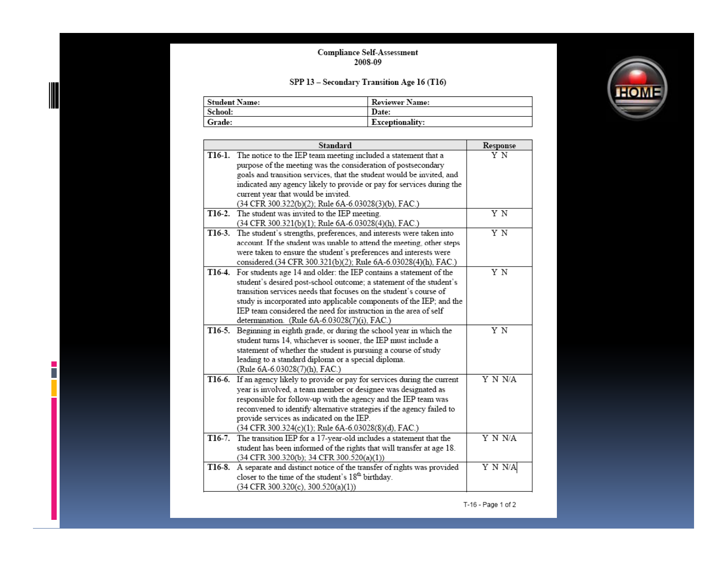**Compliance Self-Assessment**
**2008-09**

**SPP 13 – Secondary Transition Age 16 (T16)**

| **Student Name:** | **Reviewer Name:** |
|---|---|
| **School:** | **Date:** |
| **Grade:** | **Exceptionality:** |

| Standard | Response |
|---|---|
| **T16-1.** The notice to the IEP team meeting included a statement that a purpose of the meeting was the consideration of postsecondary goals and transition services, that the student would be invited, and indicated any agency likely to provide or pay for services during the current year that would be invited. (34 CFR 300.322(b)(2); Rule 6A-6.03028(3)(b), FAC.) | Y N |
| **T16-2.** The student was invited to the IEP meeting. (34 CFR 300.321(b)(1); Rule 6A-6.03028(4)(h), FAC.) | Y N |
| **T16-3.** The student's strengths, preferences, and interests were taken into account. If the student was unable to attend the meeting, other steps were taken to ensure the student's preferences and interests were considered.(34 CFR 300.321(b)(2); Rule 6A-6.03028(4)(h), FAC.) | Y N |
| **T16-4.** For students age 14 and older: the IEP contains a statement of the student's desired post-school outcome; a statement of the student's transition services needs that focuses on the student's course of study is incorporated into applicable components of the IEP; and the IEP team considered the need for instruction in the area of self determination. (Rule 6A-6.03028(7)(i), FAC.) | Y N |
| **T16-5.** Beginning in eighth grade, or during the school year in which the student turns 14, whichever is sooner, the IEP must include a statement of whether the student is pursuing a course of study leading to a standard diploma or a special diploma. (Rule 6A-6.03028(7)(h), FAC.) | Y N |
| **T16-6.** If an agency likely to provide or pay for services during the current year is involved, a team member or designee was designated as responsible for follow-up with the agency and the IEP team was reconvened to identify alternative strategies if the agency failed to provide services as indicated on the IEP. (34 CFR 300.324(c)(1); Rule 6A-6.03028(8)(d), FAC.) | Y N N/A |
| **T16-7.** The transition IEP for a 17-year-old includes a statement that the student has been informed of the rights that will transfer at age 18. (34 CFR 300.320(b); 34 CFR 300.520(a)(1)) | Y N N/A |
| **T16-8.** A separate and distinct notice of the transfer of rights was provided closer to the time of the student's 18th birthday. (34 CFR 300.320(c), 300.520(a)(1)) | Y N N/A |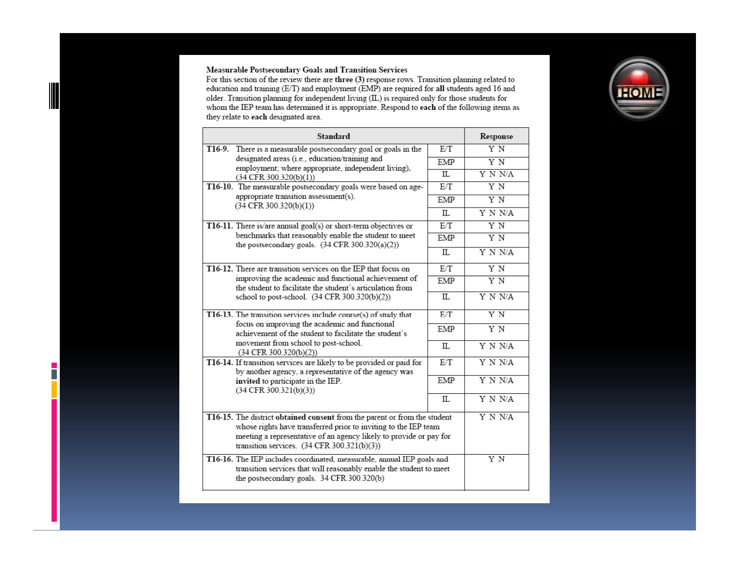**Measurable Postsecondary Goals and Transition Services**

For this section of the review there are **three (3)** response rows. Transition planning related to education and training (E/T) and employment (EMP) are required for **all** students aged 16 and older. Transition planning for independent living (IL) is required only for those students for whom the IEP team has determined it is appropriate. Respond to **each** of the following items as they relate to **each** designated area.

| Standard | | Response |
|---|---|---|
| **T16-9.** There is a measurable postsecondary goal or goals in the designated areas (i.e., education/training and employment; where appropriate, independent living). (34 CFR 300.320(b)(1)) | E/T | Y N |
| | EMP | Y N |
| | IL | Y N N/A |
| **T16-10.** The measurable postsecondary goals were based on age-appropriate transition assessment(s). (34 CFR 300.320(b)(1)) | E/T | Y N |
| | EMP | Y N |
| | IL | Y N N/A |
| **T16-11.** There is/are annual goal(s) or short-term objectives or benchmarks that reasonably enable the student to meet the postsecondary goals. (34 CFR 300.320(a)(2)) | E/T | Y N |
| | EMP | Y N |
| | IL | Y N N/A |
| **T16-12.** There are transition services on the IEP that focus on improving the academic and functional achievement of the student to facilitate the student's articulation from school to post-school. (34 CFR 300.320(b)(2)) | E/T | Y N |
| | EMP | Y N |
| | IL | Y N N/A |
| **T16-13.** The transition services include course(s) of study that focus on improving the academic and functional achievement of the student to facilitate the student's movement from school to post-school. (34 CFR 300.320(b)(2)) | E/T | Y N |
| | EMP | Y N |
| | IL | Y N N/A |
| **T16-14.** If transition services are likely to be provided or paid for by another agency, a representative of the agency was **invited** to participate in the IEP. (34 CFR 300.321(b)(3)) | E/T | Y N N/A |
| | EMP | Y N N/A |
| | IL | Y N N/A |
| **T16-15.** The district **obtained consent** from the parent or from the student whose rights have transferred prior to inviting to the IEP team meeting a representative of an agency likely to provide or pay for transition services. (34 CFR 300.321(b)(3)) | | Y N N/A |
| **T16-16.** The IEP includes coordinated, measurable, annual IEP goals and transition services that will reasonably enable the student to meet the postsecondary goals. 34 CFR 300.320(b) | | Y N |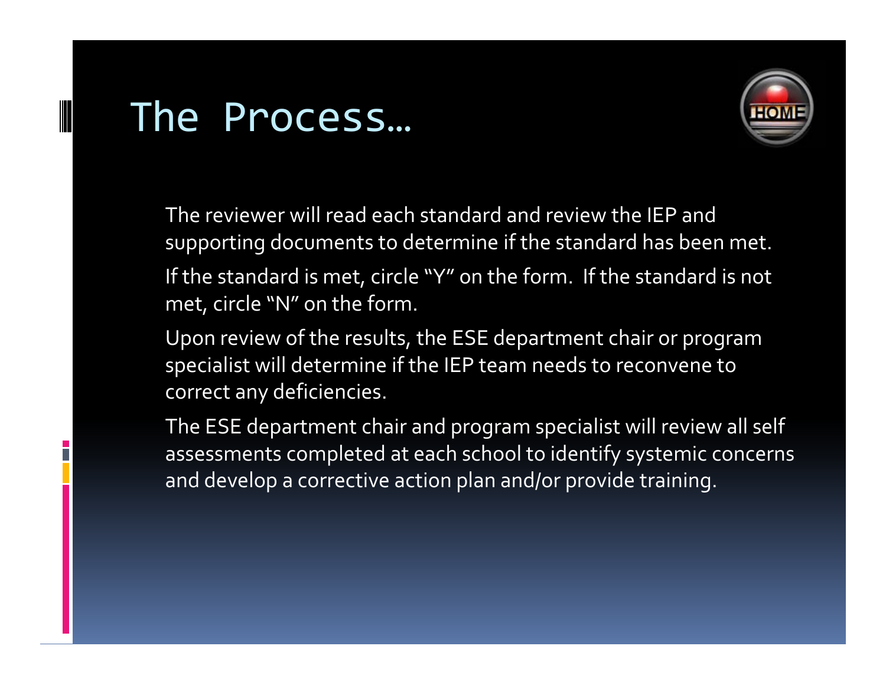# The Process…

The reviewer will read each standard and review the IEP and supporting documents to determine if the standard has been met.

If the standard is met, circle "Y" on the form. If the standard is not met, circle "N" on the form.

Upon review of the results, the ESE department chair or program specialist will determine if the IEP team needs to reconvene to correct any deficiencies.

The ESE department chair and program specialist will review all self assessments completed at each school to identify systemic concerns and develop a corrective action plan and/or provide training.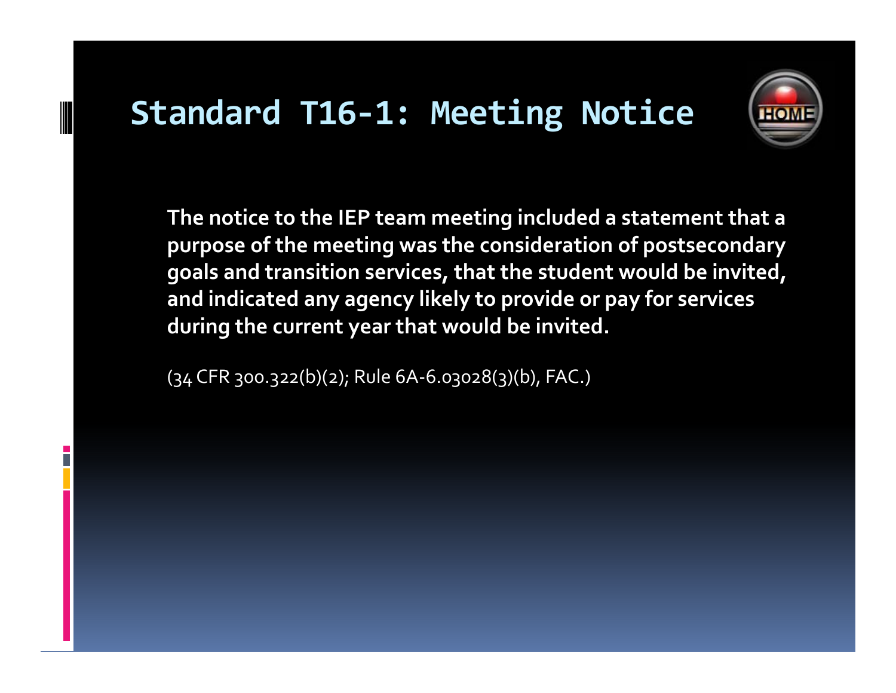# Standard T16-1: Meeting Notice

**The notice to the IEP team meeting included a statement that a purpose of the meeting was the consideration of postsecondary goals and transition services, that the student would be invited, and indicated any agency likely to provide or pay for services during the current year that would be invited.**

(34 CFR 300.322(b)(2); Rule 6A-6.03028(3)(b), FAC.)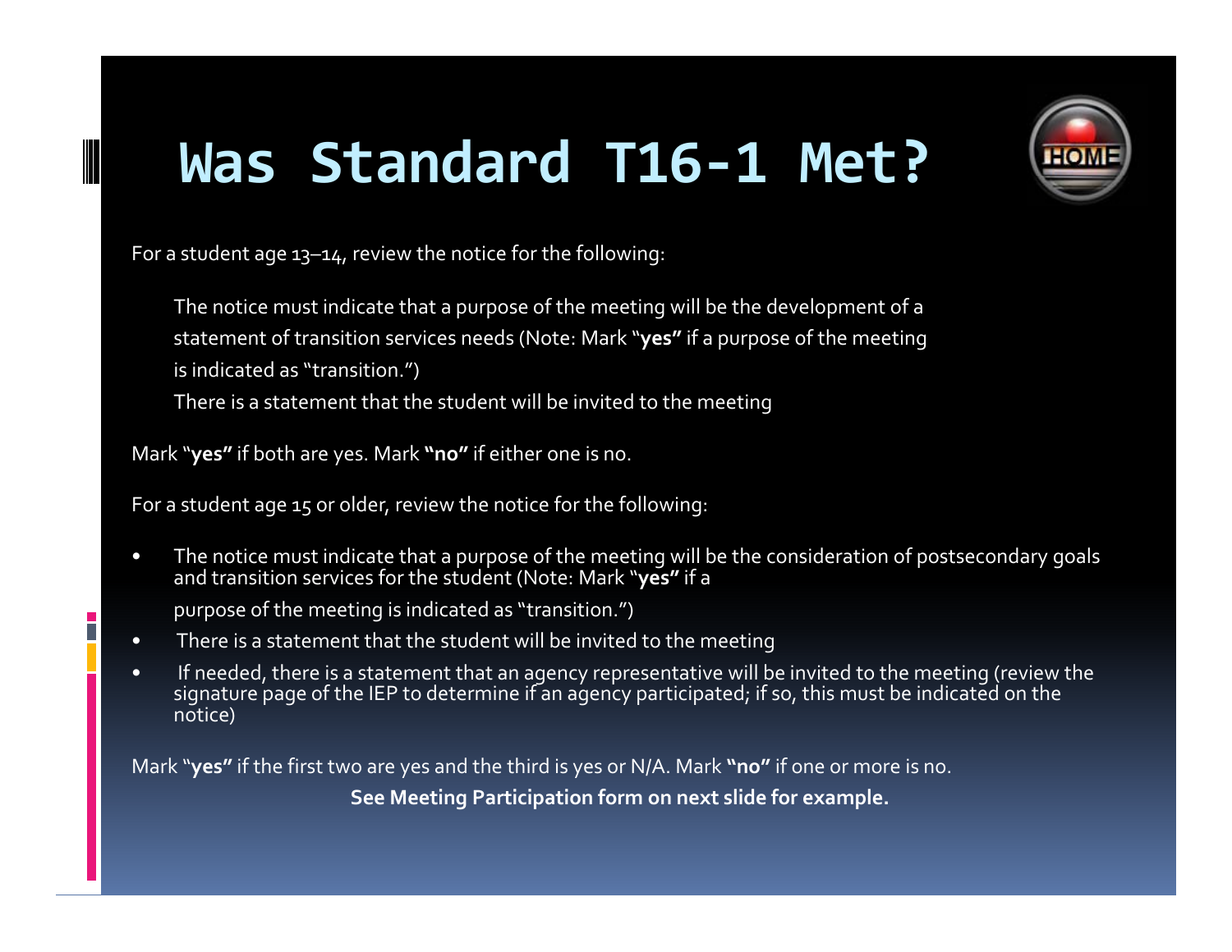# Was Standard T16-1 Met?

For a student age 13–14, review the notice for the following:

The notice must indicate that a purpose of the meeting will be the development of a statement of transition services needs (Note: Mark "**yes"** if a purpose of the meeting is indicated as "transition.")

There is a statement that the student will be invited to the meeting

Mark "**yes"** if both are yes. Mark **"no"** if either one is no.

For a student age 15 or older, review the notice for the following:

- The notice must indicate that a purpose of the meeting will be the consideration of postsecondary goals and transition services for the student (Note: Mark "**yes"** if a purpose of the meeting is indicated as "transition.")
- There is a statement that the student will be invited to the meeting
- If needed, there is a statement that an agency representative will be invited to the meeting (review the signature page of the IEP to determine if an agency participated; if so, this must be indicated on the notice)

Mark "**yes"** if the first two are yes and the third is yes or N/A. Mark **"no"** if one or more is no.

**See Meeting Participation form on next slide for example.**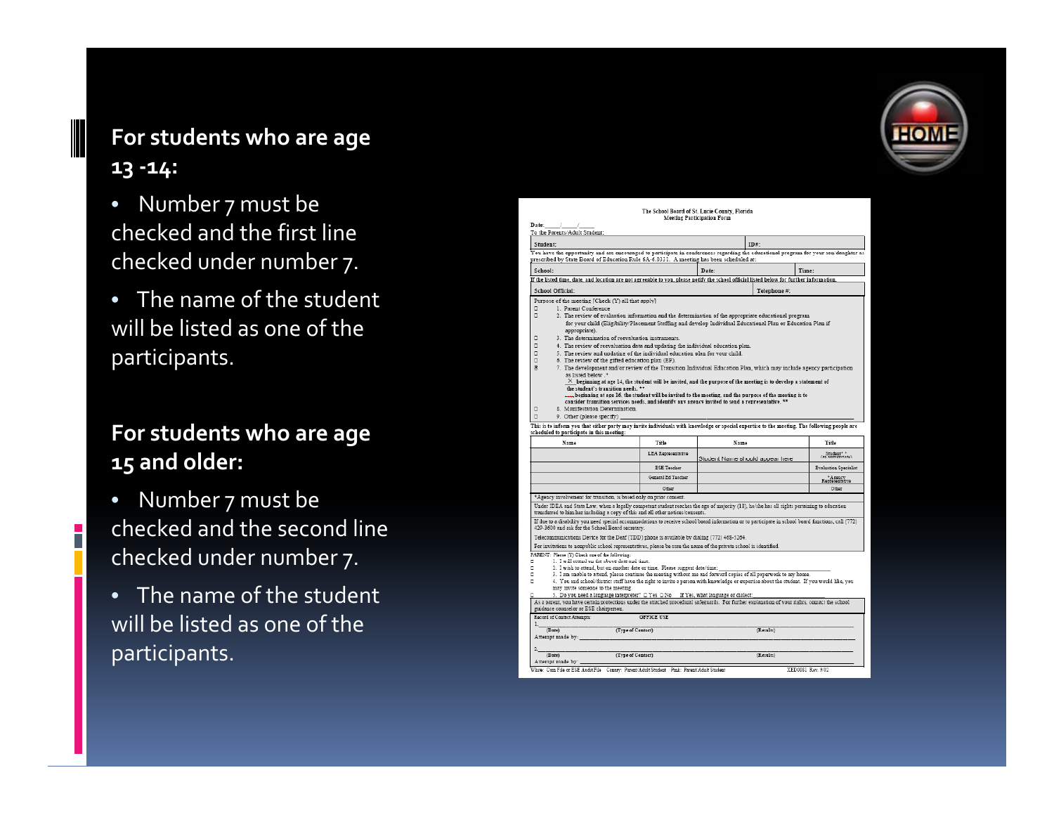## For students who are age 13 -14:

- Number 7 must be checked and the first line checked under number 7.
- The name of the student will be listed as one of the participants.

## For students who are age 15 and older:

- Number 7 must be checked and the second line checked under number 7.
- The name of the student will be listed as one of the participants.

The School Board of St. Lucie County, Florida
Meeting Participation Form

Date: ____/____/____
To the Parents/Adult Student:

| Student: | ID#: |
|---|---|

You have the opportunity and are encouraged to participate in conferences regarding the educational program for your son/daughter as prescribed by State Board of Education Rule 6A-6.0331. A meeting has been scheduled at:

| School: | Date: | Time: |
|---|---|---|

If the listed time, date, and location are not agreeable to you, please notify the school official listed below for further information.

| School Official: | Telephone #: |
|---|---|

Purpose of the meeting [Check (✓) all that apply]

- ☐ 1. Parent Conference
- ☐ 2. The review of evaluation information and the determination of the appropriate educational program for your child (Eligibility/Placement Staffing and develop Individual Educational Plan or Education Plan if appropriate).
- ☐ 3. The determination of reevaluation instruments.
- ☐ 4. The review of reevaluation data and updating the individual education plan.
- ☐ 5. The review and updating of the individual education plan for your child.
- ☐ 6. The review of the gifted education plan (EP).
- ☒ 7. The development and/or review of the Transition Individual Education Plan, which may include agency participation as listed below.*
  - X beginning at age 14, the student will be invited, and the purpose of the meeting is to develop a statement of the student's transition needs. **
  - ___ beginning at age 16, the student will be invited to the meeting, and the purpose of the meeting is to consider transition services needs, and identify any agency invited to send a representative. **
- ☐ 8. Manifestation Determination.
- ☐ 9. Other (please specify) ____________

This is to inform you that either party may invite individuals with knowledge or special expertise to the meeting. The following people are scheduled to participate in this meeting:

| Name | Title | Name | Title |
|---|---|---|---|
| | LEA Representative | Student Name should appear here | Student** (as appropriate) |
| | ESE Teacher | | Evaluation Specialist |
| | General Ed Teacher | | *Agency Representative |
| | Other | | Other |

*Agency involvement for transition, is based only on prior consent.

Under IDEA and State Law, when a legally competent student reaches the age of majority (18), he/she has all rights pertaining to education transferred to him/her including a copy of this and all other notices/consents.

If due to a disability you need special accommodations to receive school board information or to participate in school board functions, call (772) 429-3600 and ask for the School Board secretary.

Telecommunications Device for the Deaf (TDD) phone is available by dialing (772) 468-5264.

For invitations to nonpublic school representatives, please be sure the name of the private school is identified.

PARENT: Please (✓) Check one of the following:

- ☐ 1. I will attend on the above date and time.
- ☐ 2. I wish to attend, but on another date or time. Please suggest date/time: ____________
- ☐ 3. I am unable to attend, please continue the meeting without me and forward copies of all paperwork to my home.
- ☐ 4. You and school/district staff have the right to invite a person with knowledge or expertise about the student. If you would like, you may invite someone to the meeting.
- ☐ 5. Do you need a language interpreter? ☐ Yes ☐ No If Yes, what language or dialect: ____________

As a parent, you have certain protections under the attached procedural safeguards. For further explanation of your rights, contact the school guidance counselor or ESE chairperson.

Record of Contact Attempts: OFFICE USE

1. ____________
(Date) (Type of Contact) (Results)
Attempt made by: ____________

2. ____________
(Date) (Type of Contact) (Results)
Attempt made by: ____________

White: Cum File or ESE Audit File Canary: Parent/Adult Student Pink: Parent/Adult Student XED0081 Rev. 9/02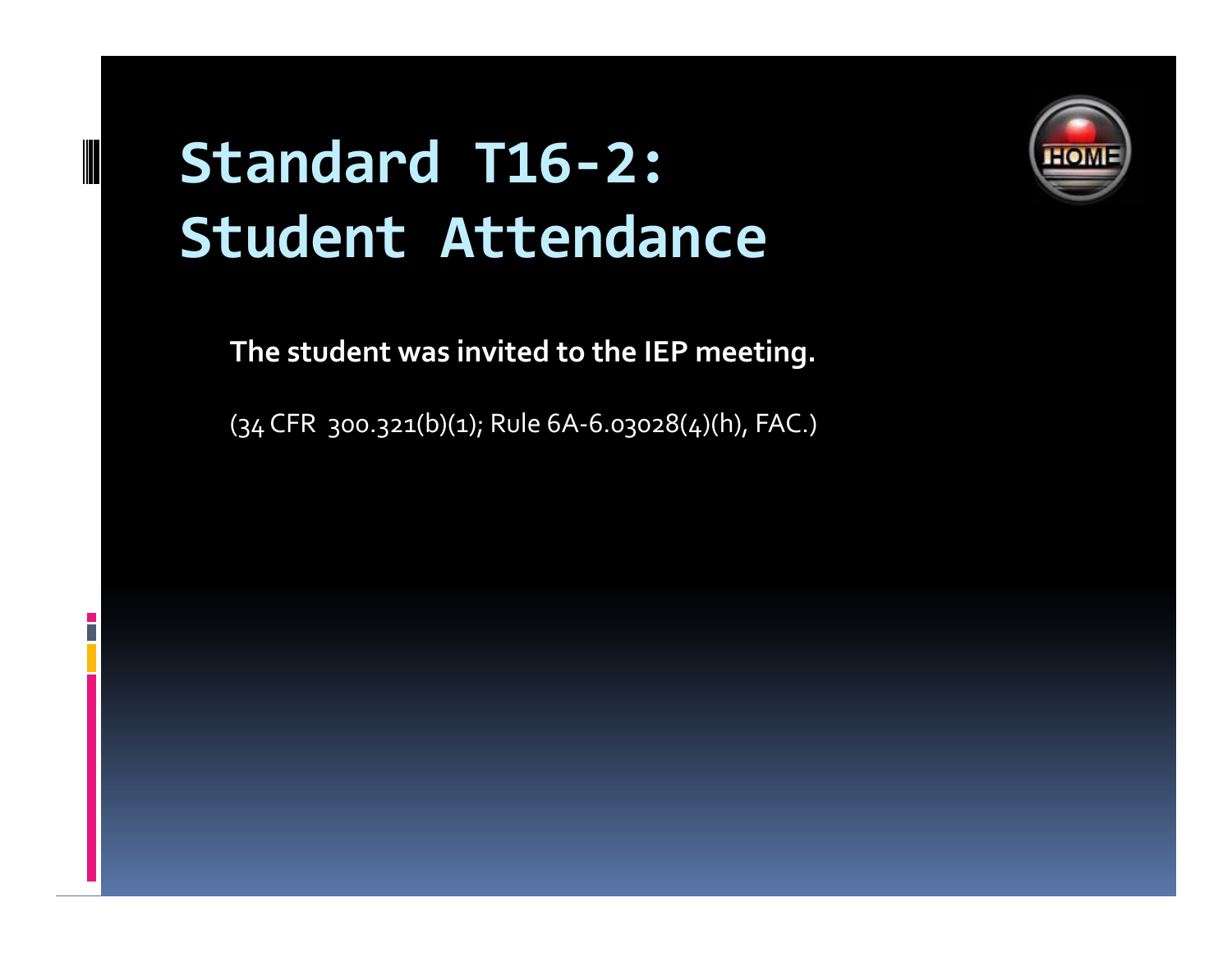# Standard T16-2: Student Attendance

**The student was invited to the IEP meeting.**

(34 CFR 300.321(b)(1); Rule 6A-6.03028(4)(h), FAC.)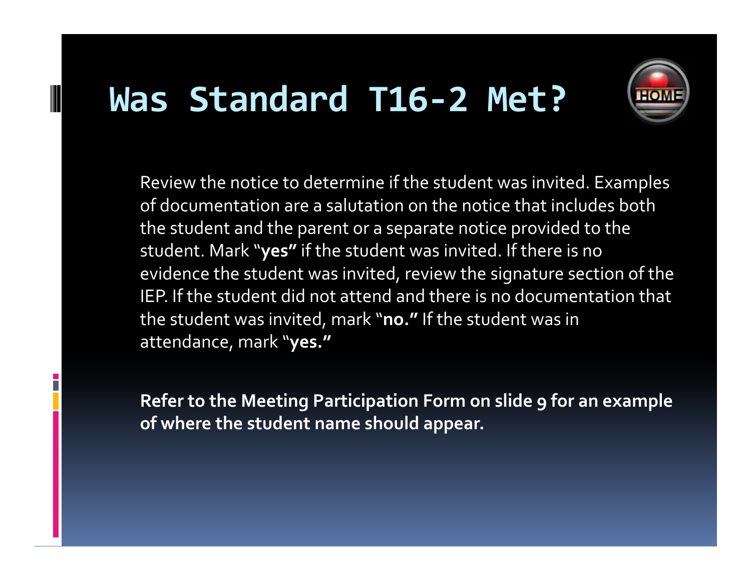# Was Standard T16-2 Met?

Review the notice to determine if the student was invited. Examples of documentation are a salutation on the notice that includes both the student and the parent or a separate notice provided to the student. Mark "**yes"** if the student was invited. If there is no evidence the student was invited, review the signature section of the IEP. If the student did not attend and there is no documentation that the student was invited, mark "**no."** If the student was in attendance, mark "**yes."**

**Refer to the Meeting Participation Form on slide 9 for an example of where the student name should appear.**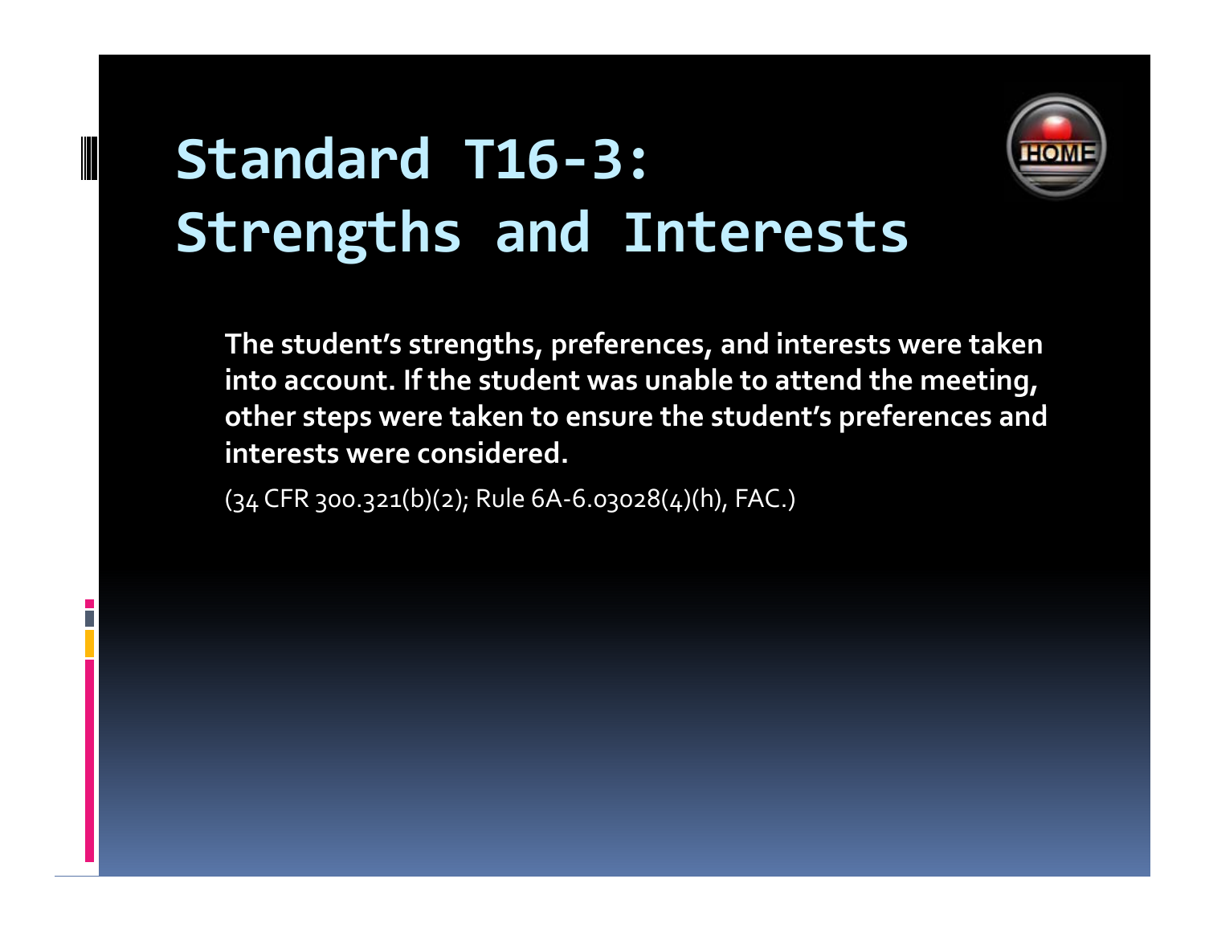# Standard T16-3: Strengths and Interests

**The student's strengths, preferences, and interests were taken into account. If the student was unable to attend the meeting, other steps were taken to ensure the student's preferences and interests were considered.**

(34 CFR 300.321(b)(2); Rule 6A-6.03028(4)(h), FAC.)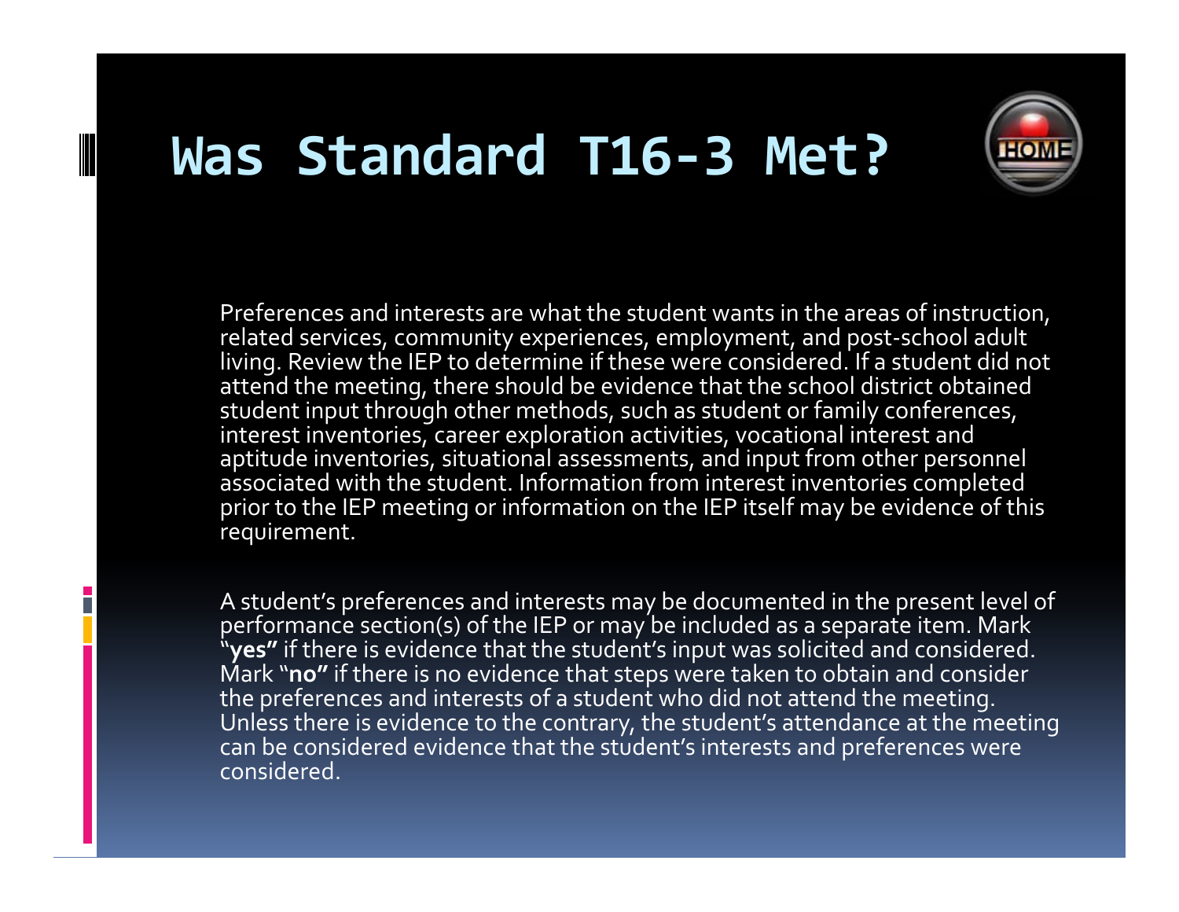# Was Standard T16-3 Met?

Preferences and interests are what the student wants in the areas of instruction, related services, community experiences, employment, and post-school adult living. Review the IEP to determine if these were considered. If a student did not attend the meeting, there should be evidence that the school district obtained student input through other methods, such as student or family conferences, interest inventories, career exploration activities, vocational interest and aptitude inventories, situational assessments, and input from other personnel associated with the student. Information from interest inventories completed prior to the IEP meeting or information on the IEP itself may be evidence of this requirement.

A student's preferences and interests may be documented in the present level of performance section(s) of the IEP or may be included as a separate item. Mark "**yes"** if there is evidence that the student's input was solicited and considered. Mark "**no"** if there is no evidence that steps were taken to obtain and consider the preferences and interests of a student who did not attend the meeting. Unless there is evidence to the contrary, the student's attendance at the meeting can be considered evidence that the student's interests and preferences were considered.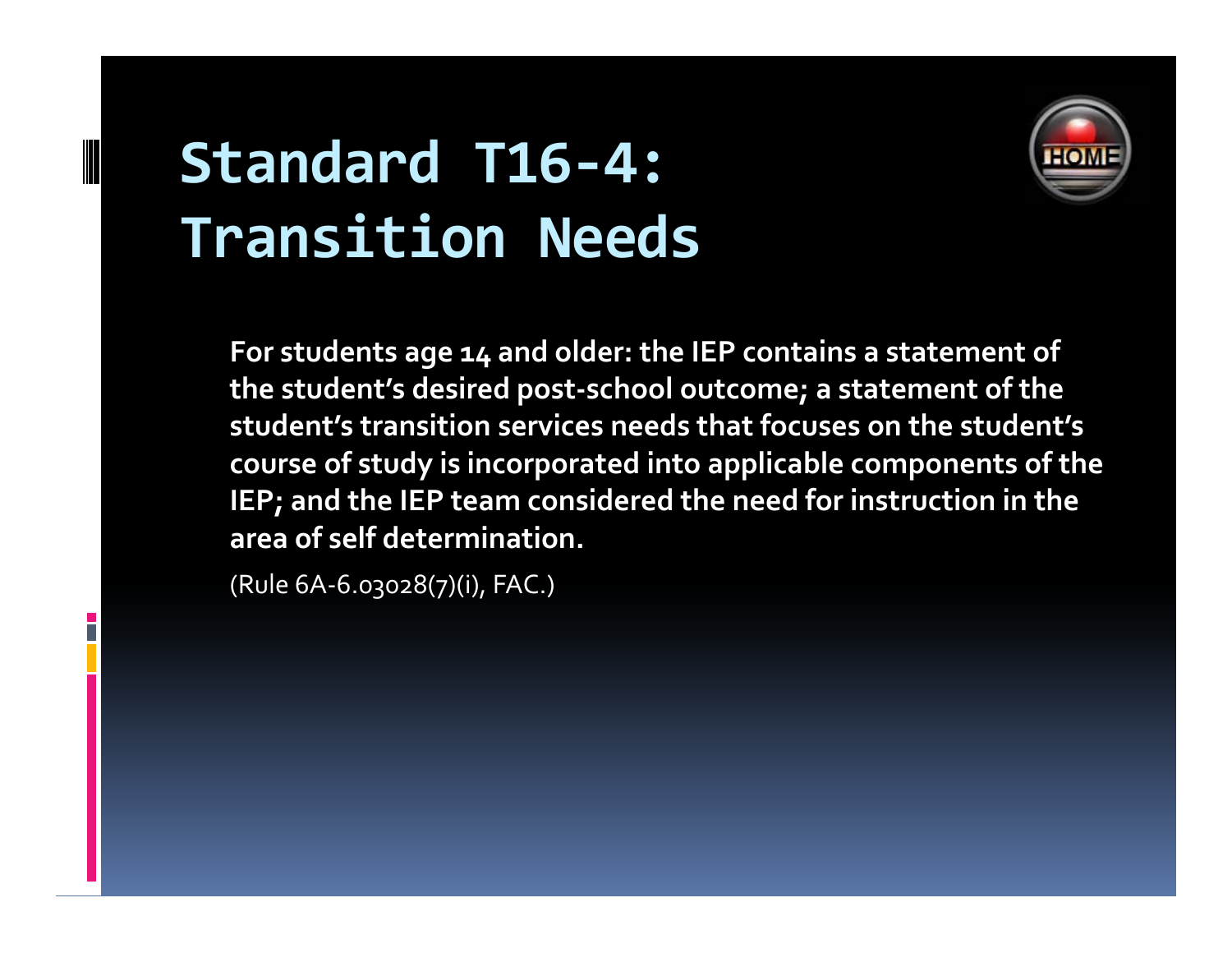# Standard T16-4: Transition Needs

**For students age 14 and older: the IEP contains a statement of the student's desired post-school outcome; a statement of the student's transition services needs that focuses on the student's course of study is incorporated into applicable components of the IEP; and the IEP team considered the need for instruction in the area of self determination.**

(Rule 6A-6.03028(7)(i), FAC.)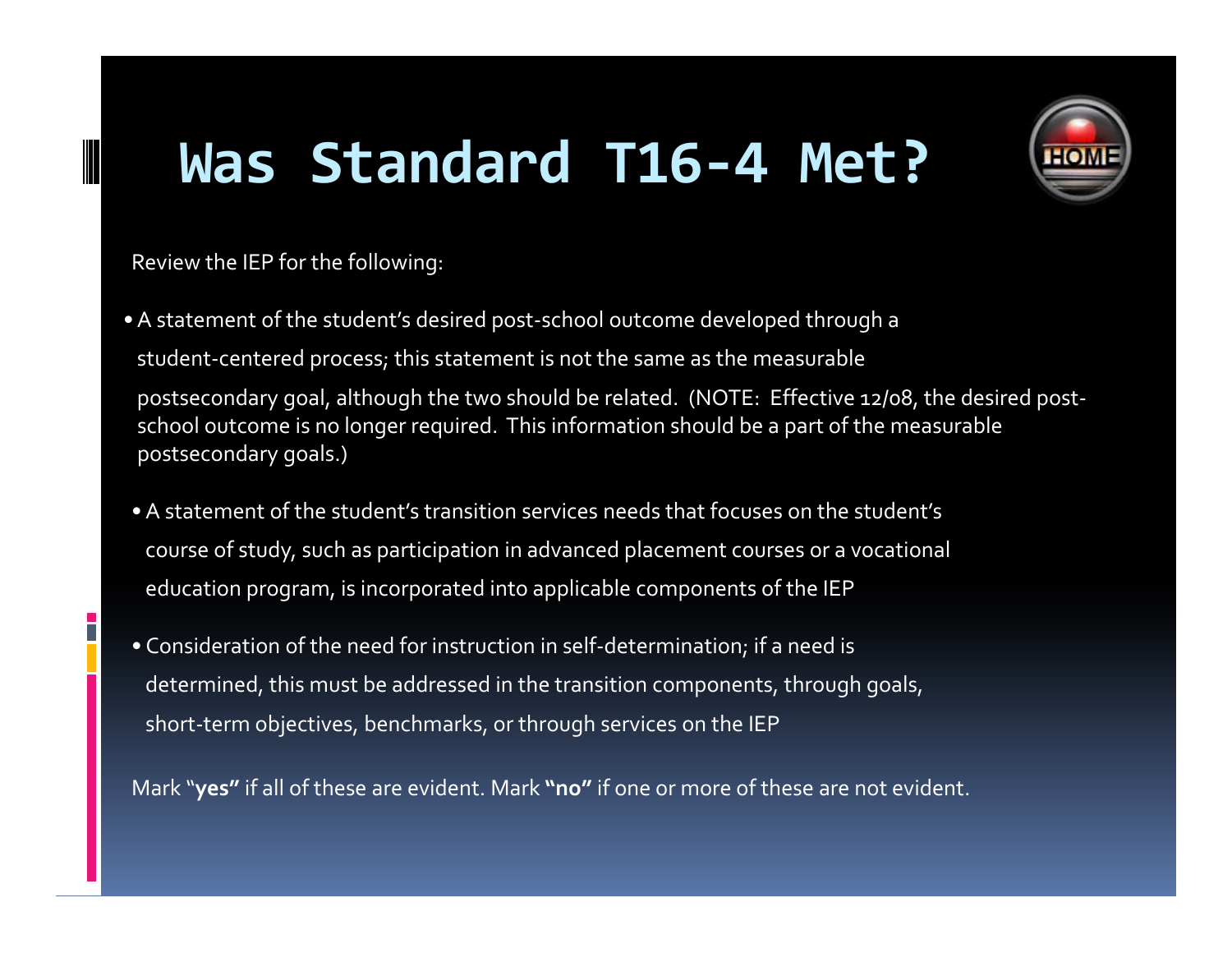# Was Standard T16-4 Met?

Review the IEP for the following:

- A statement of the student's desired post-school outcome developed through a student-centered process; this statement is not the same as the measurable postsecondary goal, although the two should be related. (NOTE: Effective 12/08, the desired post-school outcome is no longer required. This information should be a part of the measurable postsecondary goals.)

- A statement of the student's transition services needs that focuses on the student's course of study, such as participation in advanced placement courses or a vocational education program, is incorporated into applicable components of the IEP

- Consideration of the need for instruction in self-determination; if a need is determined, this must be addressed in the transition components, through goals, short-term objectives, benchmarks, or through services on the IEP

Mark "**yes"** if all of these are evident. Mark **"no"** if one or more of these are not evident.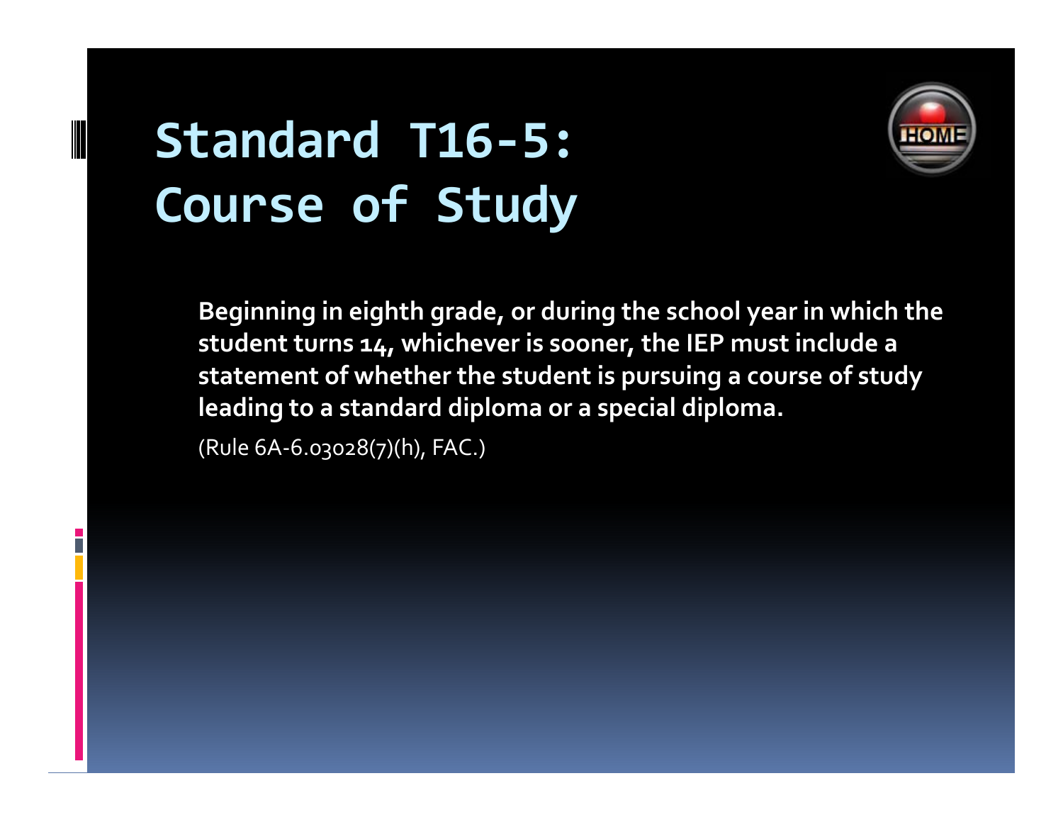# Standard T16-5: Course of Study

**Beginning in eighth grade, or during the school year in which the student turns 14, whichever is sooner, the IEP must include a statement of whether the student is pursuing a course of study leading to a standard diploma or a special diploma.**

(Rule 6A-6.03028(7)(h), FAC.)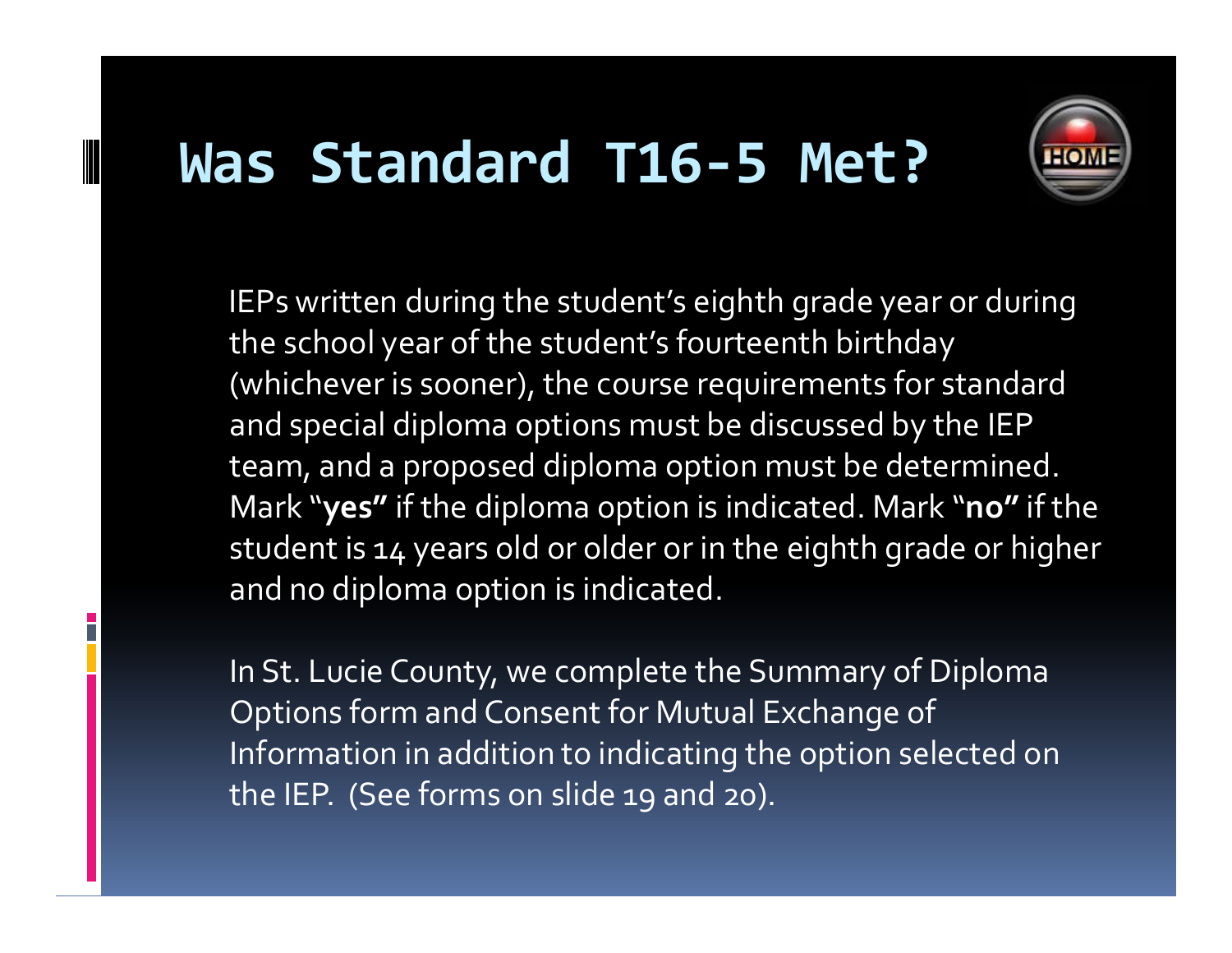# Was Standard T16-5 Met?

IEPs written during the student's eighth grade year or during the school year of the student's fourteenth birthday (whichever is sooner), the course requirements for standard and special diploma options must be discussed by the IEP team, and a proposed diploma option must be determined. Mark "**yes"** if the diploma option is indicated. Mark "**no"** if the student is 14 years old or older or in the eighth grade or higher and no diploma option is indicated.

In St. Lucie County, we complete the Summary of Diploma Options form and Consent for Mutual Exchange of Information in addition to indicating the option selected on the IEP. (See forms on slide 19 and 20).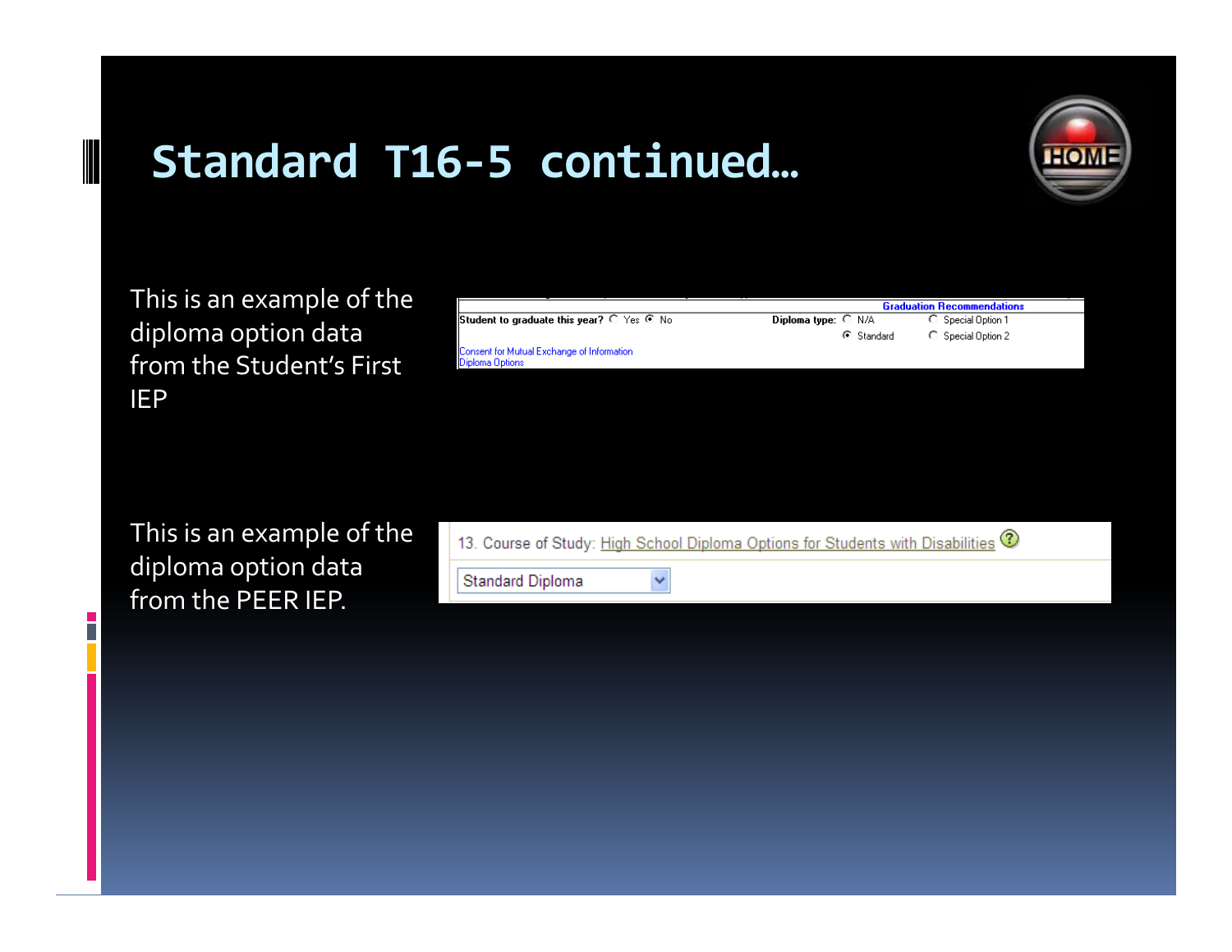# Standard T16-5 continued…

This is an example of the diploma option data from the Student's First IEP

Graduation Recommendations

Student to graduate this year? ○ Yes ◉ No

Diploma type: ○ N/A ○ Special Option 1 ◉ Standard ○ Special Option 2

Consent for Mutual Exchange of Information

Diploma Options

This is an example of the diploma option data from the PEER IEP.

13. Course of Study: High School Diploma Options for Students with Disabilities

Standard Diploma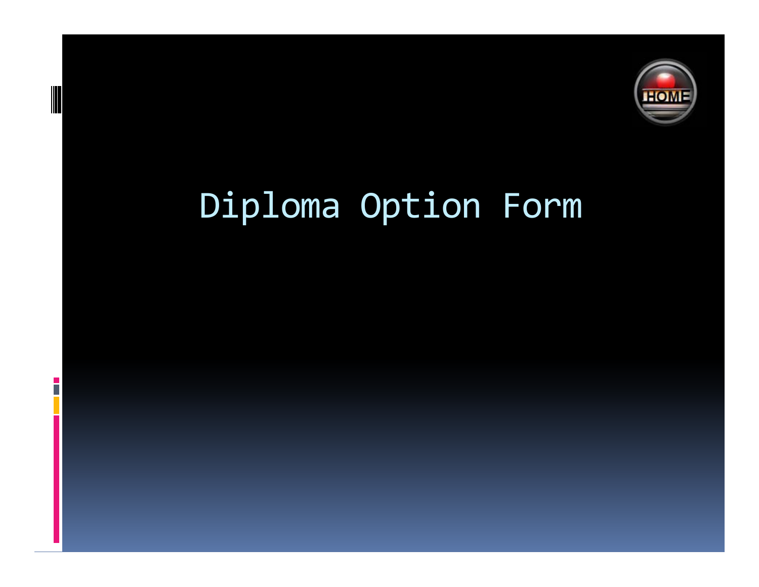# Diploma Option Form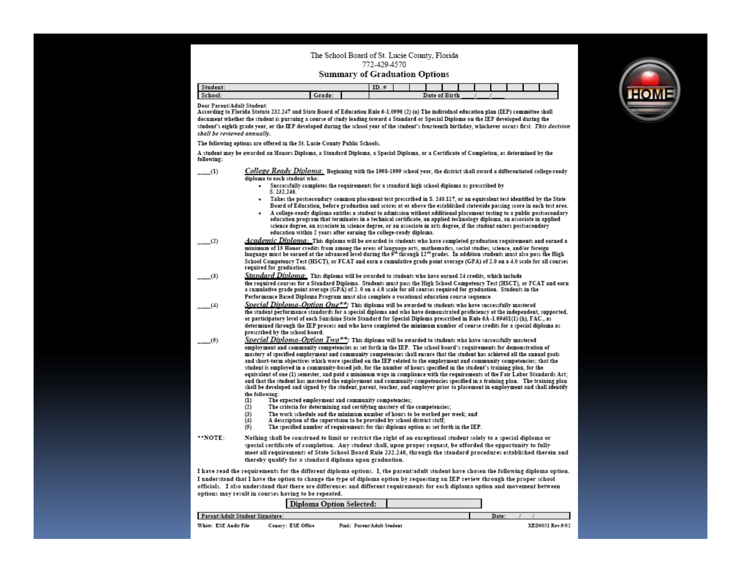The School Board of St. Lucie County, Florida
772-429-4570

## Summary of Graduation Options

| Student: | | ID. # | | | | | | | | | | |
|---|---|---|---|---|---|---|---|---|---|---|---|---|
| School: | Grade: | | Date of Birth ___/___/___ | | | | | | | | | |

Dear Parent/Adult Student:
According to Florida Statute 232.247 and State Board of Education Rule 6-1.0996 (2) (a) The individual education plan (IEP) committee shall document whether the student is pursuing a course of study leading toward a Standard or Special Diploma on the IEP developed during the student's eighth grade year, or the IEP developed during the school year of the student's fourteenth birthday, whichever occurs first. *This decision shall be reviewed annually.*

The following options are offered in the St. Lucie County Public Schools.

A student may be awarded an Honors Diploma, a Standard Diploma, a Special Diploma, or a Certificate of Completion, as determined by the following:

____(1) ***College Ready Diploma:*** Beginning with the 1998-1999 school year, the district shall award a differentiated college-ready diploma to each student who:

- Successfully completes the requirements for a standard high school diploma as prescribed by S. 232.246.
- Takes the postsecondary common placement test prescribed in S. 240.117, or an equivalent test identified by the State Board of Education, before graduation and scores at or above the established statewide passing score in each test area.
- A college-ready diploma entitles a student to admission without additional placement testing to a public postsecondary education program that terminates in a technical certificate, an applied technology diploma, an associate in applied science degree, an associate in science degree, or an associate in arts degree, if the student enters postsecondary education within 2 years after earning the college-ready diploma.

____(2) ***Academic Diploma:*** This diploma will be awarded to students who have completed graduation requirements and earned a minimum of 15 Honor credits from among the areas of language arts, mathematics, social studies, science, and/or foreign language must be earned at the advanced level during the 9th through 12th grades. In addition students must also pass the High School Competency Test (HSCT), or FCAT and earn a cumulative grade point average (GPA) of 2.0 on a 4.0 scale for all courses required for graduation.

____(3) ***Standard Diploma:*** This diploma will be awarded to students who have earned 24 credits, which include the required courses for a Standard Diploma. Students must pass the High School Competency Test (HSCT), or FCAT and earn a cumulative grade point average (GPA) of 2. 0 on a 4.0 scale for all courses required for graduation. Students in the Performance Based Diploma Program must also complete a vocational education course sequence.

____(4) ***Special Diploma-Option One\*\*:*** This diploma will be awarded to students who have successfully mastered the student performance standards for a special diploma and who have demonstrated proficiency at the independent, supported, or participatory level of each Sunshine State Standard for Special Diploma prescribed in Rule 6A-1.09401(1) (h), FAC., as determined through the IEP process and who have completed the minimum number of course credits for a special diploma as prescribed by the school board.

____(5) ***Special Diploma-Option Two\*\*:*** This diploma will be awarded to students who have successfully mastered employment and community competencies as set forth in the IEP. The school board's requirements for demonstration of mastery of specified employment and community competencies shall ensure that the student has achieved all the annual goals and short-term objectives which were specified on the IEP related to the employment and community competencies; that the student is employed in a community-based job, for the number of hours specified in the student's training plan, for the equivalent of one (1) semester, and paid a minimum wage in compliance with the requirements of the Fair Labor Standards Act; and that the student has mastered the employment and community competencies specified in a training plan. The training plan shall be developed and signed by the student, parent, teacher, and employer prior to placement in employment and shall identify the following:

(1) The expected employment and community competencies;
(2) The criteria for determining and certifying mastery of the competencies;
(3) The work schedule and the minimum number of hours to be worked per week; and
(4) A description of the supervision to be provided by school district staff;
(5) The specified number of requirements for this diploma option as set forth in the IEP.

\*\*NOTE: Nothing shall be construed to limit or restrict the right of an exceptional student solely to a special diploma or special certificate of completion. Any student shall, upon proper request, be afforded the opportunity to fully meet all requirements of State School Board Rule 232.246, through the standard procedures established therein and thereby qualify for a standard diploma upon graduation.

I have read the requirements for the different diploma options. I, the parent/adult student have chosen the following diploma option. I understand that I have the option to change the type of diploma option by requesting an IEP review through the proper school officials. I also understand that there are differences and different requirements for each diploma option and movement between options may result in courses having to be repeated.

**Diploma Option Selected:** ____________

| Parent/Adult Student Signature: | Date: ___/___/___ |
|---|---|

White: ESE Audit File    Canary: ESE Office    Pink: Parent/Adult Student    XED0051 Rev.9/02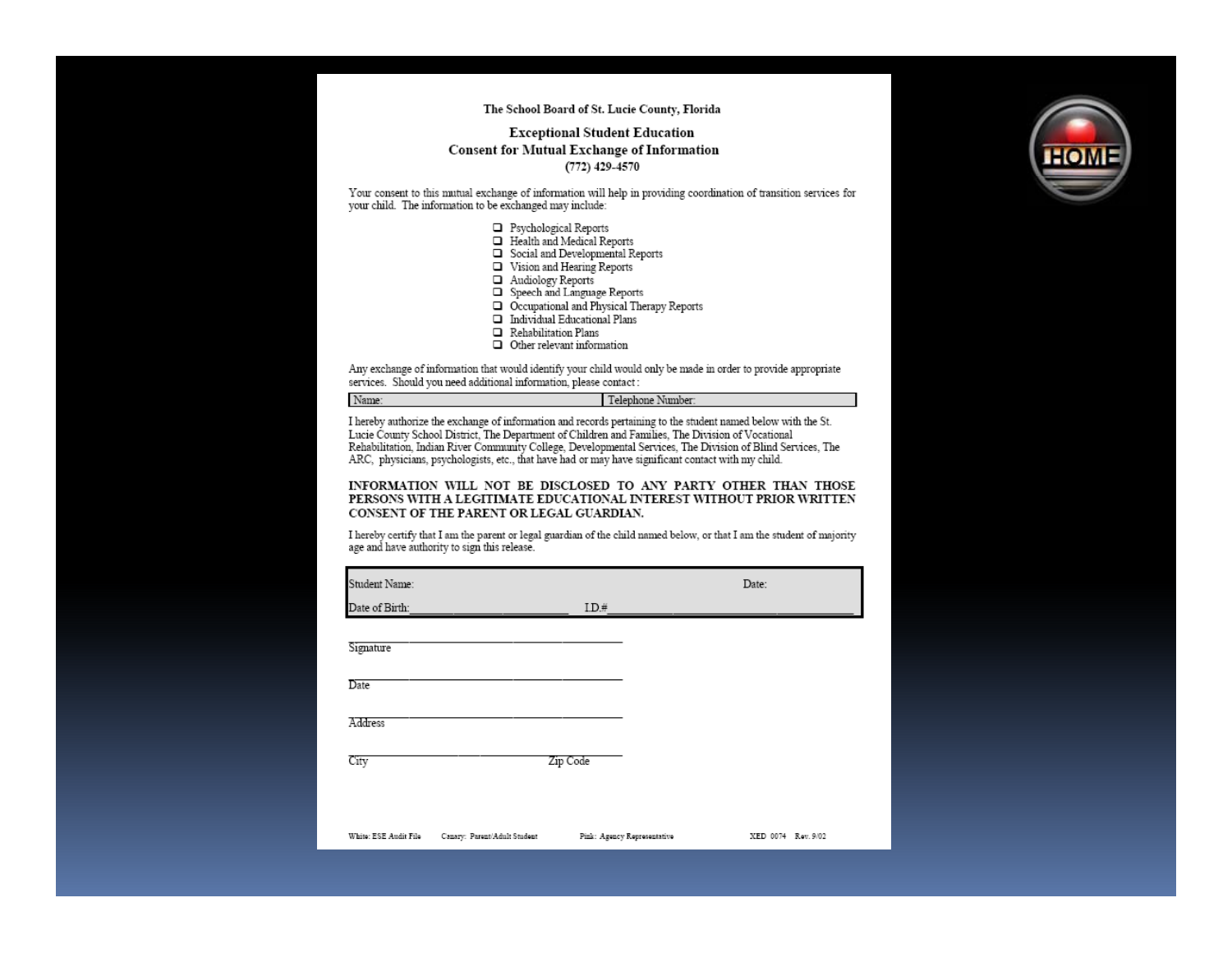**The School Board of St. Lucie County, Florida**

## Exceptional Student Education
## Consent for Mutual Exchange of Information

**(772) 429-4570**

Your consent to this mutual exchange of information will help in providing coordination of transition services for your child. The information to be exchanged may include:

- ❑ Psychological Reports
- ❑ Health and Medical Reports
- ❑ Social and Developmental Reports
- ❑ Vision and Hearing Reports
- ❑ Audiology Reports
- ❑ Speech and Language Reports
- ❑ Occupational and Physical Therapy Reports
- ❑ Individual Educational Plans
- ❑ Rehabilitation Plans
- ❑ Other relevant information

Any exchange of information that would identify your child would only be made in order to provide appropriate services. Should you need additional information, please contact:

| Name: | Telephone Number: |
|---|---|

I hereby authorize the exchange of information and records pertaining to the student named below with the St. Lucie County School District, The Department of Children and Families, The Division of Vocational Rehabilitation, Indian River Community College, Developmental Services, The Division of Blind Services, The ARC, physicians, psychologists, etc., that have had or may have significant contact with my child.

**INFORMATION WILL NOT BE DISCLOSED TO ANY PARTY OTHER THAN THOSE PERSONS WITH A LEGITIMATE EDUCATIONAL INTEREST WITHOUT PRIOR WRITTEN CONSENT OF THE PARENT OR LEGAL GUARDIAN.**

I hereby certify that I am the parent or legal guardian of the child named below, or that I am the student of majority age and have authority to sign this release.

| Student Name: | Date: |
|---|---|
| Date of Birth:__________________ | I.D.#__________________ |

______________________________
Signature

______________________________
Date

______________________________
Address

______________________________
City Zip Code

White: ESE Audit File  Canary: Parent/Adult Student  Pink: Agency Representative  XED 0074 Rev. 9/02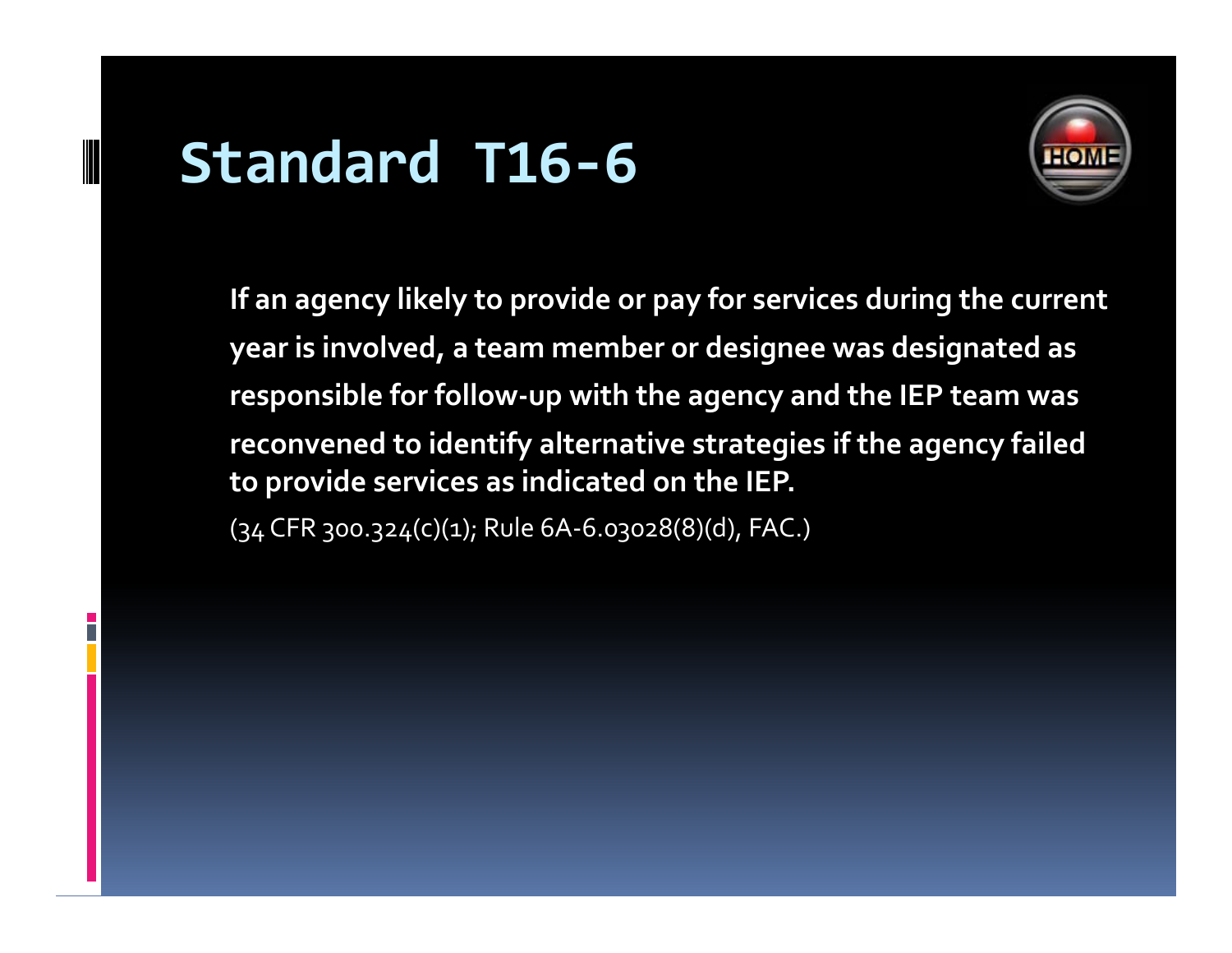# Standard T16-6

**If an agency likely to provide or pay for services during the current year is involved, a team member or designee was designated as responsible for follow-up with the agency and the IEP team was reconvened to identify alternative strategies if the agency failed to provide services as indicated on the IEP.**

(34 CFR 300.324(c)(1); Rule 6A-6.03028(8)(d), FAC.)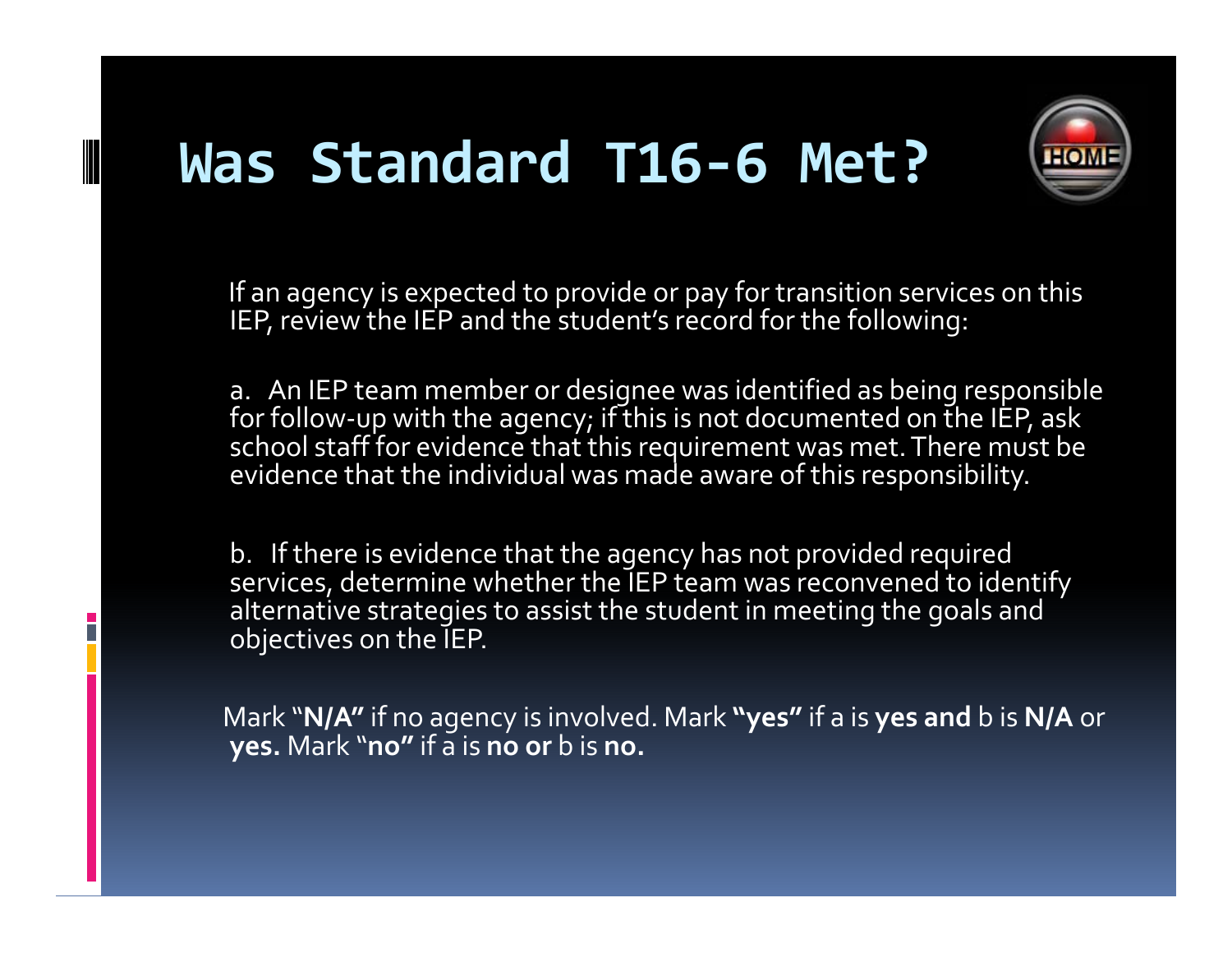# Was Standard T16-6 Met?

If an agency is expected to provide or pay for transition services on this IEP, review the IEP and the student's record for the following:

a. An IEP team member or designee was identified as being responsible for follow-up with the agency; if this is not documented on the IEP, ask school staff for evidence that this requirement was met. There must be evidence that the individual was made aware of this responsibility.

b. If there is evidence that the agency has not provided required services, determine whether the IEP team was reconvened to identify alternative strategies to assist the student in meeting the goals and objectives on the IEP.

Mark "**N/A"** if no agency is involved. Mark **"yes"** if a is **yes and** b is **N/A** or **yes.** Mark "**no"** if a is **no or** b is **no.**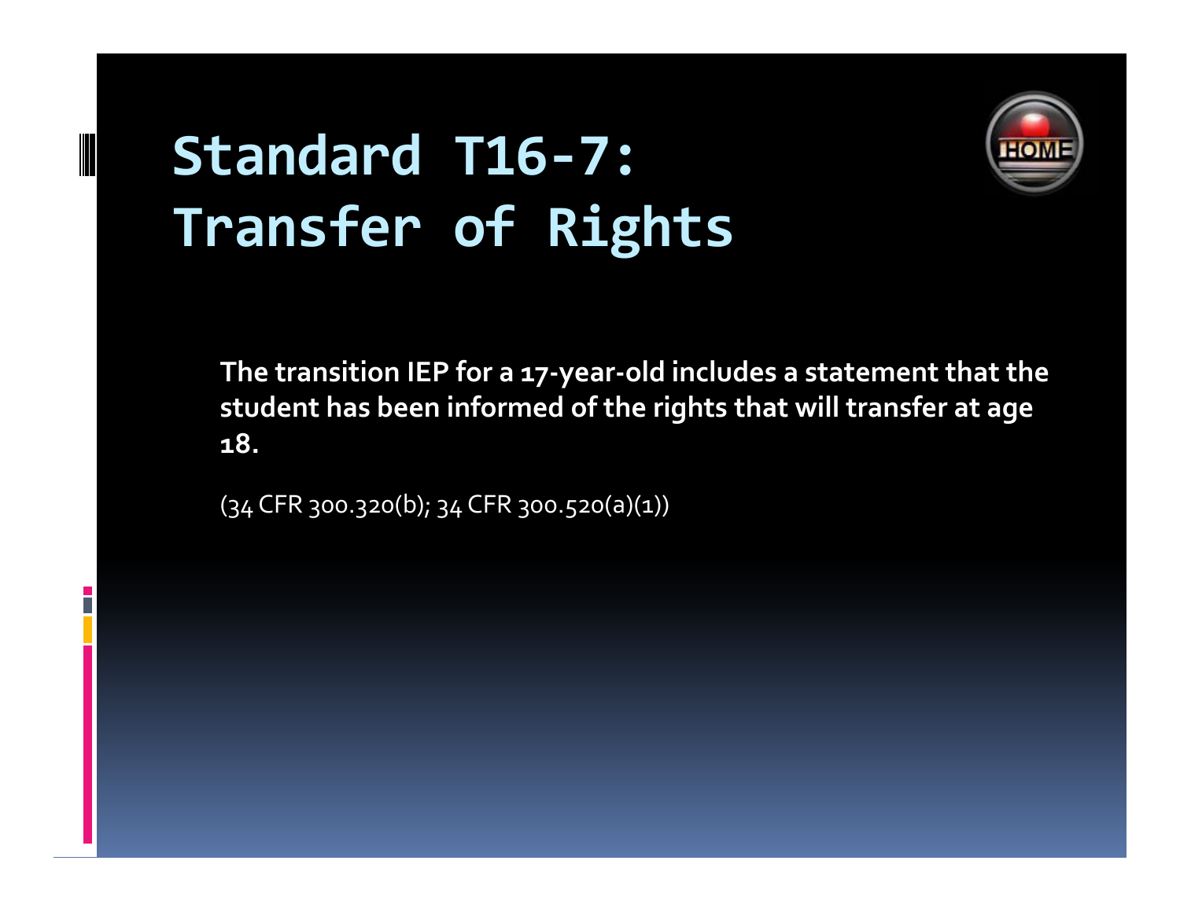# Standard T16-7: Transfer of Rights

**The transition IEP for a 17-year-old includes a statement that the student has been informed of the rights that will transfer at age 18.**

(34 CFR 300.320(b); 34 CFR 300.520(a)(1))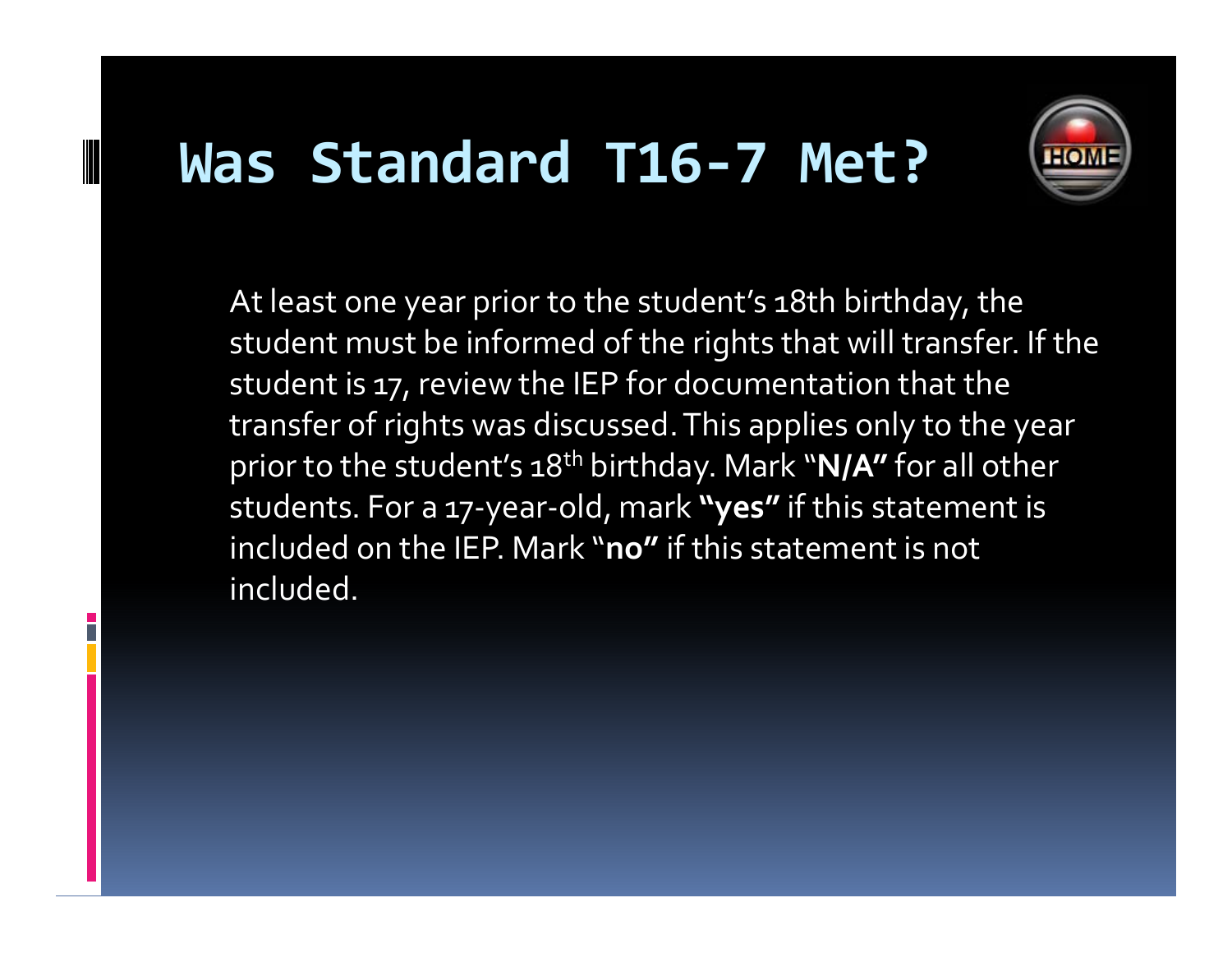# Was Standard T16-7 Met?

At least one year prior to the student's 18th birthday, the student must be informed of the rights that will transfer. If the student is 17, review the IEP for documentation that the transfer of rights was discussed. This applies only to the year prior to the student's $18^{th}$ birthday. Mark "**N/A"** for all other students. For a 17-year-old, mark **"yes"** if this statement is included on the IEP. Mark "**no"** if this statement is not included.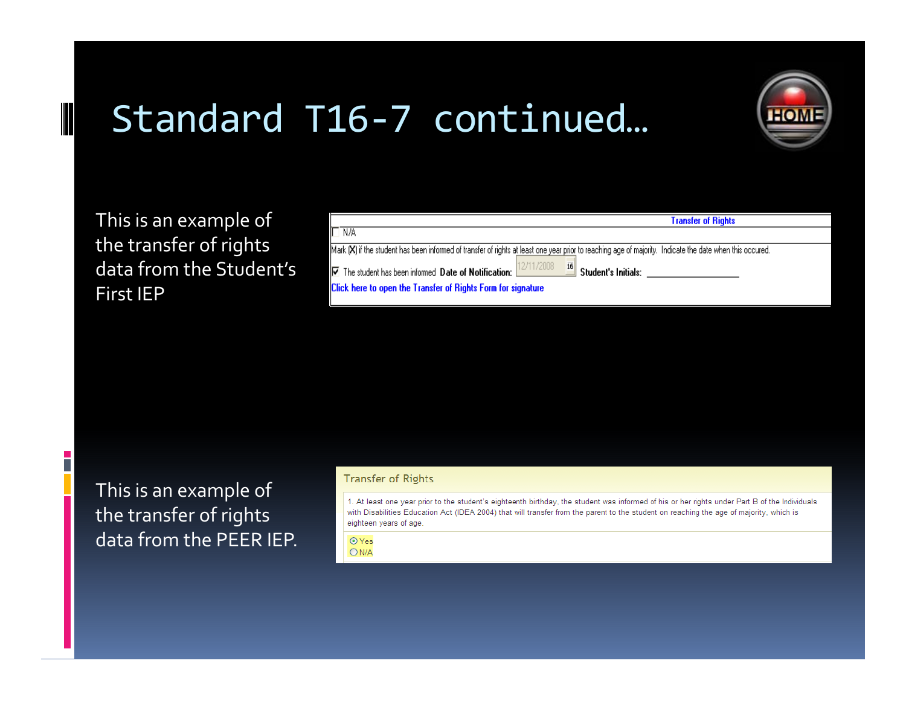# Standard T16-7 continued…

HOME

This is an example of the transfer of rights data from the Student's First IEP

**Transfer of Rights**

☐ N/A

Mark (X) if the student has been informed of transfer of rights at least one year prior to reaching age of majority. Indicate the date when this occured.

☑ The student has been informed **Date of Notification:** 12/11/2008 **Student's Initials:** ________________

Click here to open the Transfer of Rights Form for signature

This is an example of the transfer of rights data from the PEER IEP.

**Transfer of Rights**

1. At least one year prior to the student's eighteenth birthday, the student was informed of his or her rights under Part B of the Individuals with Disabilities Education Act (IDEA 2004) that will transfer from the parent to the student on reaching the age of majority, which is eighteen years of age.

◉ Yes
○ N/A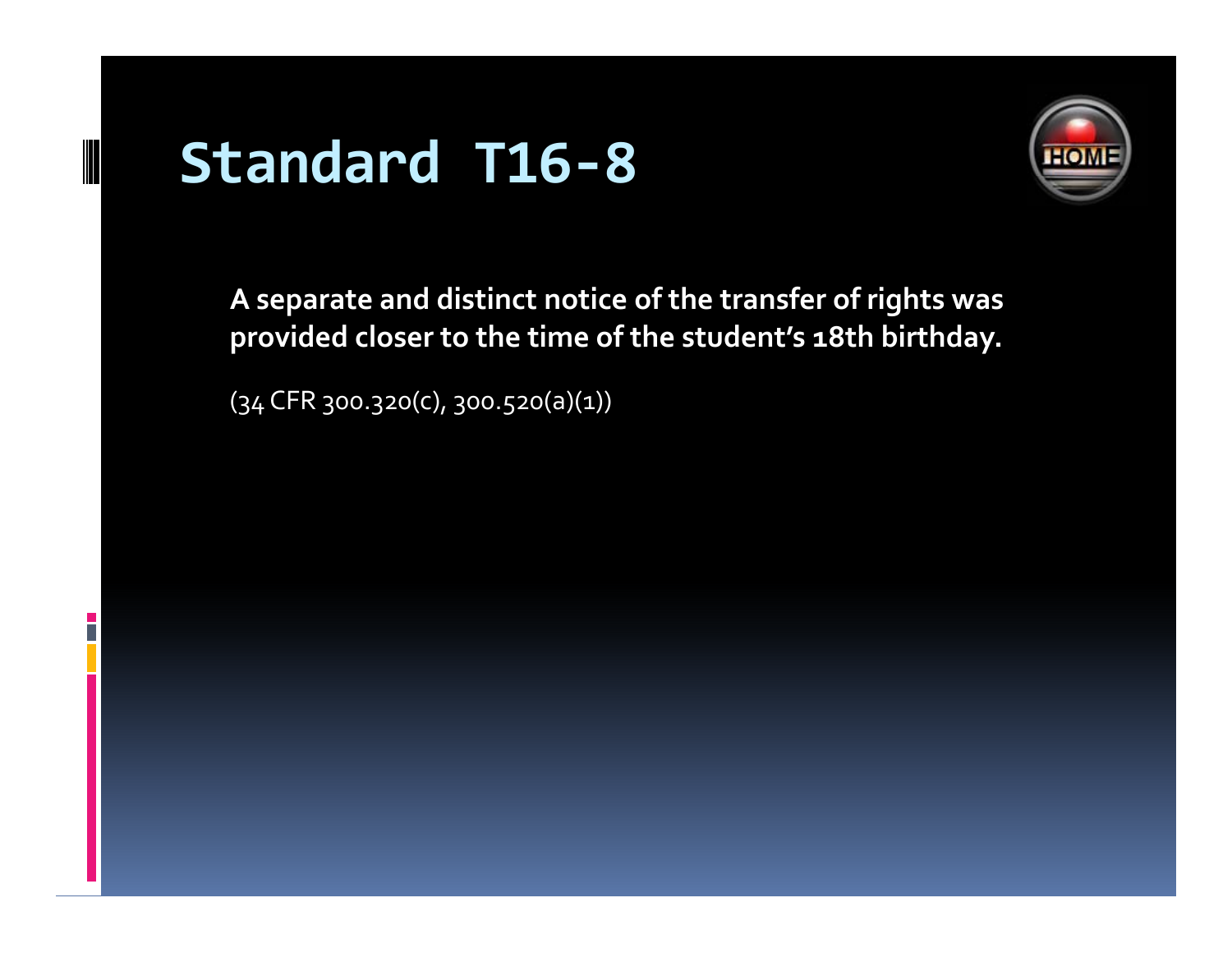# Standard T16-8

**A separate and distinct notice of the transfer of rights was provided closer to the time of the student's 18th birthday.**

(34 CFR 300.320(c), 300.520(a)(1))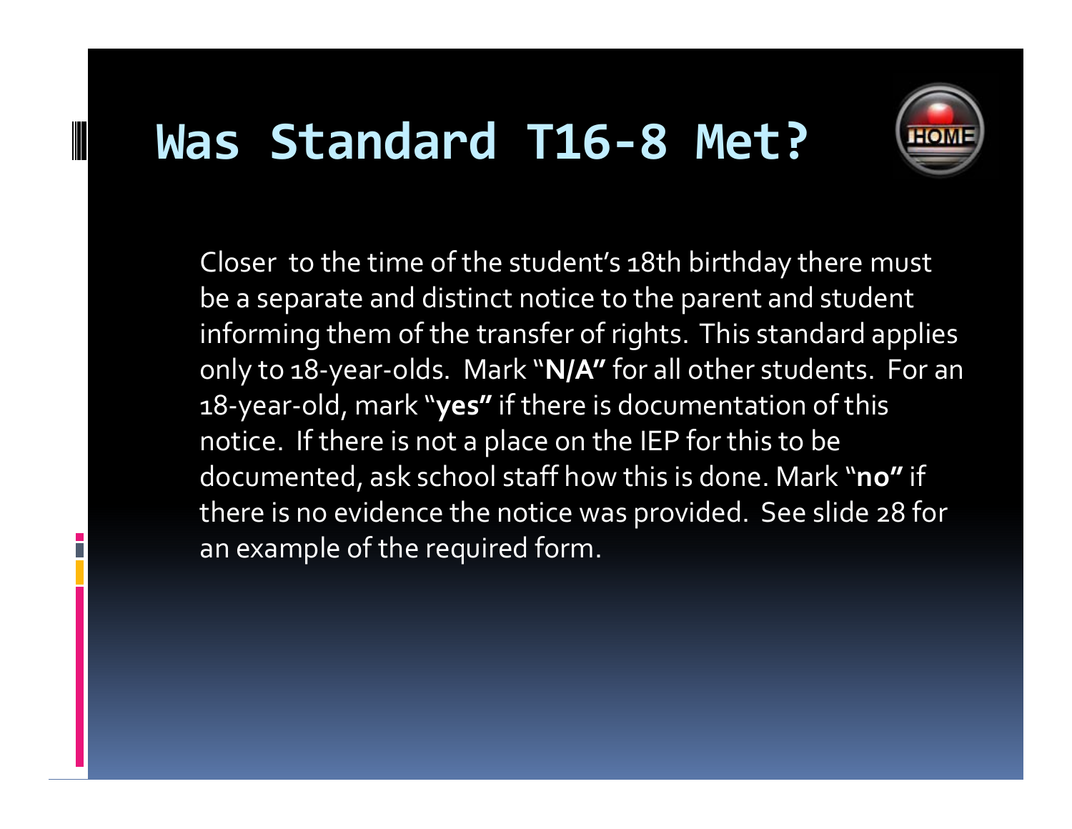# Was Standard T16-8 Met?

Closer to the time of the student's 18th birthday there must be a separate and distinct notice to the parent and student informing them of the transfer of rights. This standard applies only to 18-year-olds. Mark "**N/A**" for all other students. For an 18-year-old, mark "**yes**" if there is documentation of this notice. If there is not a place on the IEP for this to be documented, ask school staff how this is done. Mark "**no**" if there is no evidence the notice was provided. See slide 28 for an example of the required form.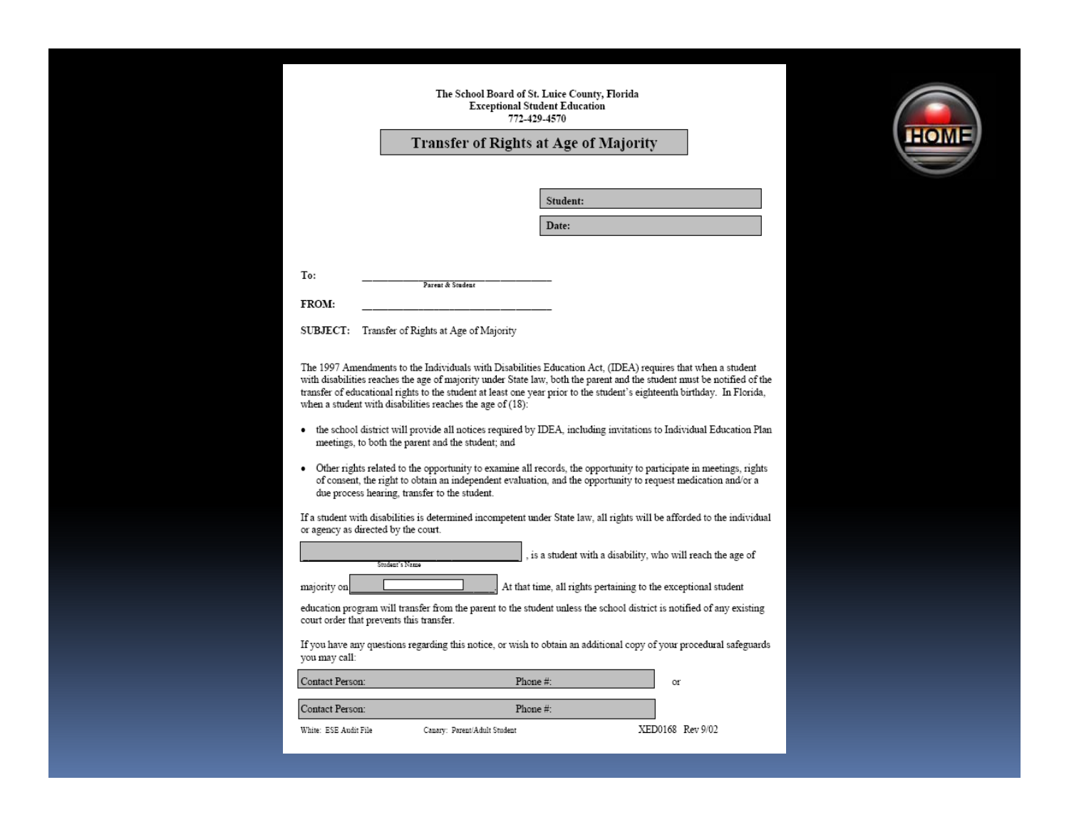The School Board of St. Lucie County, Florida
Exceptional Student Education
772-429-4570

# Transfer of Rights at Age of Majority

**Student:**

**Date:**

**To:** ______________________________
Parent & Student

**FROM:** ______________________________

**SUBJECT:** Transfer of Rights at Age of Majority

The 1997 Amendments to the Individuals with Disabilities Education Act, (IDEA) requires that when a student with disabilities reaches the age of majority under State law, both the parent and the student must be notified of the transfer of educational rights to the student at least one year prior to the student's eighteenth birthday. In Florida, when a student with disabilities reaches the age of (18):

- the school district will provide all notices required by IDEA, including invitations to Individual Education Plan meetings, to both the parent and the student; and
- Other rights related to the opportunity to examine all records, the opportunity to participate in meetings, rights of consent, the right to obtain an independent evaluation, and the opportunity to request medication and/or a due process hearing, transfer to the student.

If a student with disabilities is determined incompetent under State law, all rights will be afforded to the individual or agency as directed by the court.

______________________________, is a student with a disability, who will reach the age of
Student's Name

majority on ______________ At that time, all rights pertaining to the exceptional student education program will transfer from the parent to the student unless the school district is notified of any existing court order that prevents this transfer.

If you have any questions regarding this notice, or wish to obtain an additional copy of your procedural safeguards you may call:

Contact Person: Phone #: or

Contact Person: Phone #:

White: ESE Audit File Canary: Parent/Adult Student XED0168 Rev 9/02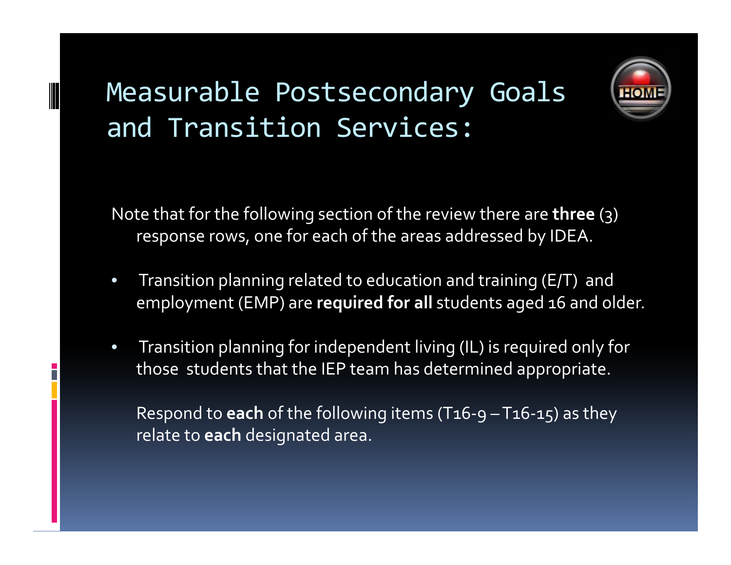# Measurable Postsecondary Goals and Transition Services:

Note that for the following section of the review there are **three** (3) response rows, one for each of the areas addressed by IDEA.

- Transition planning related to education and training (E/T) and employment (EMP) are **required for all** students aged 16 and older.
- Transition planning for independent living (IL) is required only for those students that the IEP team has determined appropriate.

Respond to **each** of the following items (T16-9 – T16-15) as they relate to **each** designated area.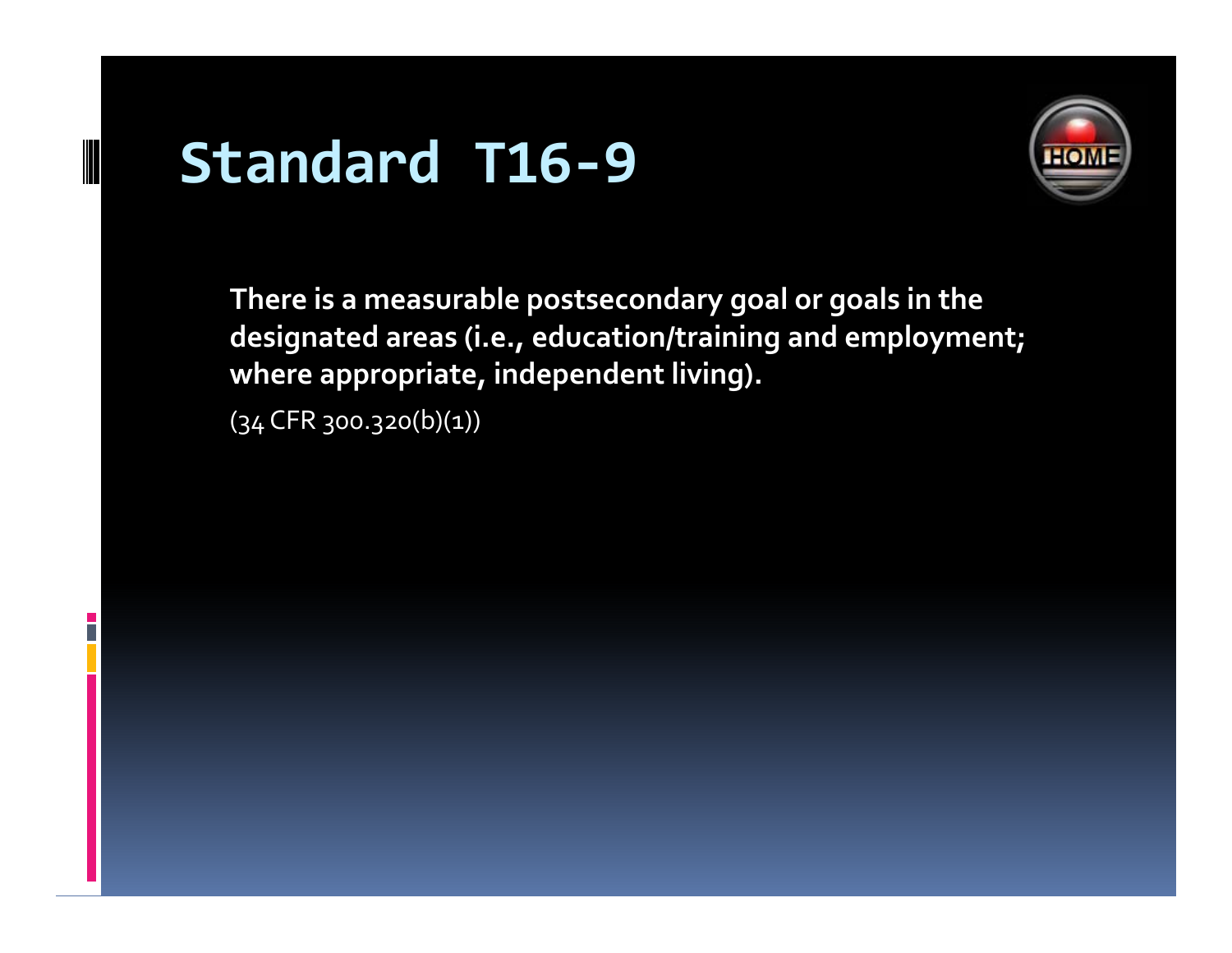# Standard T16-9

**There is a measurable postsecondary goal or goals in the designated areas (i.e., education/training and employment; where appropriate, independent living).**

(34 CFR 300.320(b)(1))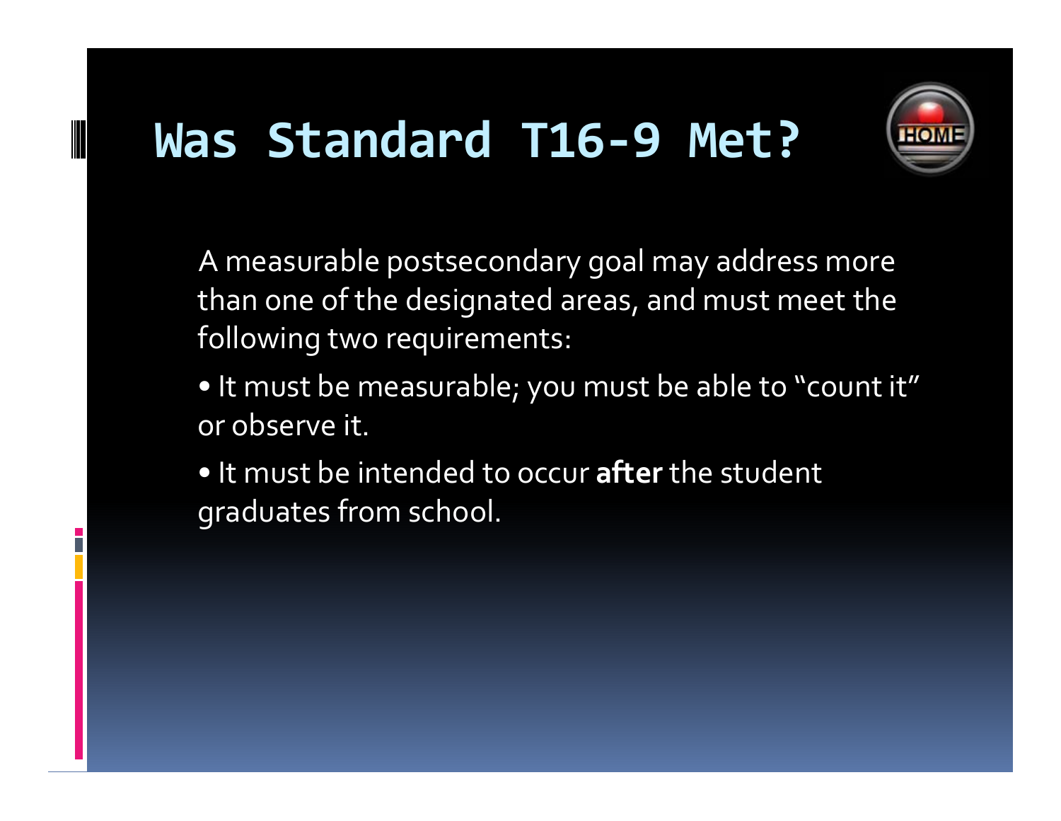# Was Standard T16-9 Met?

A measurable postsecondary goal may address more than one of the designated areas, and must meet the following two requirements:

• It must be measurable; you must be able to “count it” or observe it.

• It must be intended to occur **after** the student graduates from school.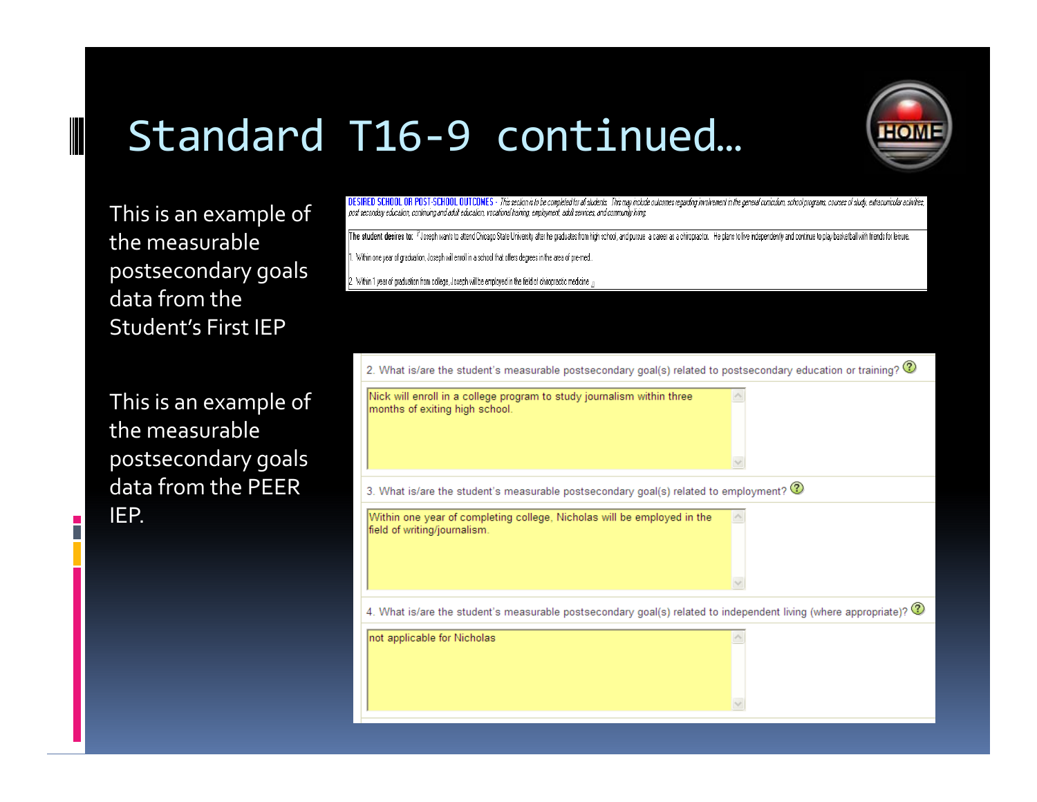# Standard T16-9 continued…

This is an example of the measurable postsecondary goals data from the Student's First IEP

**DESIRED SCHOOL OR POST-SCHOOL OUTCOMES** - *This section is to be completed for all students. This may include outcomes regarding involvement in the general curriculum, school programs, courses of study, extracurricular activities, post secondary education, continuing and adult education, vocational training, employment, adult services, and community living.*

The student desires to: Joseph wants to attend Chicago State University after he graduates from high school, and pursue a career as a chiropractor. He plans to live independently and continue to play basketball with friends for leisure.

1. Within one year of graduation, Joseph will enroll in a school that offers degrees in the area of pre-med.

2. Within 1 year of graduation from college, Joseph will be employed in the field of chiropractic medicine.

This is an example of the measurable postsecondary goals data from the PEER IEP.

2. What is/are the student's measurable postsecondary goal(s) related to postsecondary education or training?

Nick will enroll in a college program to study journalism within three months of exiting high school.

3. What is/are the student's measurable postsecondary goal(s) related to employment?

Within one year of completing college, Nicholas will be employed in the field of writing/journalism.

4. What is/are the student's measurable postsecondary goal(s) related to independent living (where appropriate)?

not applicable for Nicholas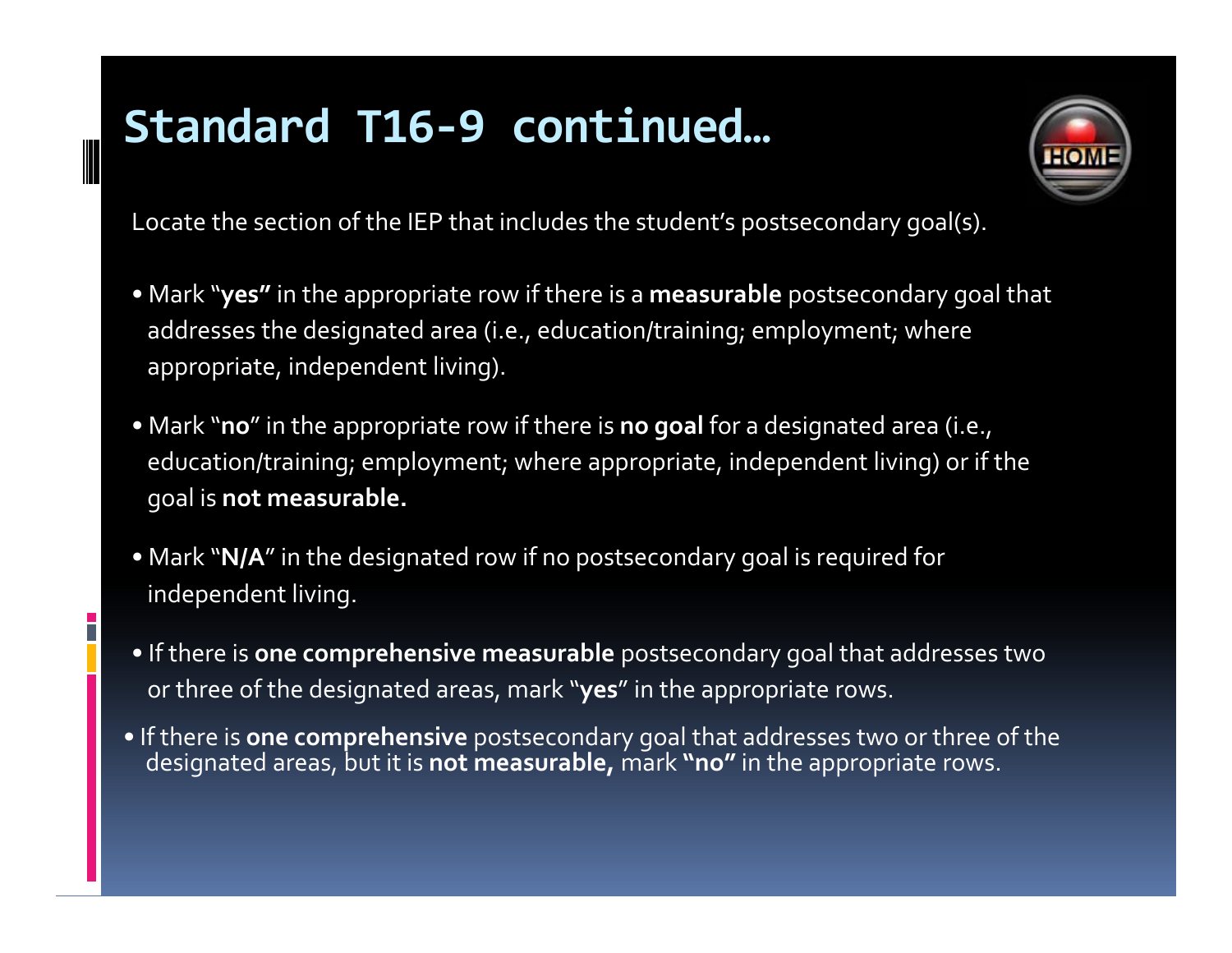# Standard T16-9 continued…

Locate the section of the IEP that includes the student's postsecondary goal(s).

- Mark "**yes"** in the appropriate row if there is a **measurable** postsecondary goal that addresses the designated area (i.e., education/training; employment; where appropriate, independent living).
- Mark "**no**" in the appropriate row if there is **no goal** for a designated area (i.e., education/training; employment; where appropriate, independent living) or if the goal is **not measurable.**
- Mark "**N/A**" in the designated row if no postsecondary goal is required for independent living.
- If there is **one comprehensive measurable** postsecondary goal that addresses two or three of the designated areas, mark "**yes**" in the appropriate rows.
- If there is **one comprehensive** postsecondary goal that addresses two or three of the designated areas, but it is **not measurable,** mark **"no"** in the appropriate rows.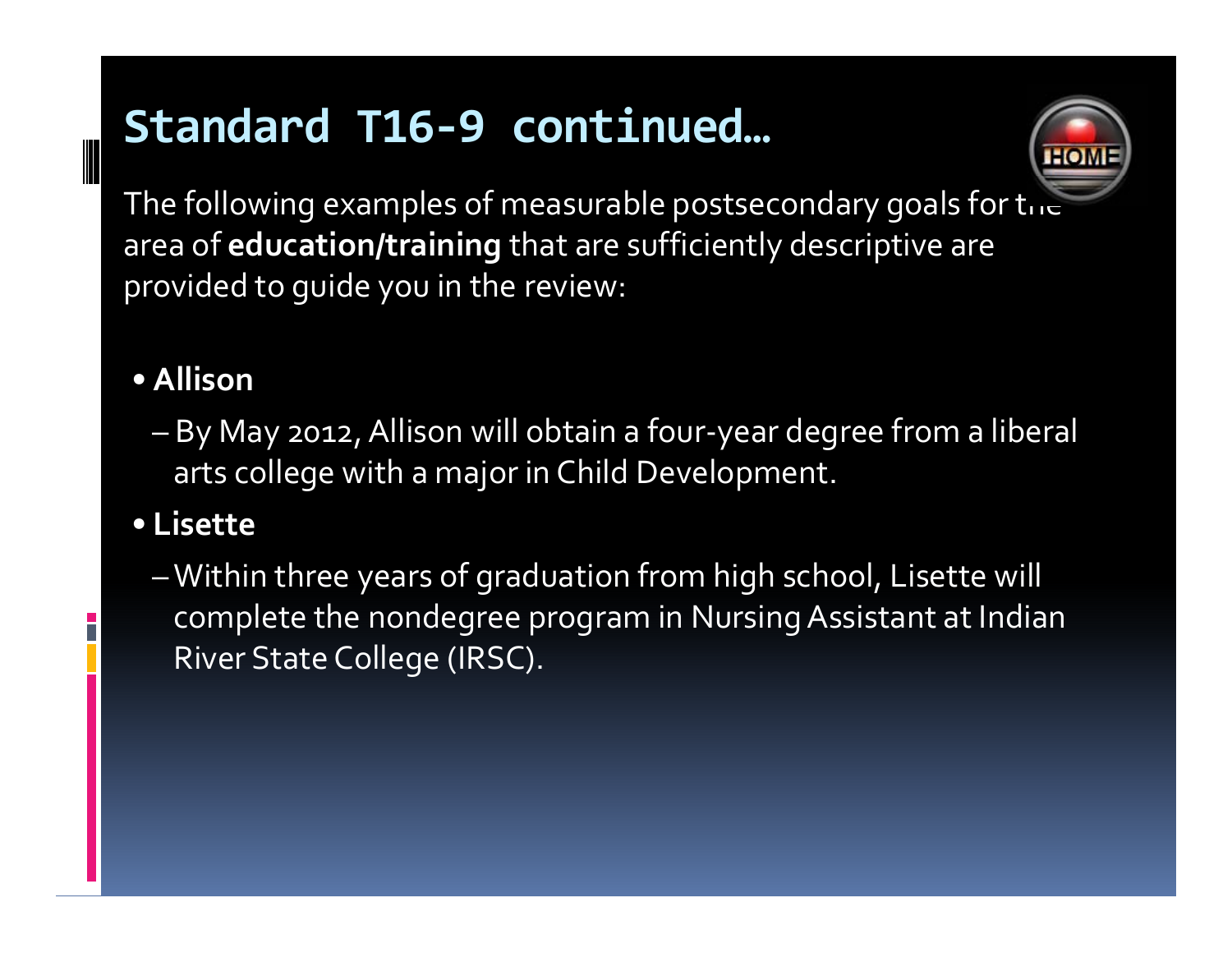# Standard T16-9 continued…

The following examples of measurable postsecondary goals for the area of **education/training** that are sufficiently descriptive are provided to guide you in the review:

- **Allison**
  - By May 2012, Allison will obtain a four-year degree from a liberal arts college with a major in Child Development.
- **Lisette**
  - Within three years of graduation from high school, Lisette will complete the nondegree program in Nursing Assistant at Indian River State College (IRSC).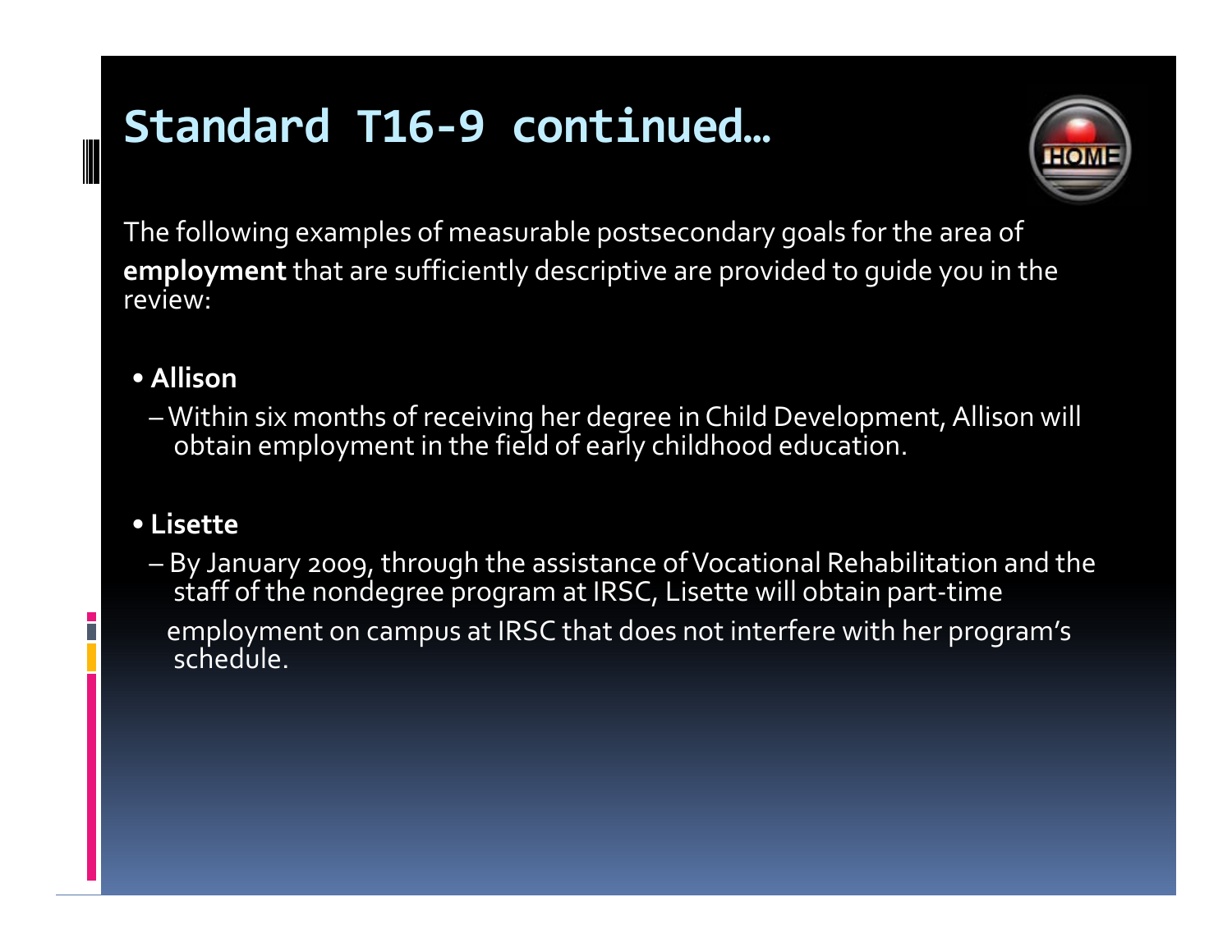# Standard T16-9 continued…

The following examples of measurable postsecondary goals for the area of **employment** that are sufficiently descriptive are provided to guide you in the review:

- **Allison**
  - Within six months of receiving her degree in Child Development, Allison will obtain employment in the field of early childhood education.

- **Lisette**
  - By January 2009, through the assistance of Vocational Rehabilitation and the staff of the nondegree program at IRSC, Lisette will obtain part-time employment on campus at IRSC that does not interfere with her program's schedule.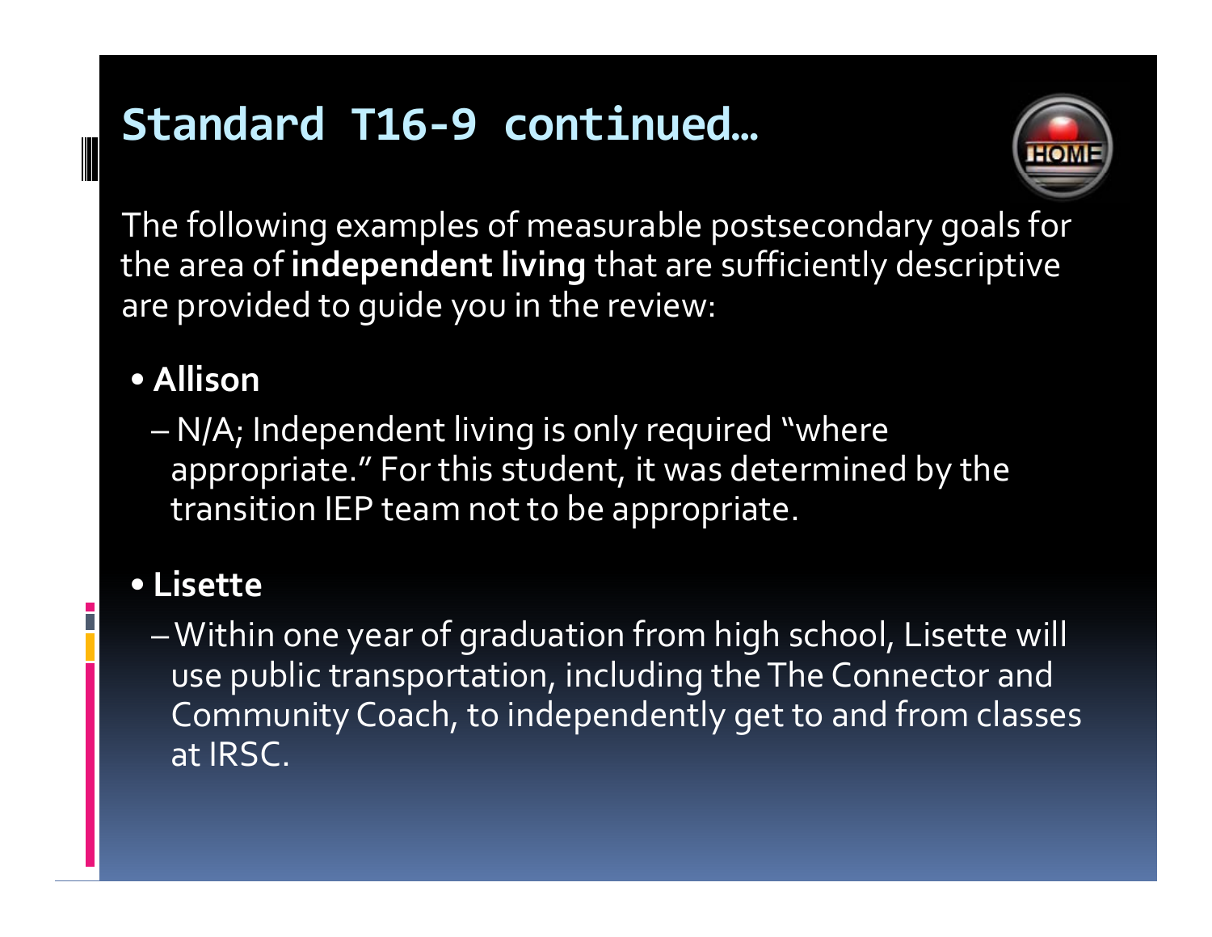# Standard T16-9 continued…

The following examples of measurable postsecondary goals for the area of **independent living** that are sufficiently descriptive are provided to guide you in the review:

- **Allison**
  - N/A; Independent living is only required “where appropriate.” For this student, it was determined by the transition IEP team not to be appropriate.
- **Lisette**
  - Within one year of graduation from high school, Lisette will use public transportation, including the The Connector and Community Coach, to independently get to and from classes at IRSC.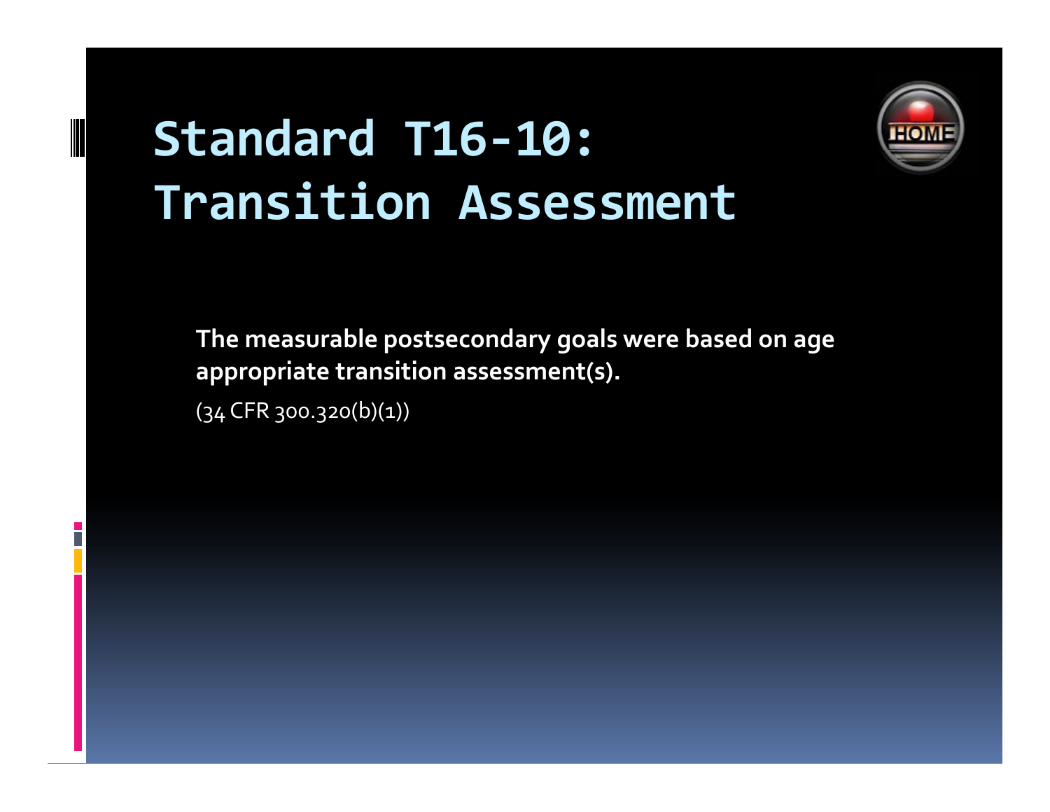# Standard T16-10: Transition Assessment

**The measurable postsecondary goals were based on age appropriate transition assessment(s).**

(34 CFR 300.320(b)(1))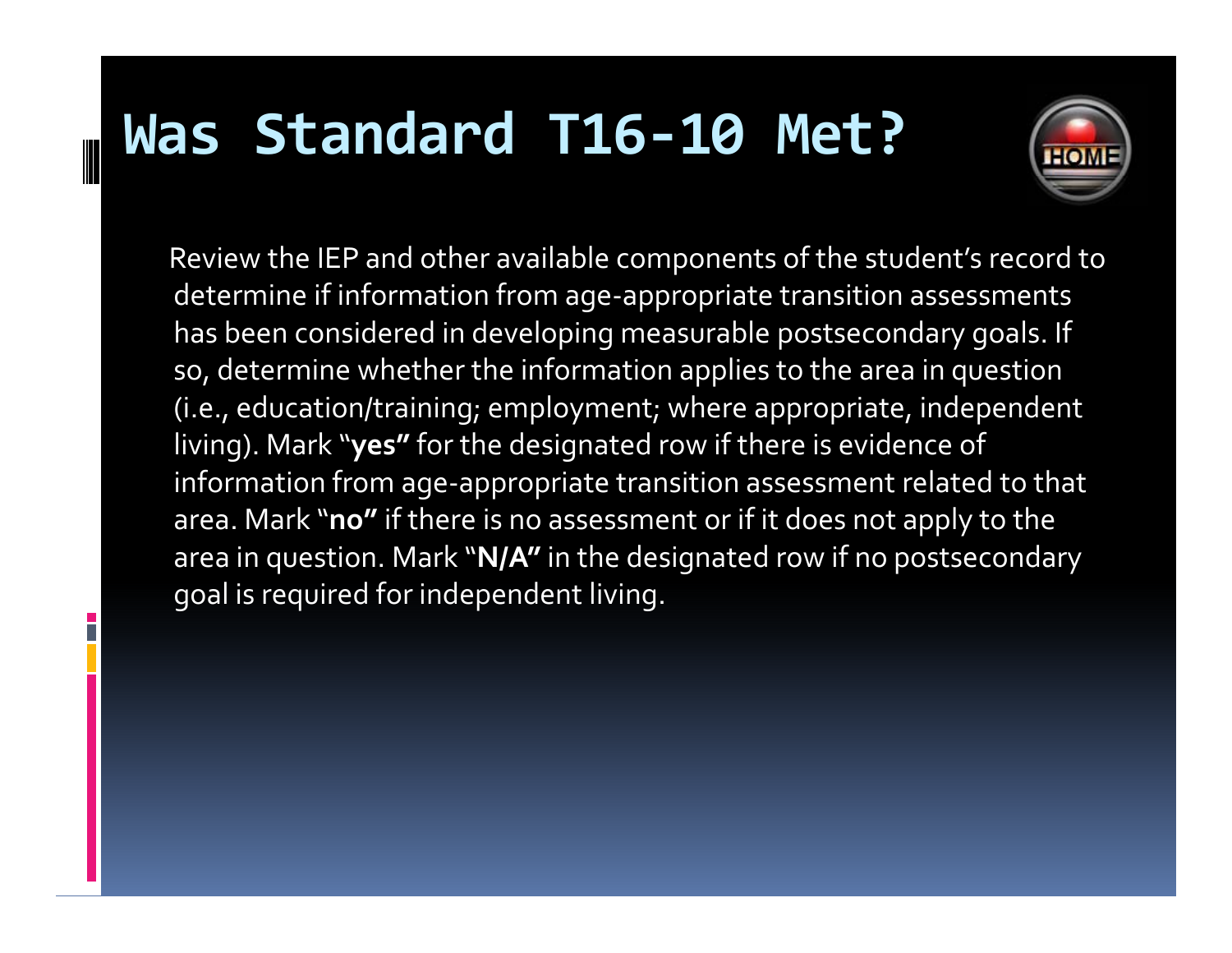# Was Standard T16-10 Met?

Review the IEP and other available components of the student's record to determine if information from age-appropriate transition assessments has been considered in developing measurable postsecondary goals. If so, determine whether the information applies to the area in question (i.e., education/training; employment; where appropriate, independent living). Mark "**yes"** for the designated row if there is evidence of information from age-appropriate transition assessment related to that area. Mark "**no"** if there is no assessment or if it does not apply to the area in question. Mark "**N/A"** in the designated row if no postsecondary goal is required for independent living.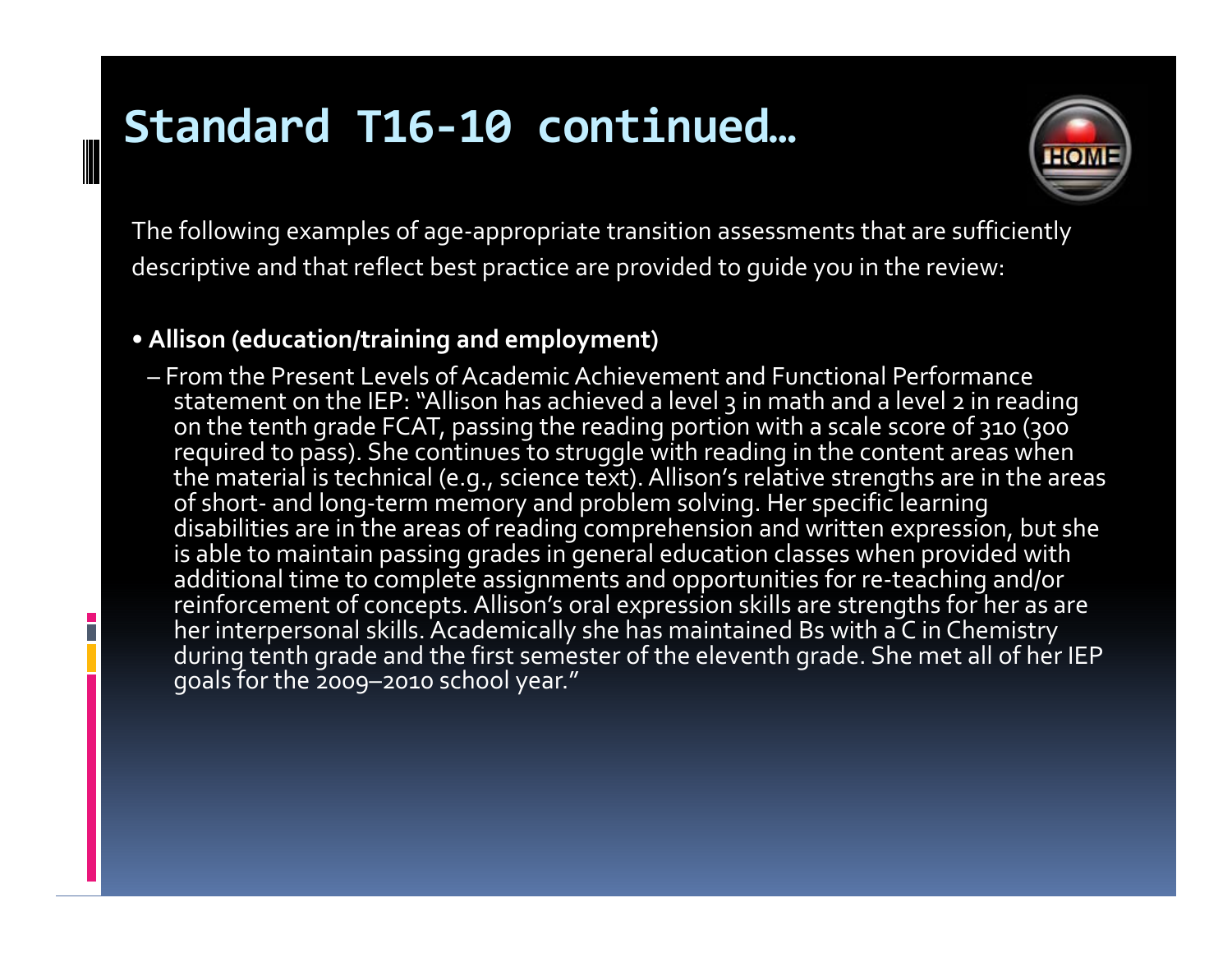# Standard T16-10 continued…

The following examples of age-appropriate transition assessments that are sufficiently descriptive and that reflect best practice are provided to guide you in the review:

- **Allison (education/training and employment)**
  - From the Present Levels of Academic Achievement and Functional Performance statement on the IEP: "Allison has achieved a level 3 in math and a level 2 in reading on the tenth grade FCAT, passing the reading portion with a scale score of 310 (300 required to pass). She continues to struggle with reading in the content areas when the material is technical (e.g., science text). Allison's relative strengths are in the areas of short- and long-term memory and problem solving. Her specific learning disabilities are in the areas of reading comprehension and written expression, but she is able to maintain passing grades in general education classes when provided with additional time to complete assignments and opportunities for re-teaching and/or reinforcement of concepts. Allison's oral expression skills are strengths for her as are her interpersonal skills. Academically she has maintained Bs with a C in Chemistry during tenth grade and the first semester of the eleventh grade. She met all of her IEP goals for the 2009–2010 school year."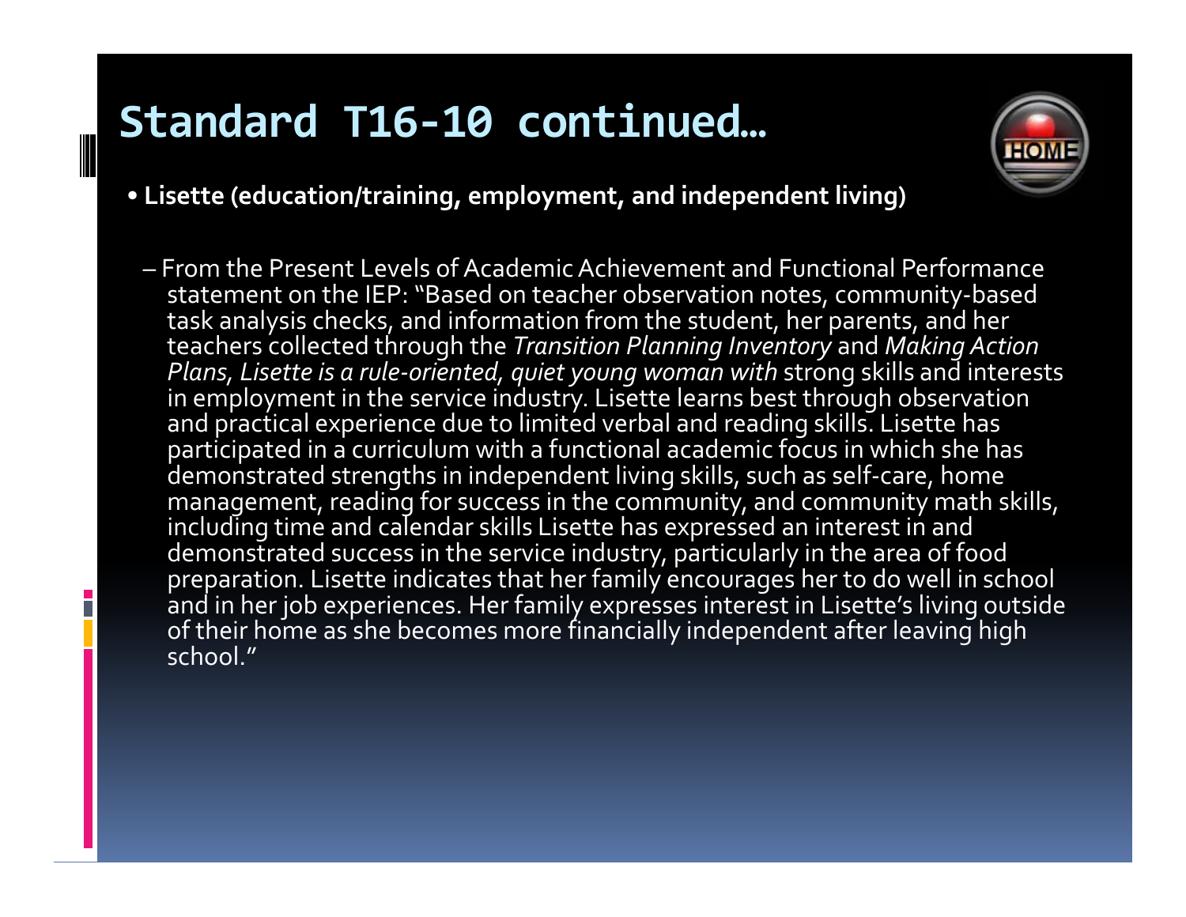# Standard T16-10 continued…

- **Lisette (education/training, employment, and independent living)**

  – From the Present Levels of Academic Achievement and Functional Performance statement on the IEP: "Based on teacher observation notes, community-based task analysis checks, and information from the student, her parents, and her teachers collected through the *Transition Planning Inventory* and *Making Action Plans, Lisette is a rule-oriented, quiet young woman with* strong skills and interests in employment in the service industry. Lisette learns best through observation and practical experience due to limited verbal and reading skills. Lisette has participated in a curriculum with a functional academic focus in which she has demonstrated strengths in independent living skills, such as self-care, home management, reading for success in the community, and community math skills, including time and calendar skills Lisette has expressed an interest in and demonstrated success in the service industry, particularly in the area of food preparation. Lisette indicates that her family encourages her to do well in school and in her job experiences. Her family expresses interest in Lisette's living outside of their home as she becomes more financially independent after leaving high school."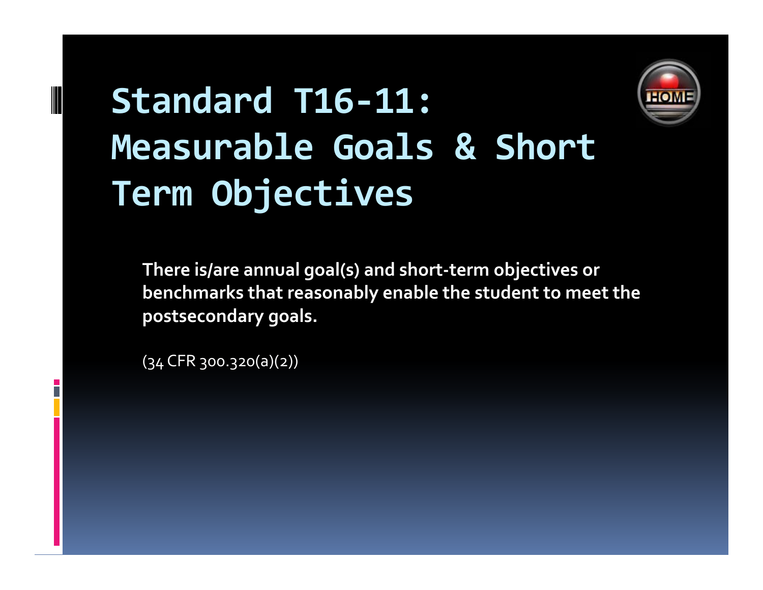# Standard T16-11: Measurable Goals & Short Term Objectives

**There is/are annual goal(s) and short-term objectives or benchmarks that reasonably enable the student to meet the postsecondary goals.**

(34 CFR 300.320(a)(2))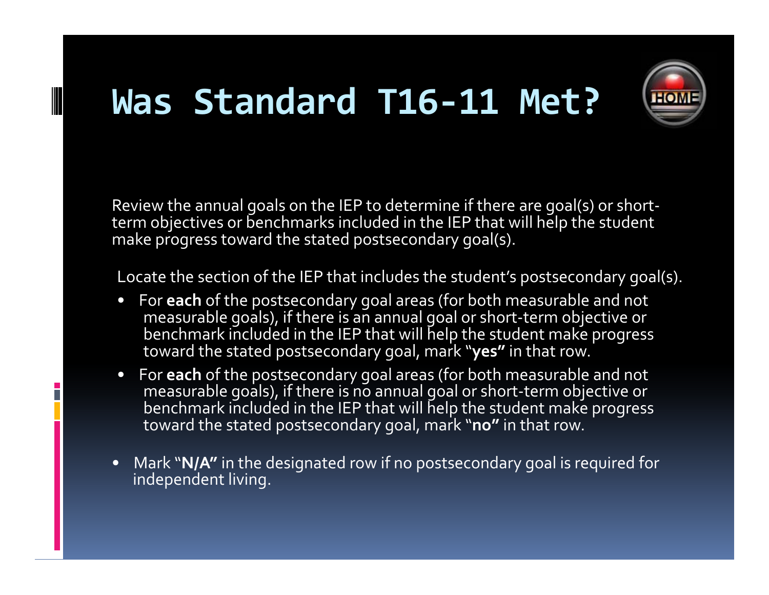# Was Standard T16-11 Met?

Review the annual goals on the IEP to determine if there are goal(s) or short-term objectives or benchmarks included in the IEP that will help the student make progress toward the stated postsecondary goal(s).

Locate the section of the IEP that includes the student's postsecondary goal(s).

- For **each** of the postsecondary goal areas (for both measurable and not measurable goals), if there is an annual goal or short-term objective or benchmark included in the IEP that will help the student make progress toward the stated postsecondary goal, mark "**yes"** in that row.
- For **each** of the postsecondary goal areas (for both measurable and not measurable goals), if there is no annual goal or short-term objective or benchmark included in the IEP that will help the student make progress toward the stated postsecondary goal, mark "**no"** in that row.

- Mark "**N/A"** in the designated row if no postsecondary goal is required for independent living.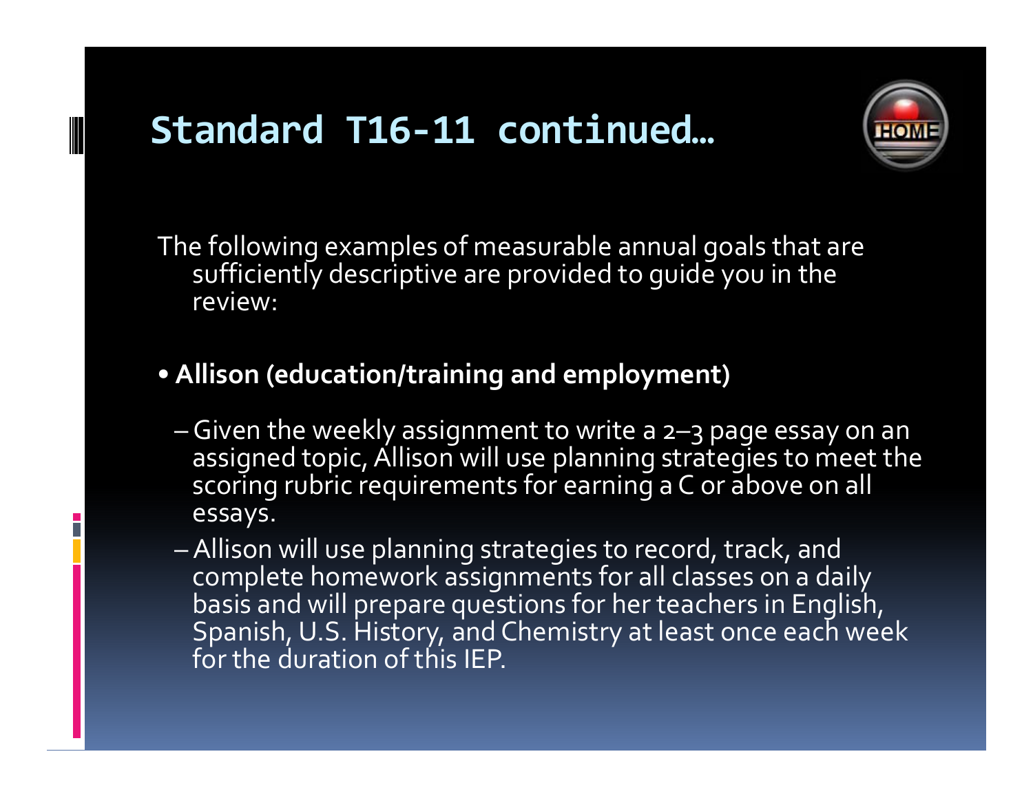# Standard T16-11 continued…

The following examples of measurable annual goals that are sufficiently descriptive are provided to guide you in the review:

- **Allison (education/training and employment)**
  - Given the weekly assignment to write a 2–3 page essay on an assigned topic, Allison will use planning strategies to meet the scoring rubric requirements for earning a C or above on all essays.
  - Allison will use planning strategies to record, track, and complete homework assignments for all classes on a daily basis and will prepare questions for her teachers in English, Spanish, U.S. History, and Chemistry at least once each week for the duration of this IEP.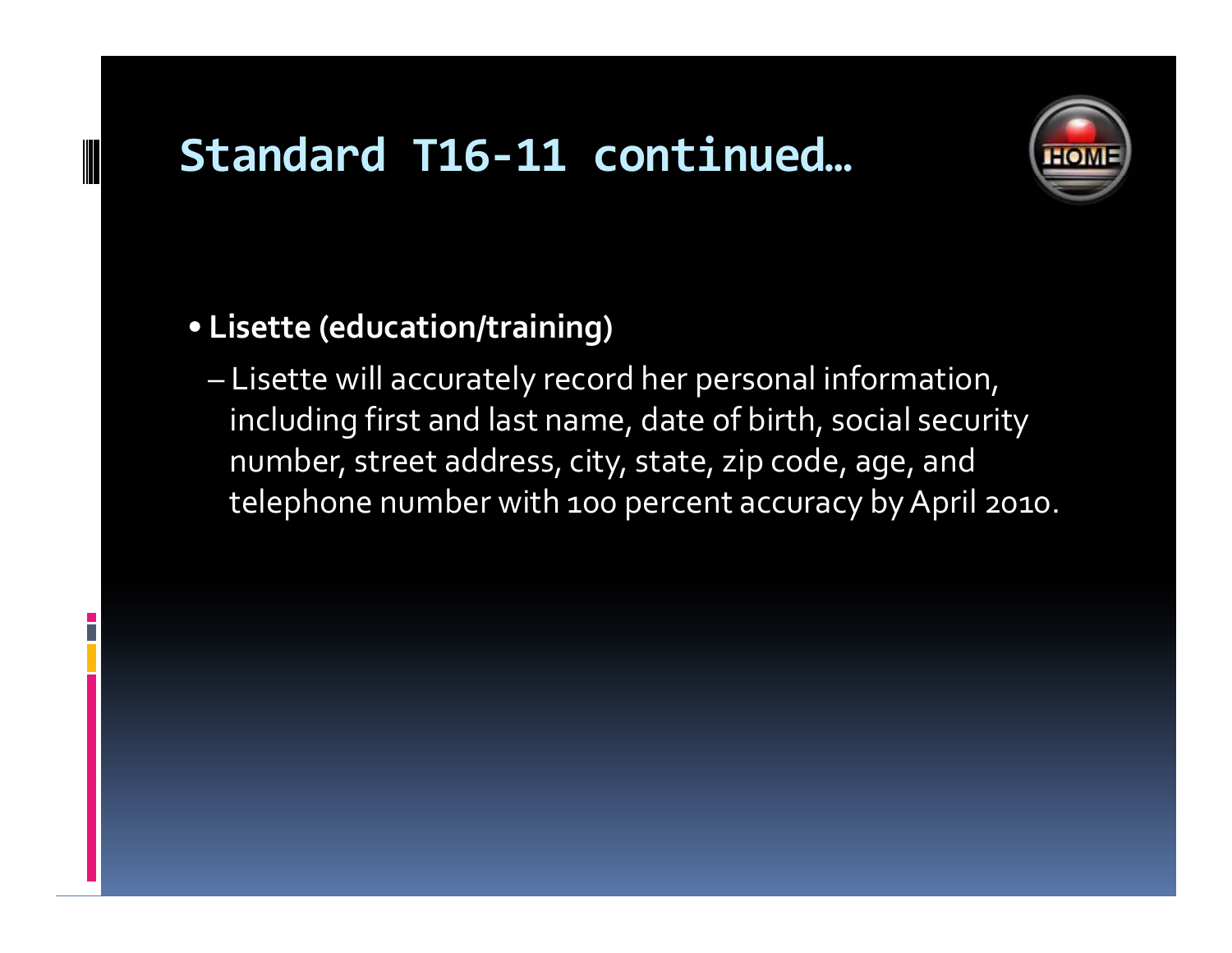# Standard T16-11 continued…

- **Lisette (education/training)**
  - Lisette will accurately record her personal information, including first and last name, date of birth, social security number, street address, city, state, zip code, age, and telephone number with 100 percent accuracy by April 2010.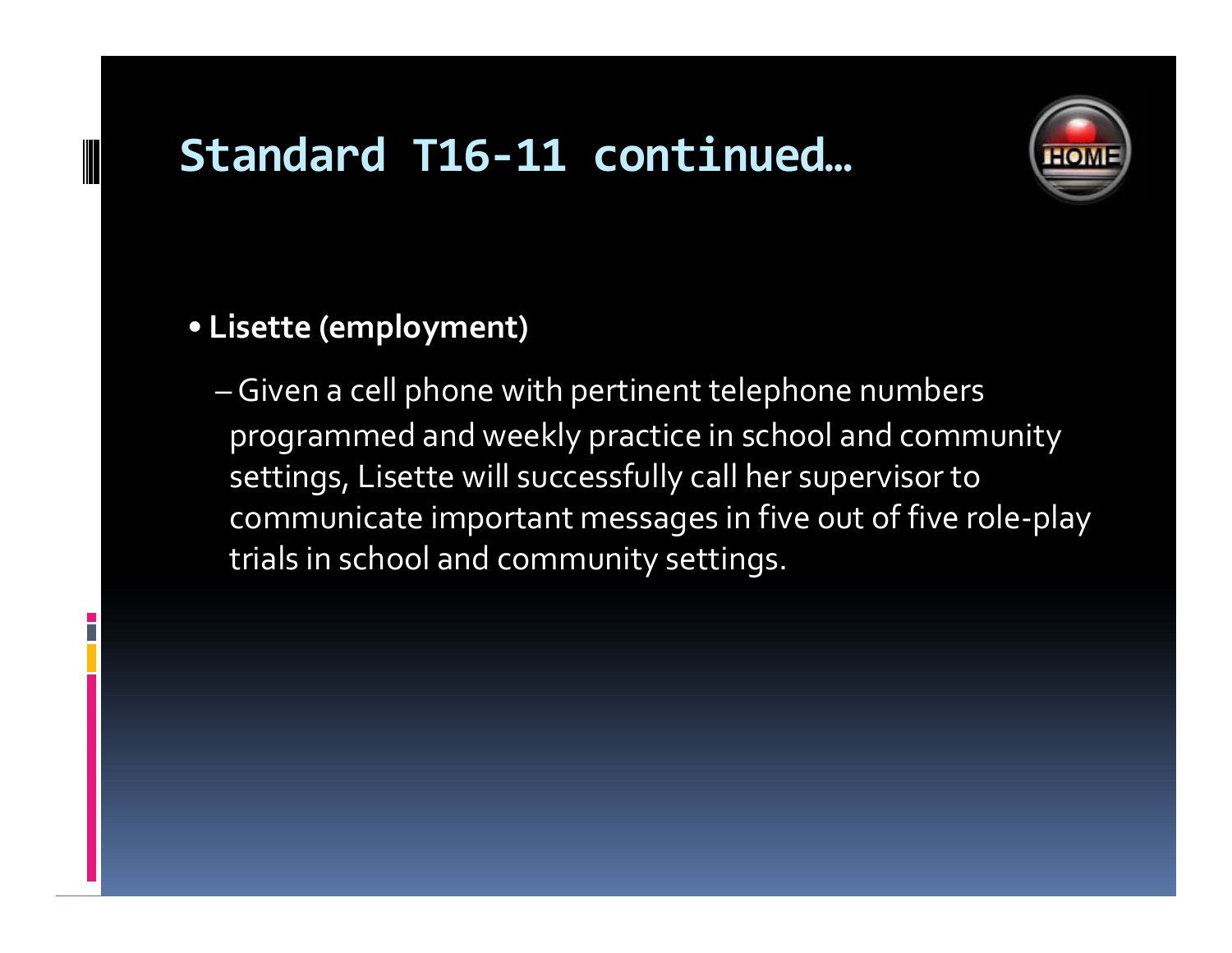## Standard T16-11 continued…

- **Lisette (employment)**
  - Given a cell phone with pertinent telephone numbers programmed and weekly practice in school and community settings, Lisette will successfully call her supervisor to communicate important messages in five out of five role-play trials in school and community settings.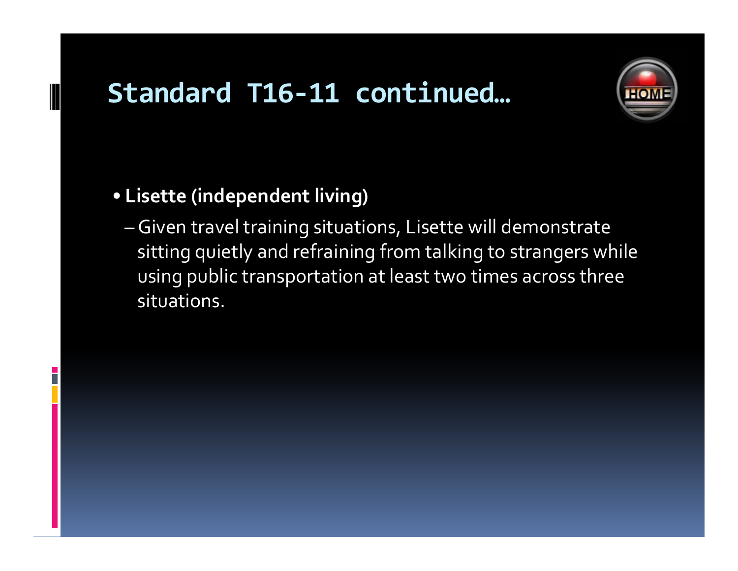# Standard T16-11 continued…

- **Lisette (independent living)**
  - Given travel training situations, Lisette will demonstrate sitting quietly and refraining from talking to strangers while using public transportation at least two times across three situations.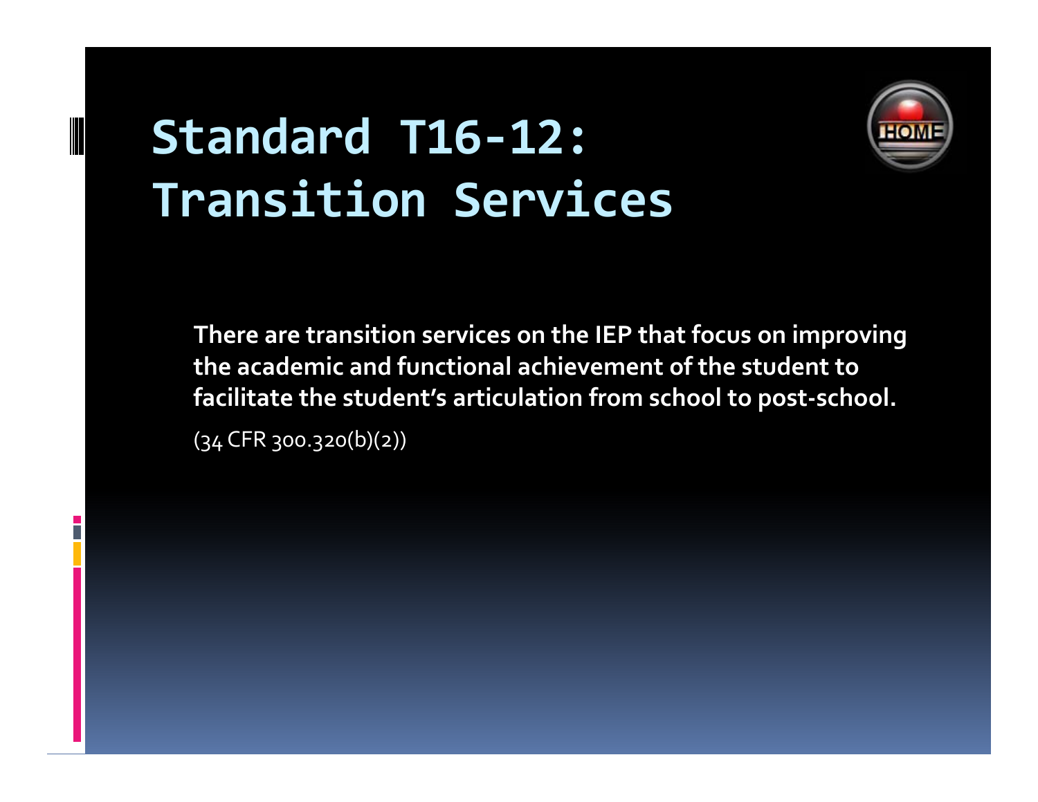# Standard T16-12: Transition Services

**There are transition services on the IEP that focus on improving the academic and functional achievement of the student to facilitate the student's articulation from school to post-school.**

(34 CFR 300.320(b)(2))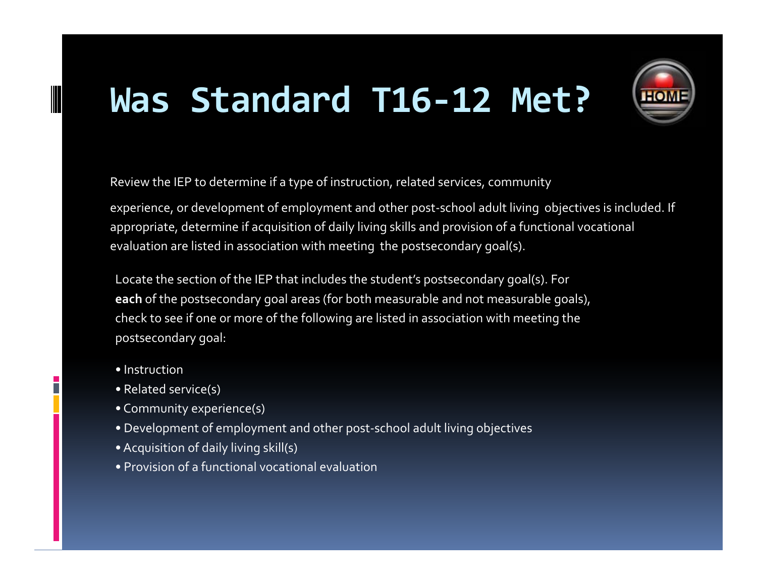# Was Standard T16-12 Met?

Review the IEP to determine if a type of instruction, related services, community experience, or development of employment and other post-school adult living objectives is included. If appropriate, determine if acquisition of daily living skills and provision of a functional vocational evaluation are listed in association with meeting the postsecondary goal(s).

Locate the section of the IEP that includes the student's postsecondary goal(s). For **each** of the postsecondary goal areas (for both measurable and not measurable goals), check to see if one or more of the following are listed in association with meeting the postsecondary goal:

- Instruction
- Related service(s)
- Community experience(s)
- Development of employment and other post-school adult living objectives
- Acquisition of daily living skill(s)
- Provision of a functional vocational evaluation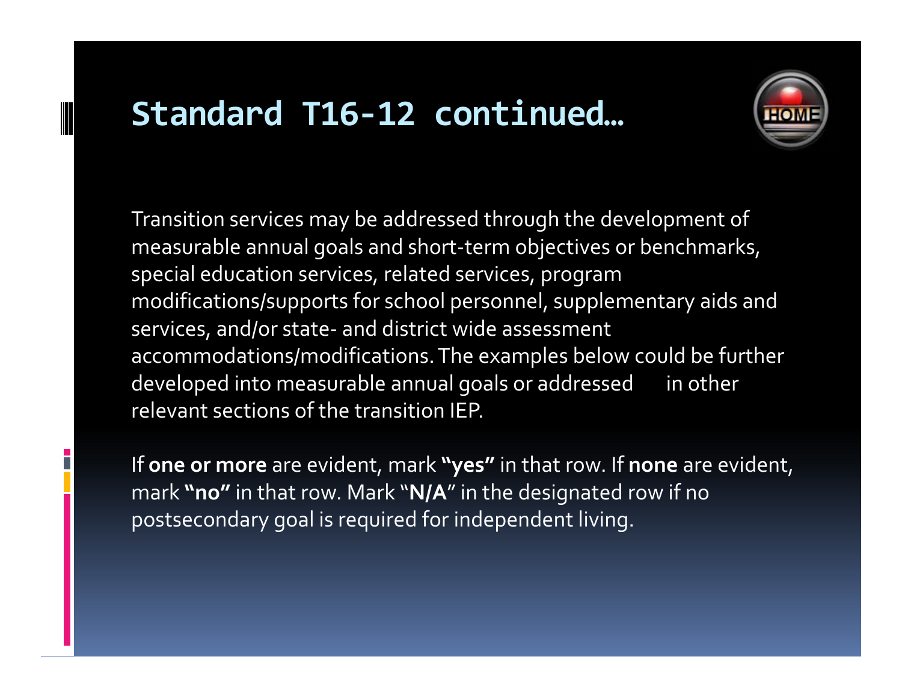# Standard T16-12 continued…

Transition services may be addressed through the development of measurable annual goals and short-term objectives or benchmarks, special education services, related services, program modifications/supports for school personnel, supplementary aids and services, and/or state- and district wide assessment accommodations/modifications. The examples below could be further developed into measurable annual goals or addressed in other relevant sections of the transition IEP.

If **one or more** are evident, mark **"yes"** in that row. If **none** are evident, mark **"no"** in that row. Mark "**N/A**" in the designated row if no postsecondary goal is required for independent living.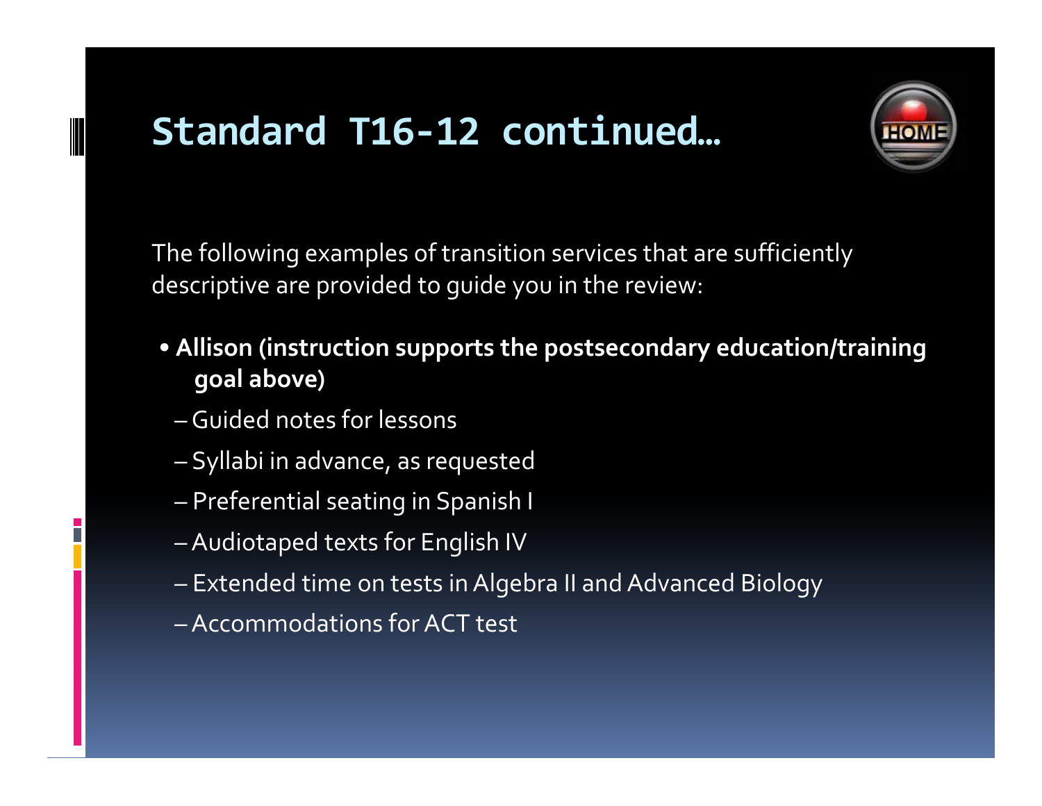# Standard T16-12 continued…

The following examples of transition services that are sufficiently descriptive are provided to guide you in the review:

- **Allison (instruction supports the postsecondary education/training goal above)**
  - Guided notes for lessons
  - Syllabi in advance, as requested
  - Preferential seating in Spanish I
  - Audiotaped texts for English IV
  - Extended time on tests in Algebra II and Advanced Biology
  - Accommodations for ACT test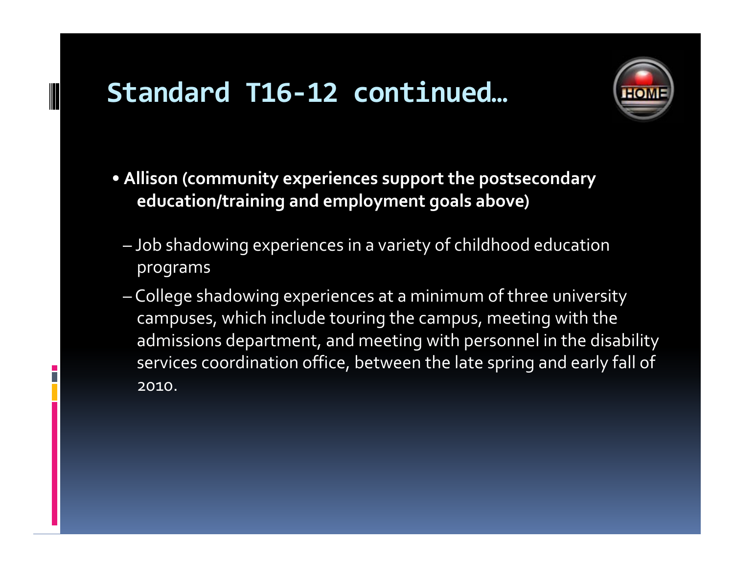# Standard T16-12 continued…

- **Allison (community experiences support the postsecondary education/training and employment goals above)**
  - Job shadowing experiences in a variety of childhood education programs
  - College shadowing experiences at a minimum of three university campuses, which include touring the campus, meeting with the admissions department, and meeting with personnel in the disability services coordination office, between the late spring and early fall of 2010.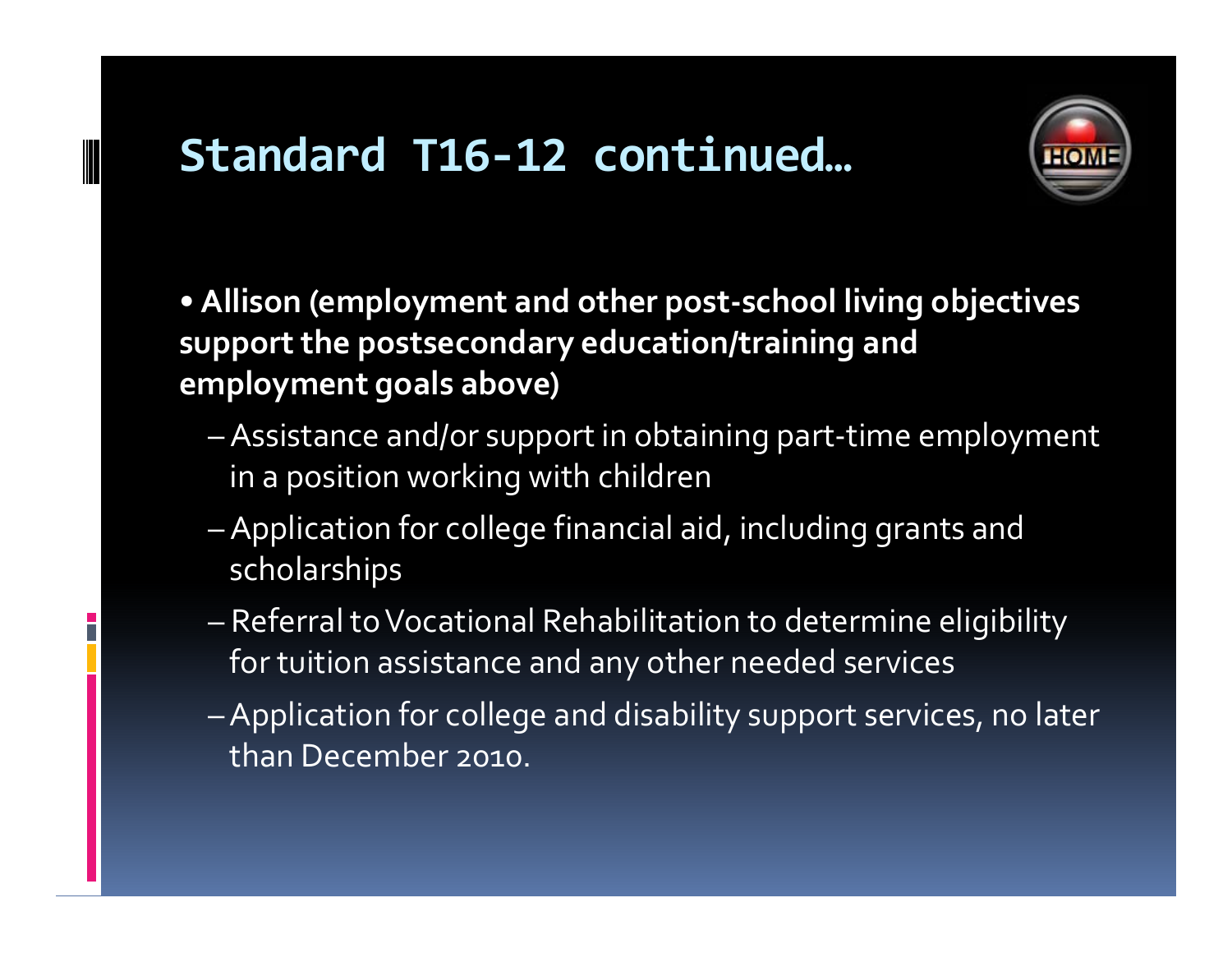# Standard T16-12 continued…

- **Allison (employment and other post-school living objectives support the postsecondary education/training and employment goals above)**
  - Assistance and/or support in obtaining part-time employment in a position working with children
  - Application for college financial aid, including grants and scholarships
  - Referral to Vocational Rehabilitation to determine eligibility for tuition assistance and any other needed services
  - Application for college and disability support services, no later than December 2010.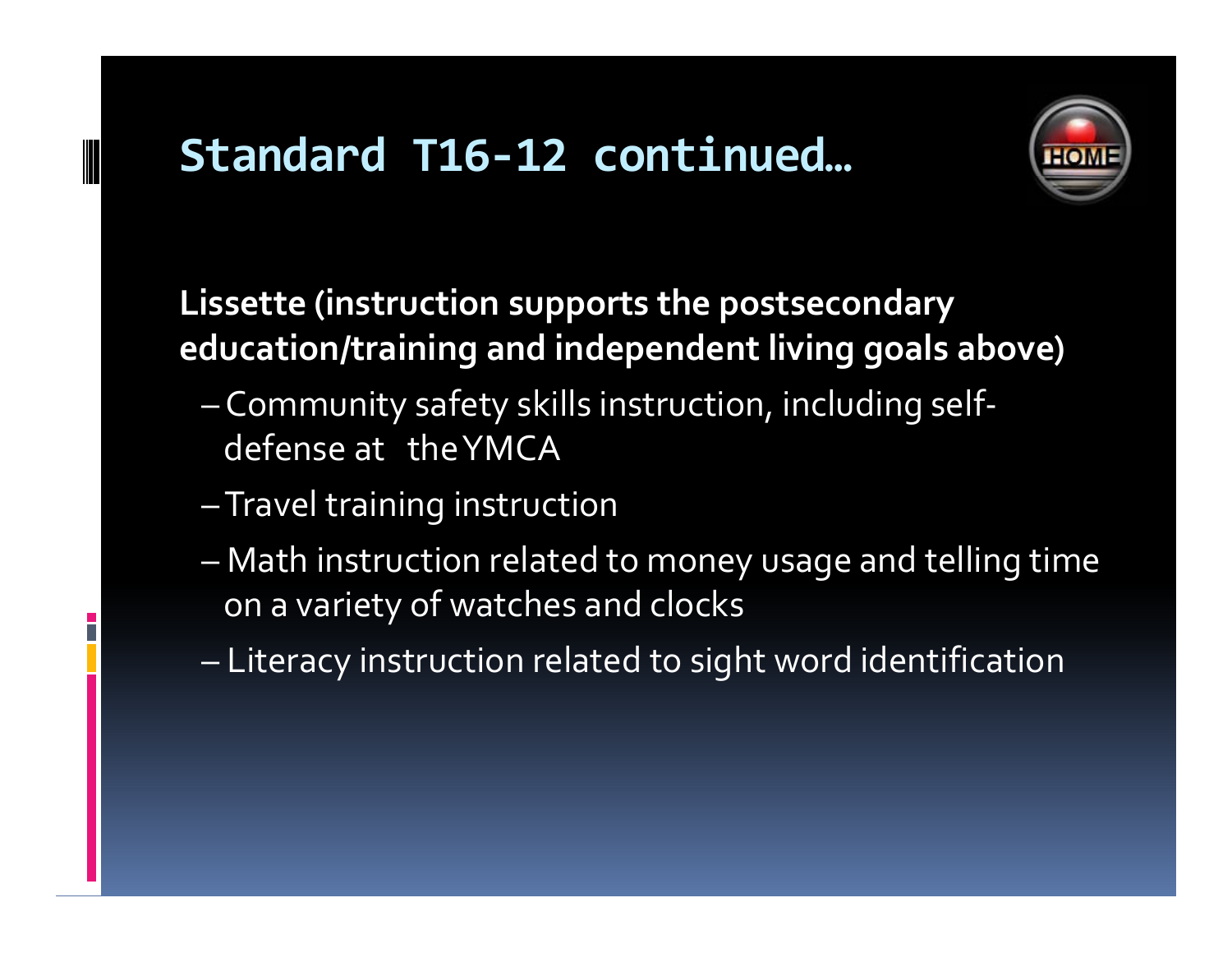# Standard T16-12 continued…

**Lissette (instruction supports the postsecondary education/training and independent living goals above)**

- Community safety skills instruction, including self-defense at the YMCA
- Travel training instruction
- Math instruction related to money usage and telling time on a variety of watches and clocks
- Literacy instruction related to sight word identification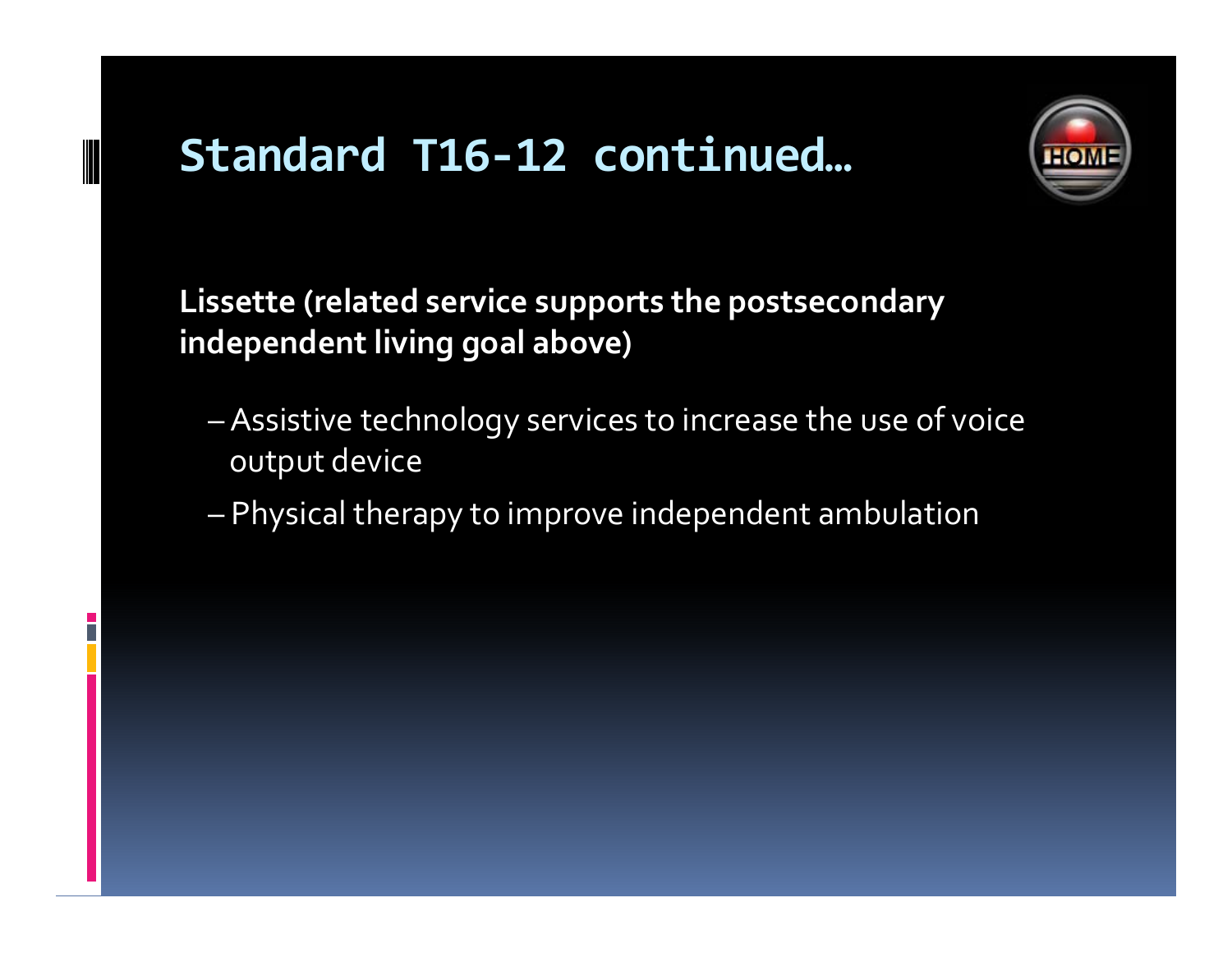# Standard T16-12 continued…

**Lissette (related service supports the postsecondary independent living goal above)**

- – Assistive technology services to increase the use of voice output device
- – Physical therapy to improve independent ambulation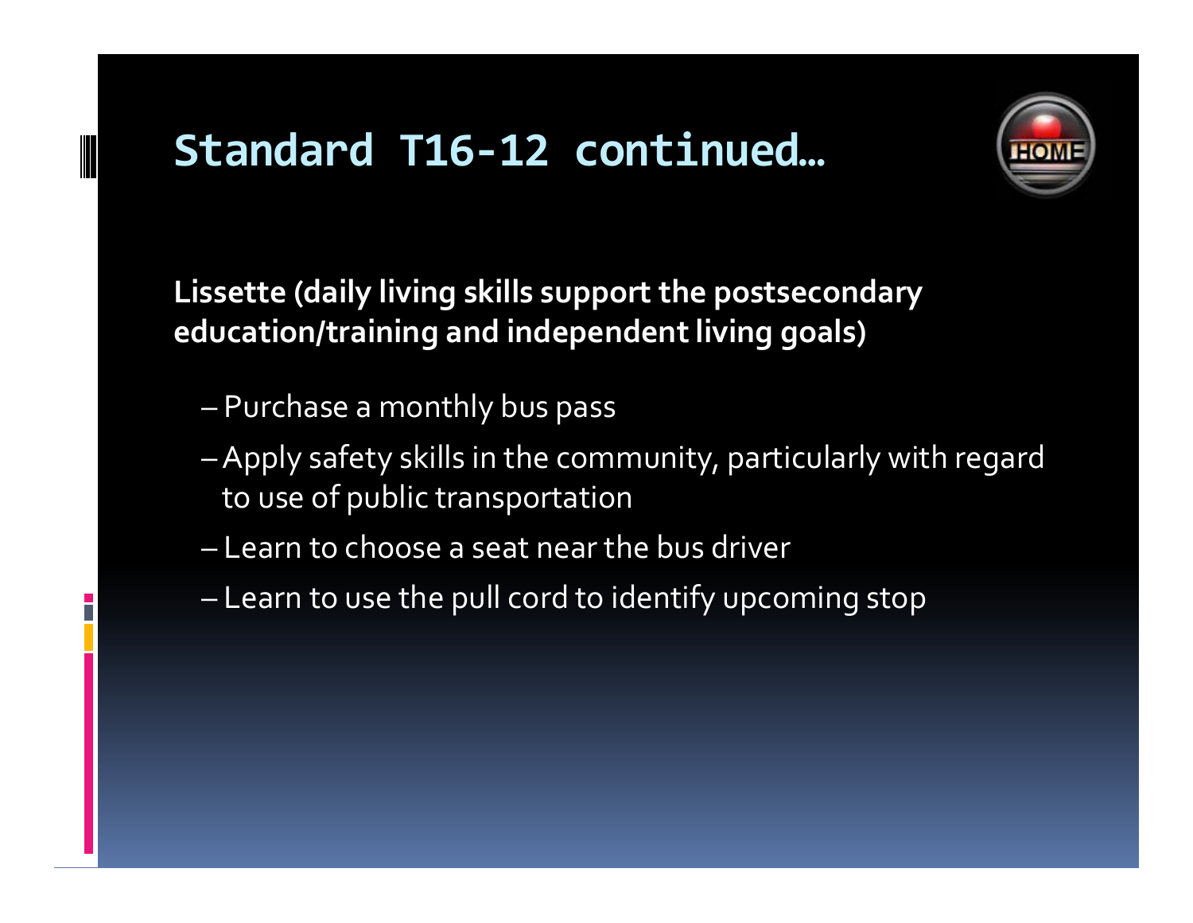# Standard T16-12 continued…

**Lissette (daily living skills support the postsecondary education/training and independent living goals)**

- Purchase a monthly bus pass
- Apply safety skills in the community, particularly with regard to use of public transportation
- Learn to choose a seat near the bus driver
- Learn to use the pull cord to identify upcoming stop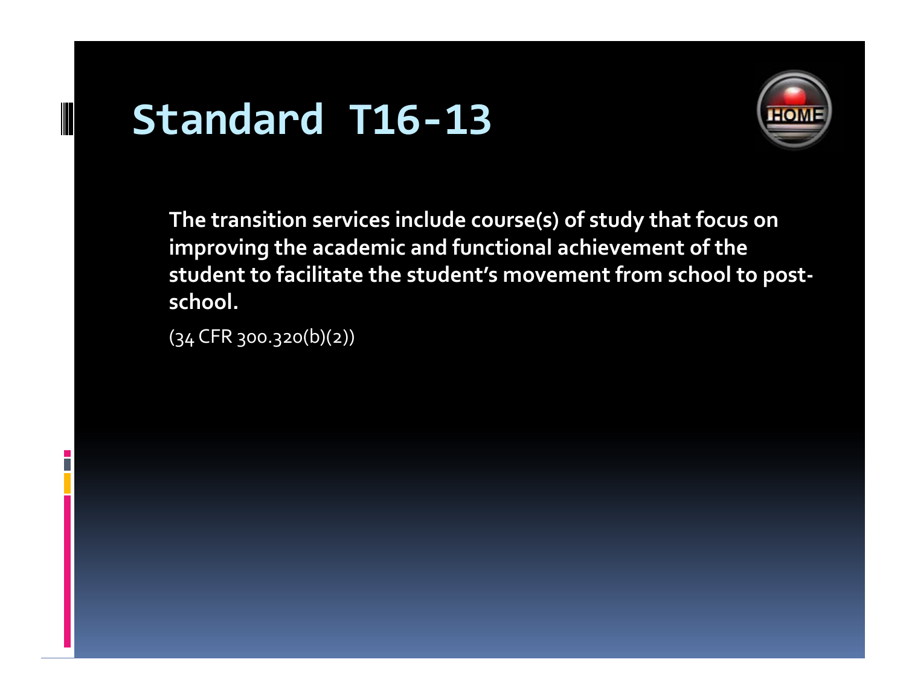# Standard T16-13

**The transition services include course(s) of study that focus on improving the academic and functional achievement of the student to facilitate the student's movement from school to post-school.**

(34 CFR 300.320(b)(2))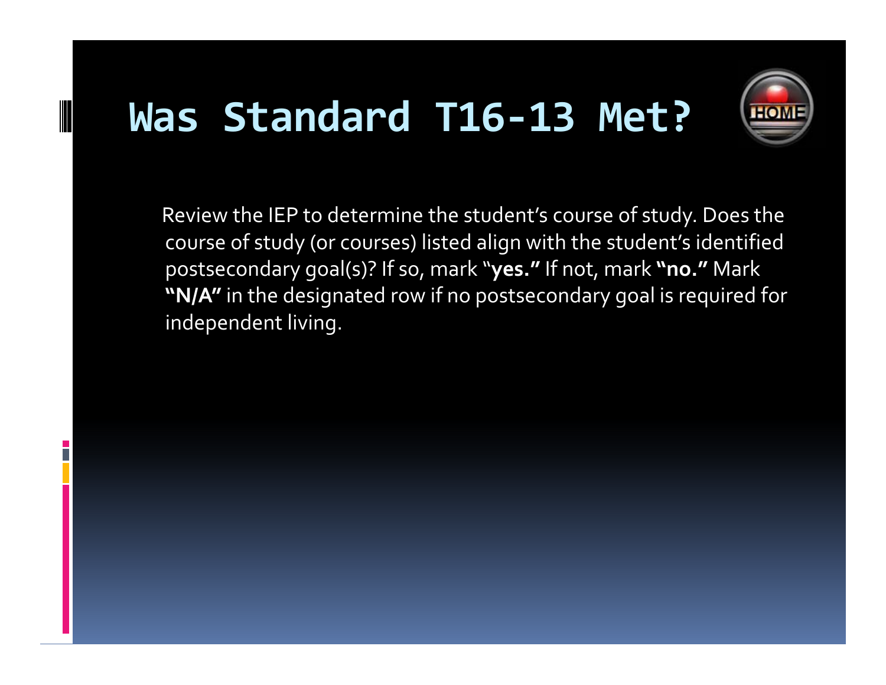# Was Standard T16-13 Met?

Review the IEP to determine the student's course of study. Does the course of study (or courses) listed align with the student's identified postsecondary goal(s)? If so, mark "**yes.**" If not, mark **"no."** Mark **"N/A"** in the designated row if no postsecondary goal is required for independent living.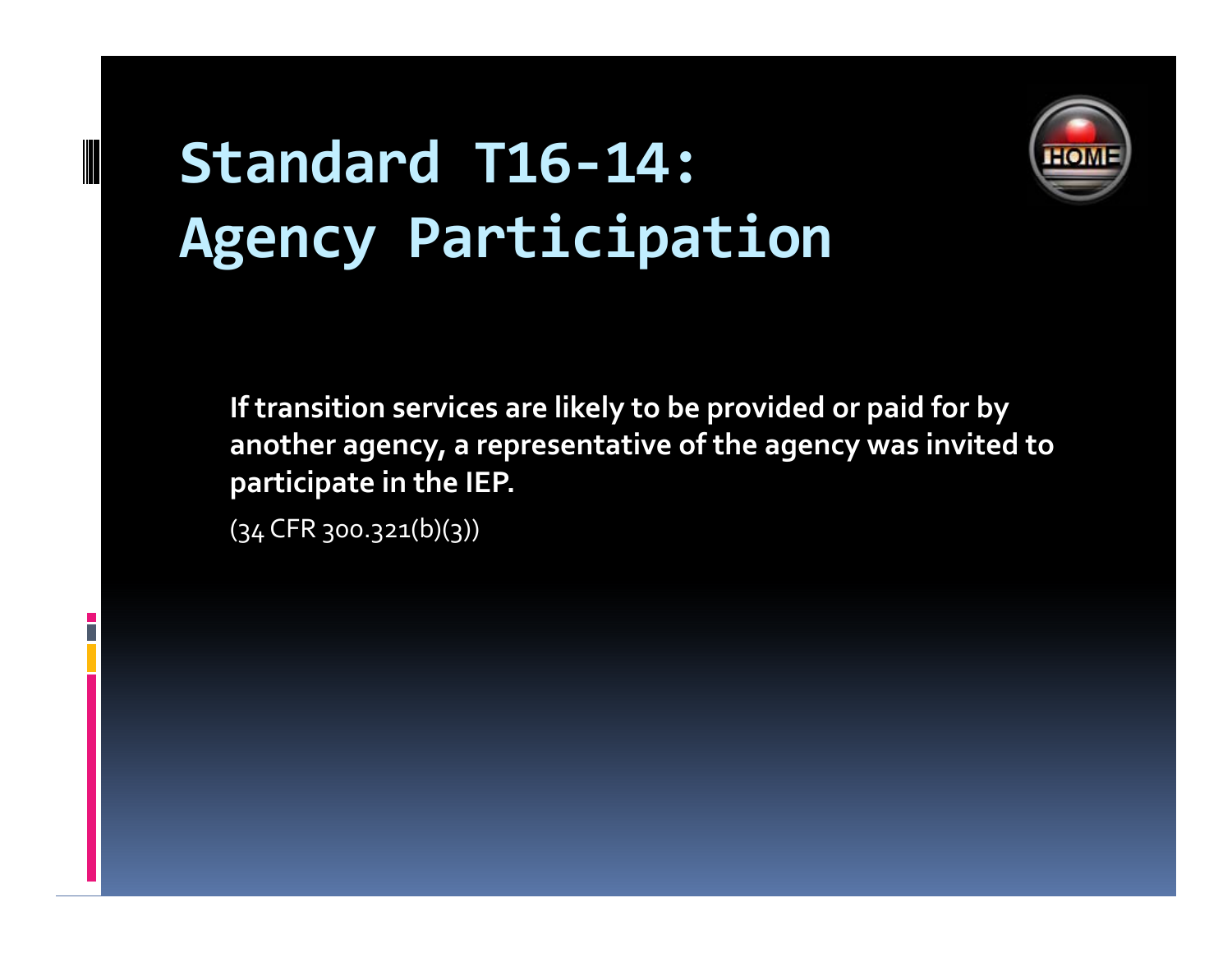# Standard T16-14: Agency Participation

**If transition services are likely to be provided or paid for by another agency, a representative of the agency was invited to participate in the IEP.**

(34 CFR 300.321(b)(3))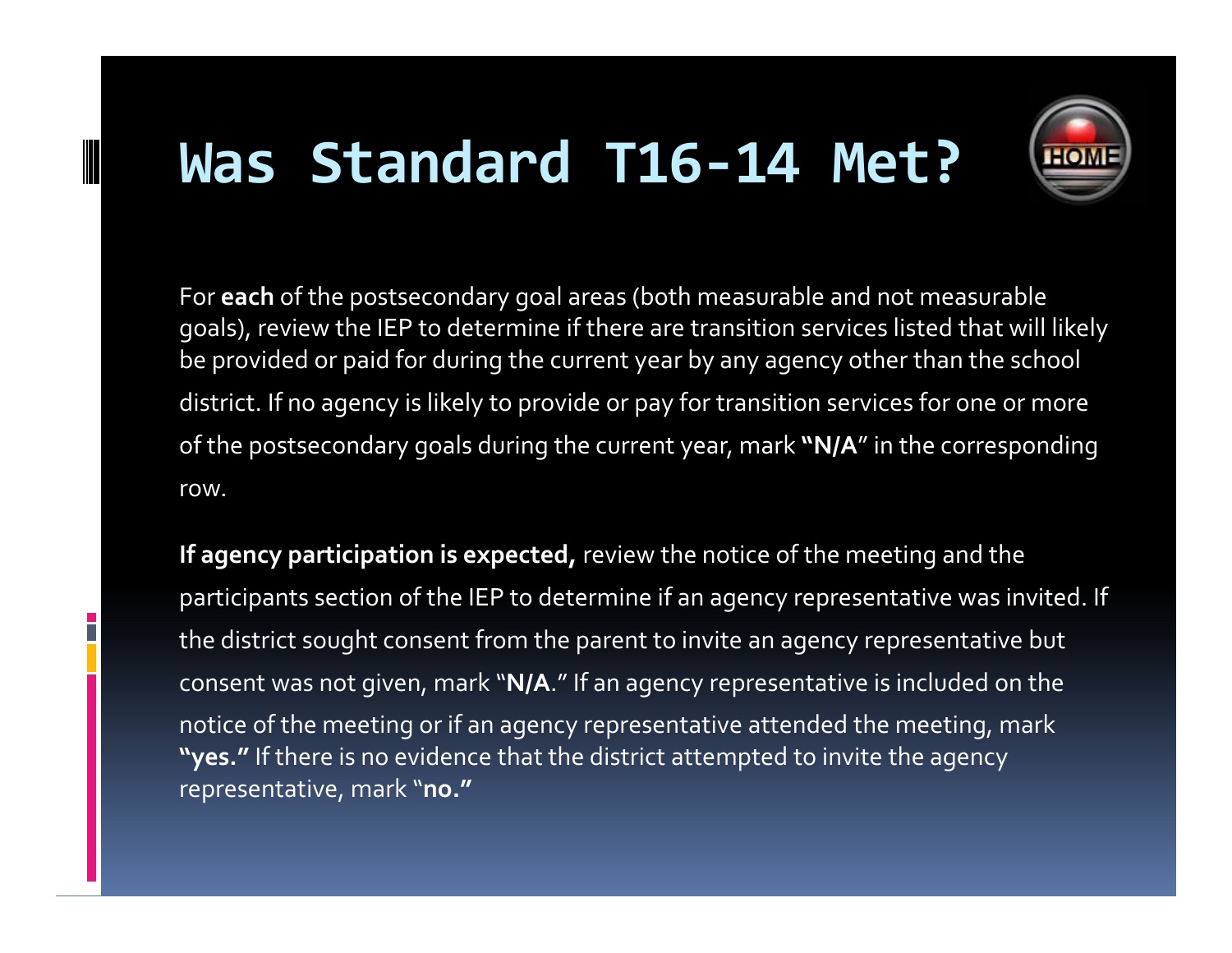# Was Standard T16-14 Met?

For **each** of the postsecondary goal areas (both measurable and not measurable goals), review the IEP to determine if there are transition services listed that will likely be provided or paid for during the current year by any agency other than the school district. If no agency is likely to provide or pay for transition services for one or more of the postsecondary goals during the current year, mark **"N/A"** in the corresponding row.

**If agency participation is expected,** review the notice of the meeting and the participants section of the IEP to determine if an agency representative was invited. If the district sought consent from the parent to invite an agency representative but consent was not given, mark "**N/A**." If an agency representative is included on the notice of the meeting or if an agency representative attended the meeting, mark **"yes."** If there is no evidence that the district attempted to invite the agency representative, mark "**no."**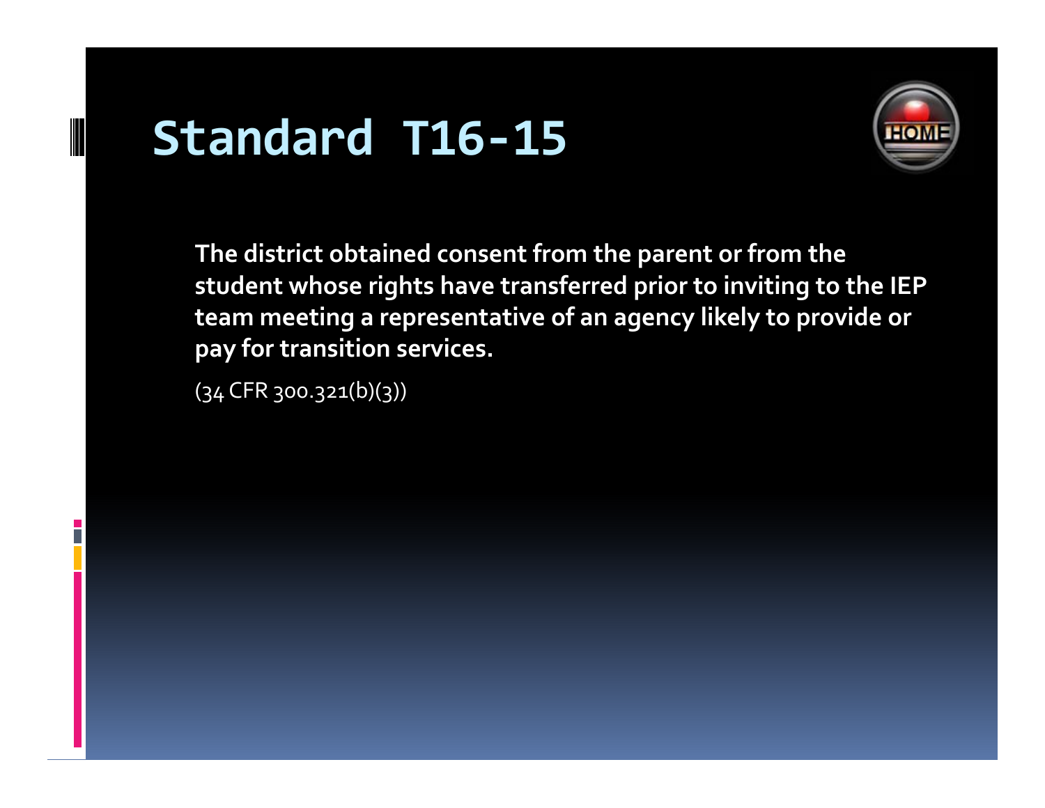# Standard T16-15

**The district obtained consent from the parent or from the student whose rights have transferred prior to inviting to the IEP team meeting a representative of an agency likely to provide or pay for transition services.**

(34 CFR 300.321(b)(3))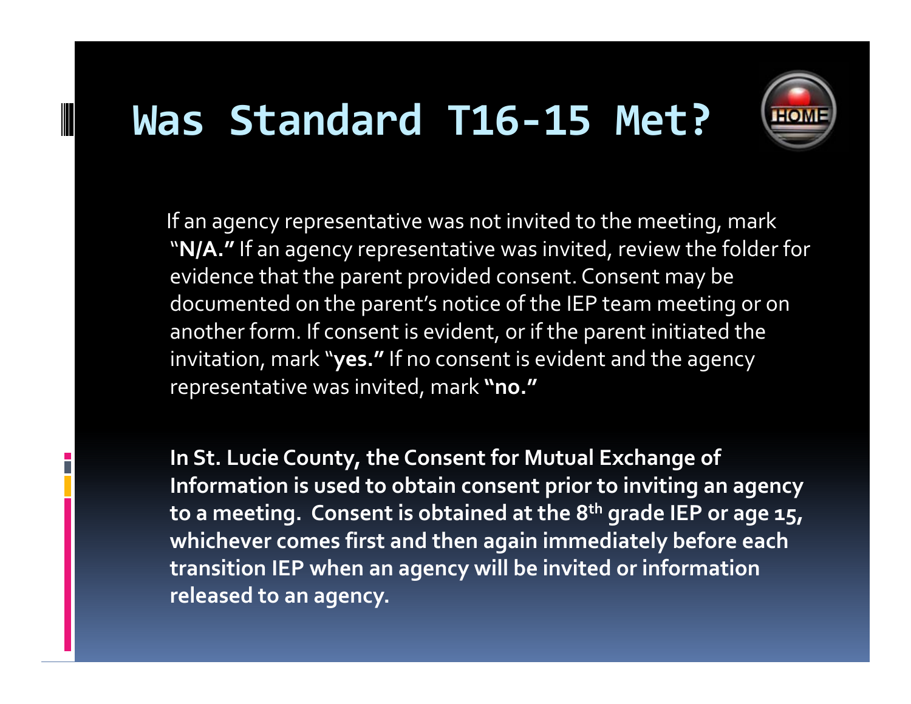# Was Standard T16-15 Met?

If an agency representative was not invited to the meeting, mark "**N/A.**" If an agency representative was invited, review the folder for evidence that the parent provided consent. Consent may be documented on the parent's notice of the IEP team meeting or on another form. If consent is evident, or if the parent initiated the invitation, mark "**yes.**" If no consent is evident and the agency representative was invited, mark **"no."**

**In St. Lucie County, the Consent for Mutual Exchange of Information is used to obtain consent prior to inviting an agency to a meeting. Consent is obtained at the 8th grade IEP or age 15, whichever comes first and then again immediately before each transition IEP when an agency will be invited or information released to an agency.**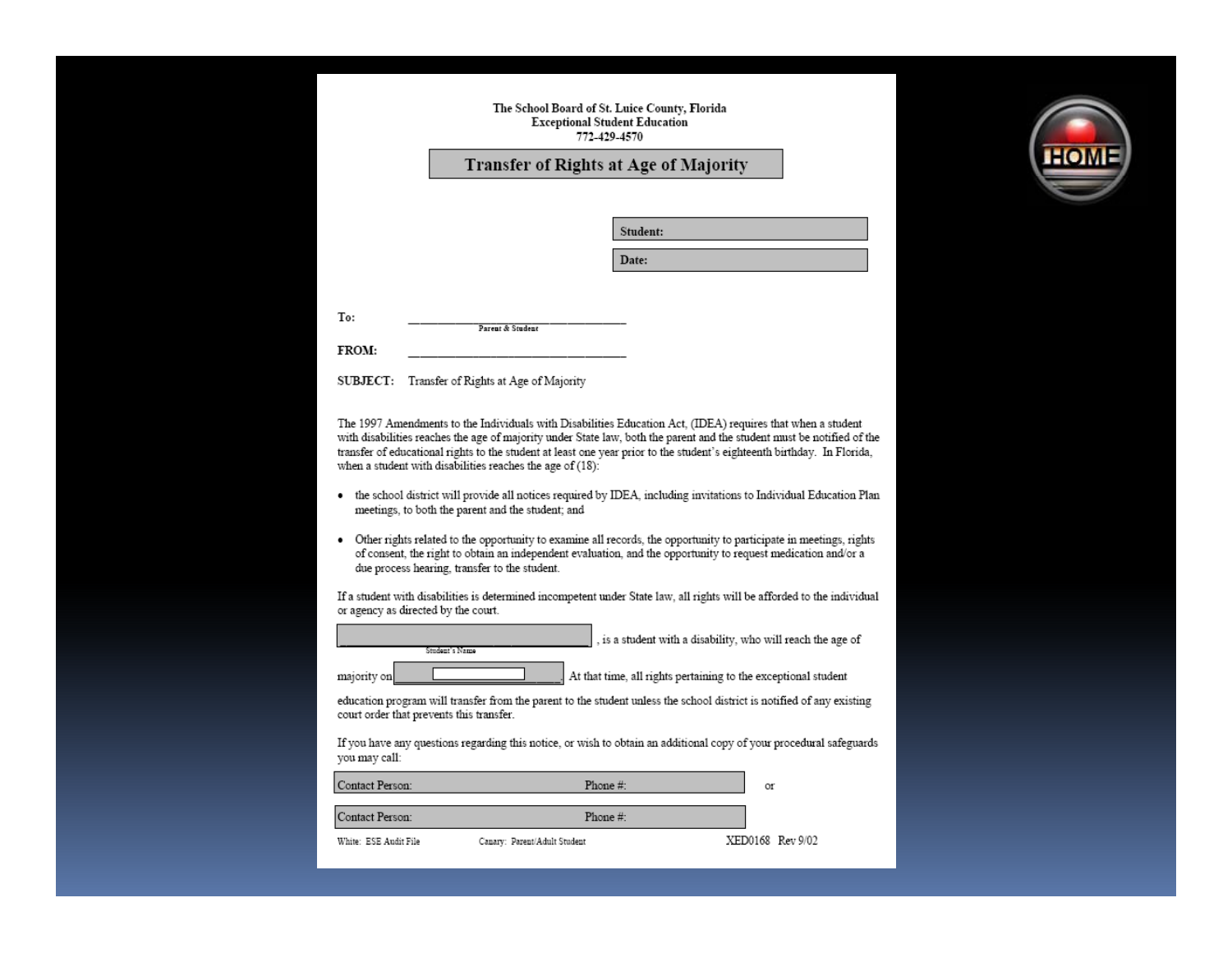The School Board of St. Lucie County, Florida
Exceptional Student Education
772-429-4570

# Transfer of Rights at Age of Majority

**Student:**

**Date:**

**To:** ______________________________
Parent & Student

**FROM:** ______________________________

**SUBJECT:** Transfer of Rights at Age of Majority

The 1997 Amendments to the Individuals with Disabilities Education Act, (IDEA) requires that when a student with disabilities reaches the age of majority under State law, both the parent and the student must be notified of the transfer of educational rights to the student at least one year prior to the student's eighteenth birthday. In Florida, when a student with disabilities reaches the age of (18):

- the school district will provide all notices required by IDEA, including invitations to Individual Education Plan meetings, to both the parent and the student; and
- Other rights related to the opportunity to examine all records, the opportunity to participate in meetings, rights of consent, the right to obtain an independent evaluation, and the opportunity to request medication and/or a due process hearing, transfer to the student.

If a student with disabilities is determined incompetent under State law, all rights will be afforded to the individual or agency as directed by the court.

______________________________, is a student with a disability, who will reach the age of
Student's Name

majority on ______________. At that time, all rights pertaining to the exceptional student education program will transfer from the parent to the student unless the school district is notified of any existing court order that prevents this transfer.

If you have any questions regarding this notice, or wish to obtain an additional copy of your procedural safeguards you may call:

Contact Person: Phone #: or

Contact Person: Phone #:

White: ESE Audit File Canary: Parent/Adult Student XED0168 Rev 9/02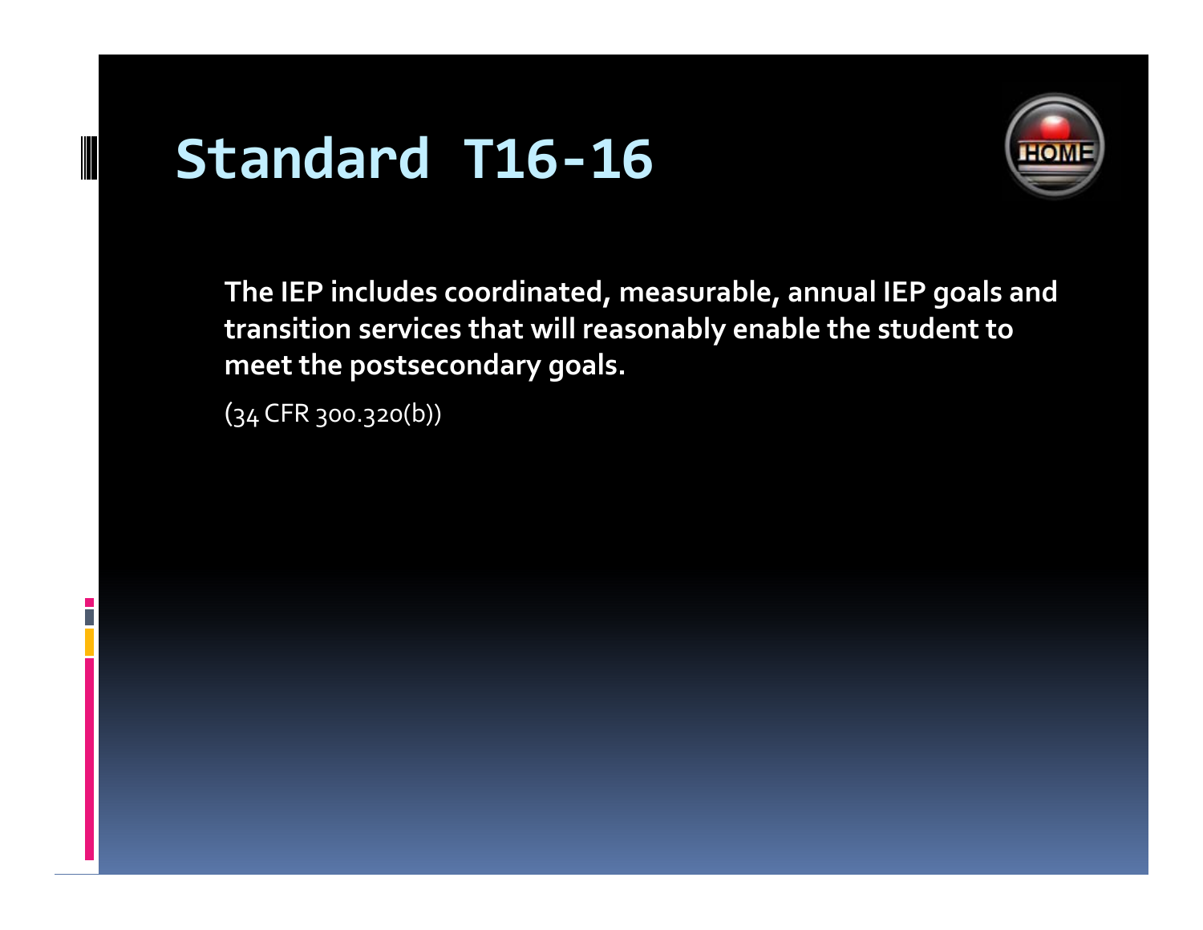# Standard T16-16

**The IEP includes coordinated, measurable, annual IEP goals and transition services that will reasonably enable the student to meet the postsecondary goals.**

(34 CFR 300.320(b))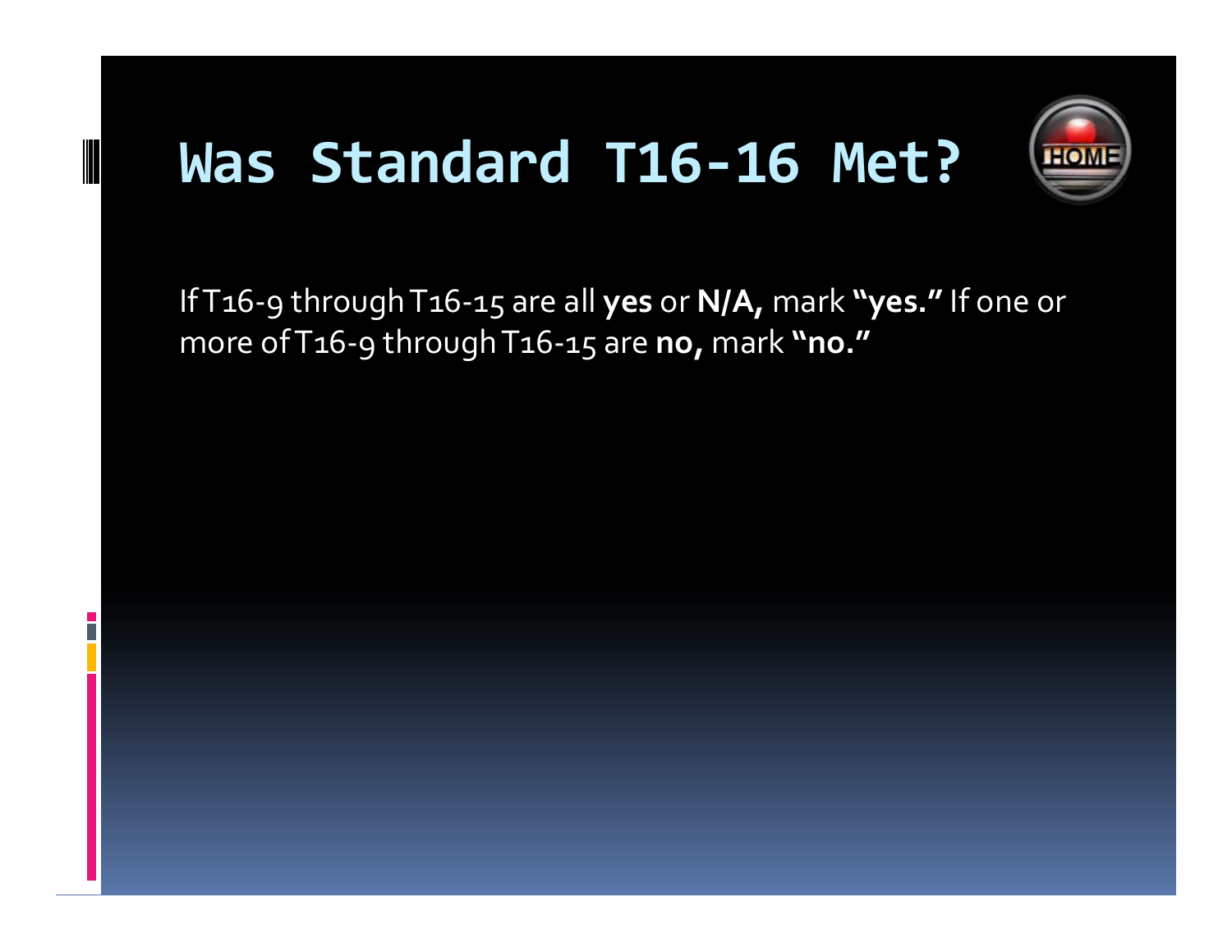# Was Standard T16-16 Met?

If T16-9 through T16-15 are all **yes** or **N/A,** mark **"yes."** If one or more of T16-9 through T16-15 are **no,** mark **"no."**